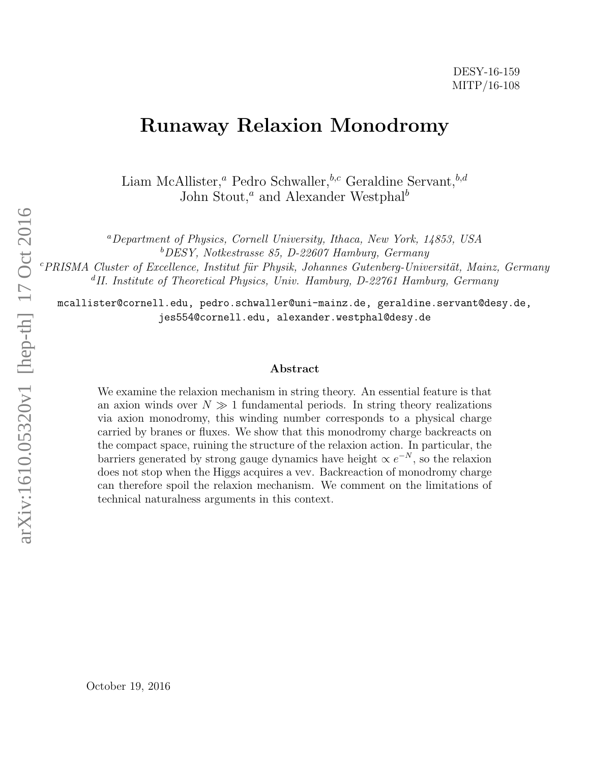DESY-16-159
MITP/16-108

# Runaway Relaxion Monodromy

Liam McAllister,[a] Pedro Schwaller,[b,c] Geraldine Servant,[b,d]
John Stout,[a] and Alexander Westphal[b]

[a]*Department of Physics, Cornell University, Ithaca, New York, 14853, USA*
[b]*DESY, Notkestrasse 85, D-22607 Hamburg, Germany*
[c]*PRISMA Cluster of Excellence, Institut für Physik, Johannes Gutenberg-Universität, Mainz, Germany*
[d]*II. Institute of Theoretical Physics, Univ. Hamburg, D-22761 Hamburg, Germany*

mcallister@cornell.edu, pedro.schwaller@uni-mainz.de, geraldine.servant@desy.de,
jes554@cornell.edu, alexander.westphal@desy.de

### Abstract

We examine the relaxion mechanism in string theory. An essential feature is that an axion winds over $N \gg 1$ fundamental periods. In string theory realizations via axion monodromy, this winding number corresponds to a physical charge carried by branes or fluxes. We show that this monodromy charge backreacts on the compact space, ruining the structure of the relaxion action. In particular, the barriers generated by strong gauge dynamics have height $\propto e^{-N}$, so the relaxion does not stop when the Higgs acquires a vev. Backreaction of monodromy charge can therefore spoil the relaxion mechanism. We comment on the limitations of technical naturalness arguments in this context.

October 19, 2016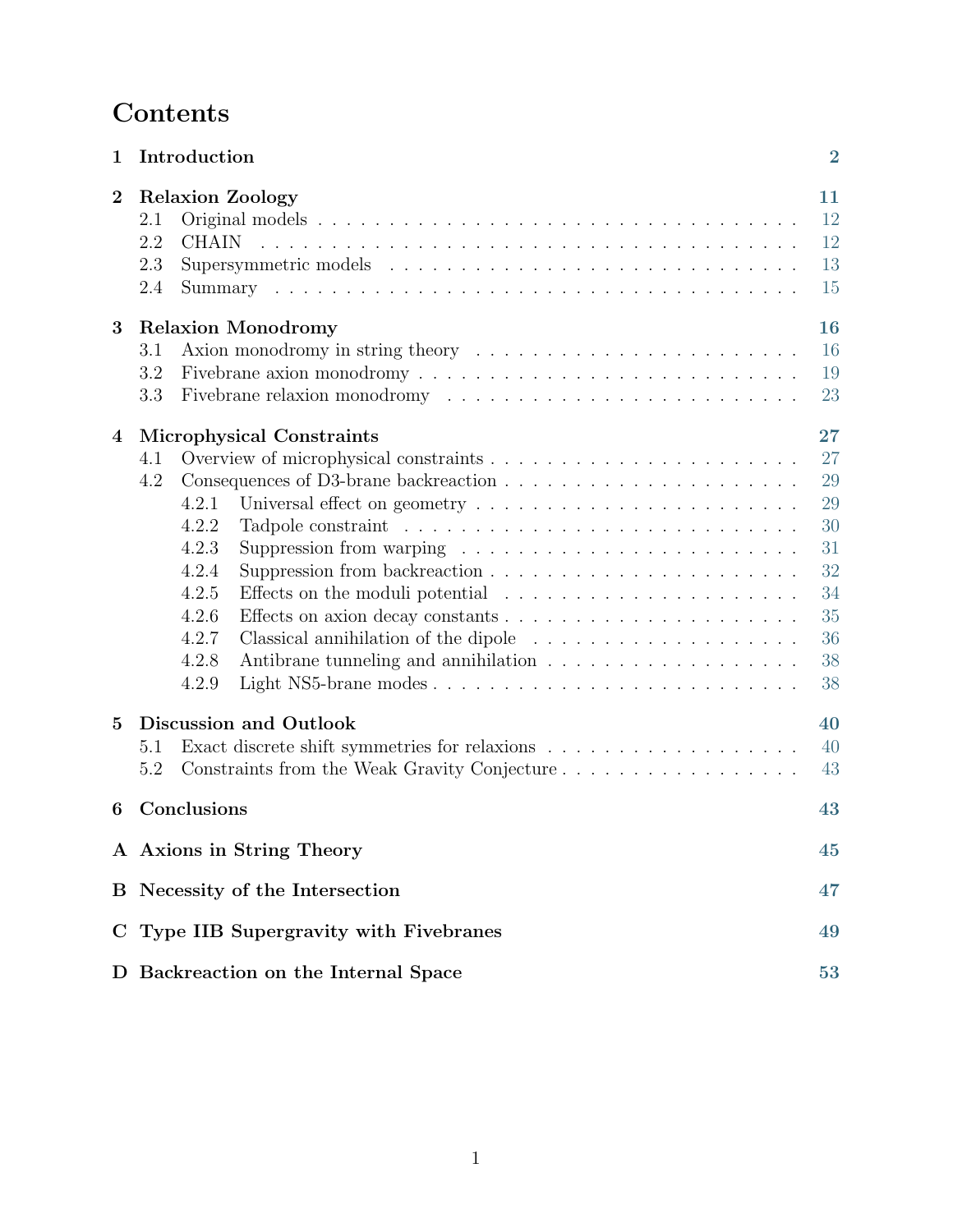# Contents

**1 Introduction** — 2

**2 Relaxion Zoology** — 11
- 2.1 Original models — 12
- 2.2 CHAIN — 12
- 2.3 Supersymmetric models — 13
- 2.4 Summary — 15

**3 Relaxion Monodromy** — 16
- 3.1 Axion monodromy in string theory — 16
- 3.2 Fivebrane axion monodromy — 19
- 3.3 Fivebrane relaxion monodromy — 23

**4 Microphysical Constraints** — 27
- 4.1 Overview of microphysical constraints — 27
- 4.2 Consequences of D3-brane backreaction — 29
  - 4.2.1 Universal effect on geometry — 29
  - 4.2.2 Tadpole constraint — 30
  - 4.2.3 Suppression from warping — 31
  - 4.2.4 Suppression from backreaction — 32
  - 4.2.5 Effects on the moduli potential — 34
  - 4.2.6 Effects on axion decay constants — 35
  - 4.2.7 Classical annihilation of the dipole — 36
  - 4.2.8 Antibrane tunneling and annihilation — 38
  - 4.2.9 Light NS5-brane modes — 38

**5 Discussion and Outlook** — 40
- 5.1 Exact discrete shift symmetries for relaxions — 40
- 5.2 Constraints from the Weak Gravity Conjecture — 43

**6 Conclusions** — 43

**A Axions in String Theory** — 45

**B Necessity of the Intersection** — 47

**C Type IIB Supergravity with Fivebranes** — 49

**D Backreaction on the Internal Space** — 53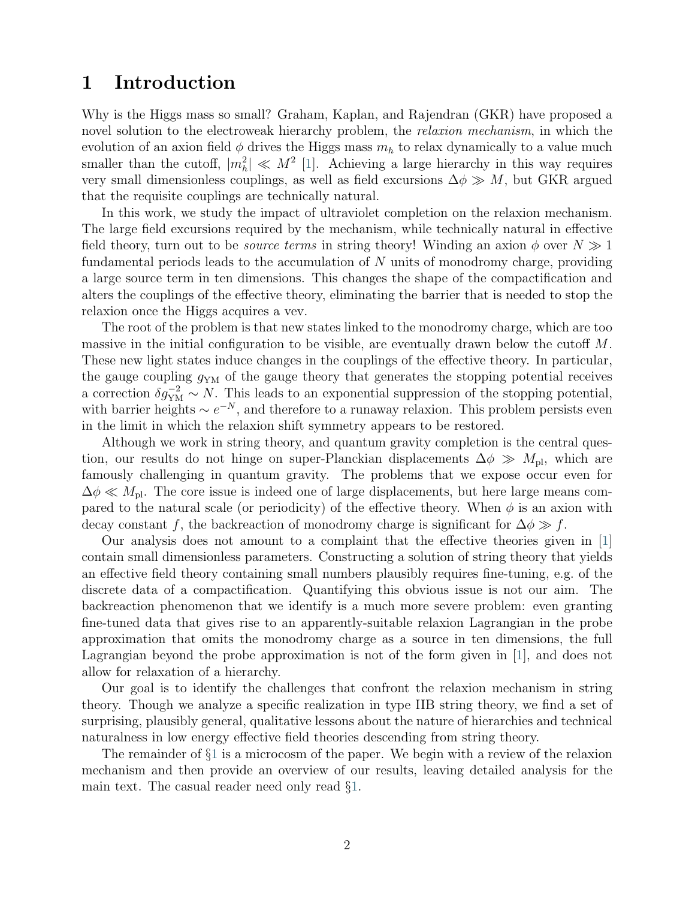# 1 Introduction

Why is the Higgs mass so small? Graham, Kaplan, and Rajendran (GKR) have proposed a novel solution to the electroweak hierarchy problem, the *relaxion mechanism*, in which the evolution of an axion field $\phi$ drives the Higgs mass $m_h$ to relax dynamically to a value much smaller than the cutoff, $|m_h^2| \ll M^2$ [1]. Achieving a large hierarchy in this way requires very small dimensionless couplings, as well as field excursions $\Delta\phi \gg M$, but GKR argued that the requisite couplings are technically natural.

In this work, we study the impact of ultraviolet completion on the relaxion mechanism. The large field excursions required by the mechanism, while technically natural in effective field theory, turn out to be *source terms* in string theory! Winding an axion $\phi$ over $N \gg 1$ fundamental periods leads to the accumulation of $N$ units of monodromy charge, providing a large source term in ten dimensions. This changes the shape of the compactification and alters the couplings of the effective theory, eliminating the barrier that is needed to stop the relaxion once the Higgs acquires a vev.

The root of the problem is that new states linked to the monodromy charge, which are too massive in the initial configuration to be visible, are eventually drawn below the cutoff $M$. These new light states induce changes in the couplings of the effective theory. In particular, the gauge coupling $g_{\rm YM}$ of the gauge theory that generates the stopping potential receives a correction $\delta g_{\rm YM}^{-2} \sim N$. This leads to an exponential suppression of the stopping potential, with barrier heights $\sim e^{-N}$, and therefore to a runaway relaxion. This problem persists even in the limit in which the relaxion shift symmetry appears to be restored.

Although we work in string theory, and quantum gravity completion is the central question, our results do not hinge on super-Planckian displacements $\Delta\phi \gg M_{\rm pl}$, which are famously challenging in quantum gravity. The problems that we expose occur even for $\Delta\phi \ll M_{\rm pl}$. The core issue is indeed one of large displacements, but here large means compared to the natural scale (or periodicity) of the effective theory. When $\phi$ is an axion with decay constant $f$, the backreaction of monodromy charge is significant for $\Delta\phi \gg f$.

Our analysis does not amount to a complaint that the effective theories given in [1] contain small dimensionless parameters. Constructing a solution of string theory that yields an effective field theory containing small numbers plausibly requires fine-tuning, e.g. of the discrete data of a compactification. Quantifying this obvious issue is not our aim. The backreaction phenomenon that we identify is a much more severe problem: even granting fine-tuned data that gives rise to an apparently-suitable relaxion Lagrangian in the probe approximation that omits the monodromy charge as a source in ten dimensions, the full Lagrangian beyond the probe approximation is not of the form given in [1], and does not allow for relaxation of a hierarchy.

Our goal is to identify the challenges that confront the relaxion mechanism in string theory. Though we analyze a specific realization in type IIB string theory, we find a set of surprising, plausibly general, qualitative lessons about the nature of hierarchies and technical naturalness in low energy effective field theories descending from string theory.

The remainder of §1 is a microcosm of the paper. We begin with a review of the relaxion mechanism and then provide an overview of our results, leaving detailed analysis for the main text. The casual reader need only read §1.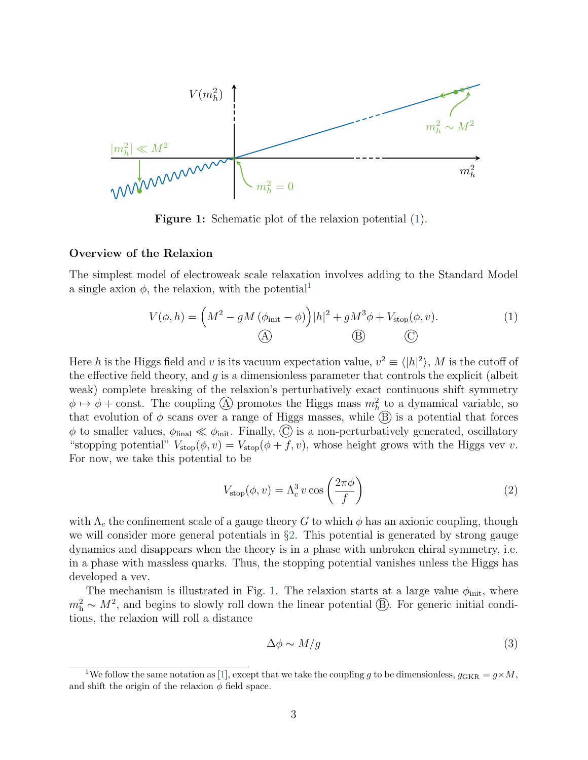**Figure 1:** Schematic plot of the relaxion potential (1).

### Overview of the Relaxion

The simplest model of electroweak scale relaxation involves adding to the Standard Model a single axion $\phi$, the relaxion, with the potential[1]

$$V(\phi, h) = \underbrace{\Big(M^2 - gM\,(\phi_{\text{init}} - \phi)\Big)|h|^2}_{\text{Ⓐ}} + \underbrace{gM^3\phi}_{\text{Ⓑ}} + \underbrace{V_{\text{stop}}(\phi, v)}_{\text{Ⓒ}}. \tag{1}$$

Here $h$ is the Higgs field and $v$ is its vacuum expectation value, $v^2 \equiv \langle |h|^2 \rangle$, $M$ is the cutoff of the effective field theory, and $g$ is a dimensionless parameter that controls the explicit (albeit weak) complete breaking of the relaxion's perturbatively exact continuous shift symmetry $\phi \mapsto \phi + \text{const}$. The coupling Ⓐ promotes the Higgs mass $m_h^2$ to a dynamical variable, so that evolution of $\phi$ scans over a range of Higgs masses, while Ⓑ is a potential that forces $\phi$ to smaller values, $\phi_{\text{final}} \ll \phi_{\text{init}}$. Finally, Ⓒ is a non-perturbatively generated, oscillatory "stopping potential" $V_{\text{stop}}(\phi, v) = V_{\text{stop}}(\phi + f, v)$, whose height grows with the Higgs vev $v$. For now, we take this potential to be

$$V_{\text{stop}}(\phi, v) = \Lambda_c^3\, v \cos\left(\frac{2\pi\phi}{f}\right) \tag{2}$$

with $\Lambda_c$ the confinement scale of a gauge theory $G$ to which $\phi$ has an axionic coupling, though we will consider more general potentials in §2. This potential is generated by strong gauge dynamics and disappears when the theory is in a phase with unbroken chiral symmetry, i.e. in a phase with massless quarks. Thus, the stopping potential vanishes unless the Higgs has developed a vev.

The mechanism is illustrated in Fig. 1. The relaxion starts at a large value $\phi_{\text{init}}$, where $m_{\text{h}}^2 \sim M^2$, and begins to slowly roll down the linear potential Ⓑ. For generic initial conditions, the relaxion will roll a distance

$$\Delta\phi \sim M/g \tag{3}$$

[1] We follow the same notation as [1], except that we take the coupling $g$ to be dimensionless, $g_{\text{GKR}} = g \times M$, and shift the origin of the relaxion $\phi$ field space.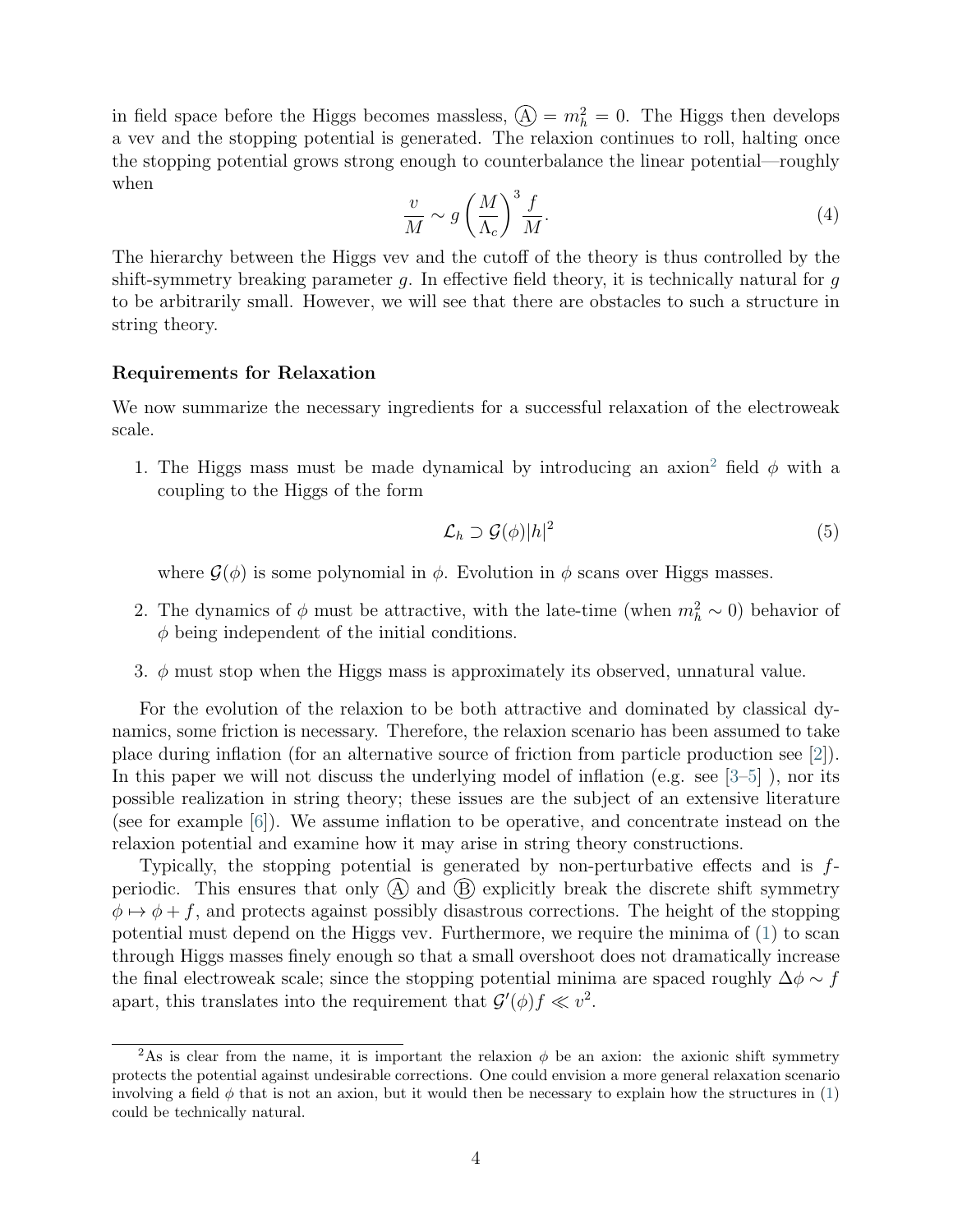in field space before the Higgs becomes massless, Ⓐ $= m_h^2 = 0$. The Higgs then develops a vev and the stopping potential is generated. The relaxion continues to roll, halting once the stopping potential grows strong enough to counterbalance the linear potential—roughly when

$$\frac{v}{M} \sim g \left(\frac{M}{\Lambda_c}\right)^3 \frac{f}{M}. \tag{4}$$

The hierarchy between the Higgs vev and the cutoff of the theory is thus controlled by the shift-symmetry breaking parameter $g$. In effective field theory, it is technically natural for $g$ to be arbitrarily small. However, we will see that there are obstacles to such a structure in string theory.

### Requirements for Relaxation

We now summarize the necessary ingredients for a successful relaxation of the electroweak scale.

1. The Higgs mass must be made dynamical by introducing an axion[2] field $\phi$ with a coupling to the Higgs of the form

$$\mathcal{L}_h \supset \mathcal{G}(\phi)|h|^2 \tag{5}$$

   where $\mathcal{G}(\phi)$ is some polynomial in $\phi$. Evolution in $\phi$ scans over Higgs masses.

2. The dynamics of $\phi$ must be attractive, with the late-time (when $m_h^2 \sim 0$) behavior of $\phi$ being independent of the initial conditions.

3. $\phi$ must stop when the Higgs mass is approximately its observed, unnatural value.

For the evolution of the relaxion to be both attractive and dominated by classical dynamics, some friction is necessary. Therefore, the relaxion scenario has been assumed to take place during inflation (for an alternative source of friction from particle production see [2]). In this paper we will not discuss the underlying model of inflation (e.g. see [3–5] ), nor its possible realization in string theory; these issues are the subject of an extensive literature (see for example [6]). We assume inflation to be operative, and concentrate instead on the relaxion potential and examine how it may arise in string theory constructions.

Typically, the stopping potential is generated by non-perturbative effects and is $f$-periodic. This ensures that only Ⓐ and Ⓑ explicitly break the discrete shift symmetry $\phi \mapsto \phi + f$, and protects against possibly disastrous corrections. The height of the stopping potential must depend on the Higgs vev. Furthermore, we require the minima of (1) to scan through Higgs masses finely enough so that a small overshoot does not dramatically increase the final electroweak scale; since the stopping potential minima are spaced roughly $\Delta\phi \sim f$ apart, this translates into the requirement that $\mathcal{G}'(\phi) f \ll v^2$.

[2] As is clear from the name, it is important the relaxion $\phi$ be an axion: the axionic shift symmetry protects the potential against undesirable corrections. One could envision a more general relaxation scenario involving a field $\phi$ that is not an axion, but it would then be necessary to explain how the structures in (1) could be technically natural.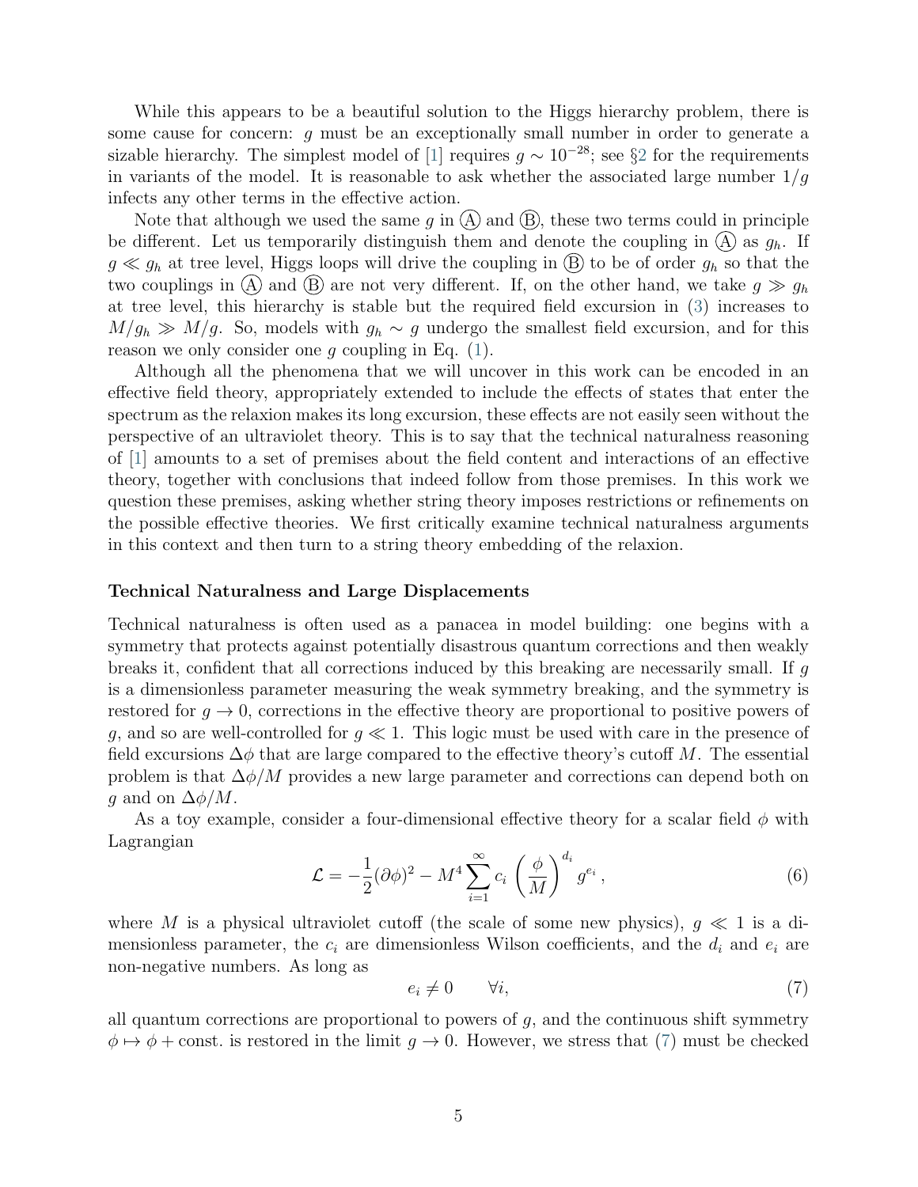While this appears to be a beautiful solution to the Higgs hierarchy problem, there is some cause for concern: $g$ must be an exceptionally small number in order to generate a sizable hierarchy. The simplest model of [1] requires $g \sim 10^{-28}$; see §2 for the requirements in variants of the model. It is reasonable to ask whether the associated large number $1/g$ infects any other terms in the effective action.

Note that although we used the same $g$ in Ⓐ and Ⓑ, these two terms could in principle be different. Let us temporarily distinguish them and denote the coupling in Ⓐ as $g_h$. If $g \ll g_h$ at tree level, Higgs loops will drive the coupling in Ⓑ to be of order $g_h$ so that the two couplings in Ⓐ and Ⓑ are not very different. If, on the other hand, we take $g \gg g_h$ at tree level, this hierarchy is stable but the required field excursion in (3) increases to $M/g_h \gg M/g$. So, models with $g_h \sim g$ undergo the smallest field excursion, and for this reason we only consider one $g$ coupling in Eq. (1).

Although all the phenomena that we will uncover in this work can be encoded in an effective field theory, appropriately extended to include the effects of states that enter the spectrum as the relaxion makes its long excursion, these effects are not easily seen without the perspective of an ultraviolet theory. This is to say that the technical naturalness reasoning of [1] amounts to a set of premises about the field content and interactions of an effective theory, together with conclusions that indeed follow from those premises. In this work we question these premises, asking whether string theory imposes restrictions or refinements on the possible effective theories. We first critically examine technical naturalness arguments in this context and then turn to a string theory embedding of the relaxion.

**Technical Naturalness and Large Displacements**

Technical naturalness is often used as a panacea in model building: one begins with a symmetry that protects against potentially disastrous quantum corrections and then weakly breaks it, confident that all corrections induced by this breaking are necessarily small. If $g$ is a dimensionless parameter measuring the weak symmetry breaking, and the symmetry is restored for $g \to 0$, corrections in the effective theory are proportional to positive powers of $g$, and so are well-controlled for $g \ll 1$. This logic must be used with care in the presence of field excursions $\Delta\phi$ that are large compared to the effective theory's cutoff $M$. The essential problem is that $\Delta\phi/M$ provides a new large parameter and corrections can depend both on $g$ and on $\Delta\phi/M$.

As a toy example, consider a four-dimensional effective theory for a scalar field $\phi$ with Lagrangian

$$\mathcal{L} = -\frac{1}{2}(\partial\phi)^2 - M^4 \sum_{i=1}^{\infty} c_i \left(\frac{\phi}{M}\right)^{d_i} g^{e_i}\,, \tag{6}$$

where $M$ is a physical ultraviolet cutoff (the scale of some new physics), $g \ll 1$ is a dimensionless parameter, the $c_i$ are dimensionless Wilson coefficients, and the $d_i$ and $e_i$ are non-negative numbers. As long as

$$e_i \neq 0 \qquad \forall i, \tag{7}$$

all quantum corrections are proportional to powers of $g$, and the continuous shift symmetry $\phi \mapsto \phi + \text{const.}$ is restored in the limit $g \to 0$. However, we stress that (7) must be checked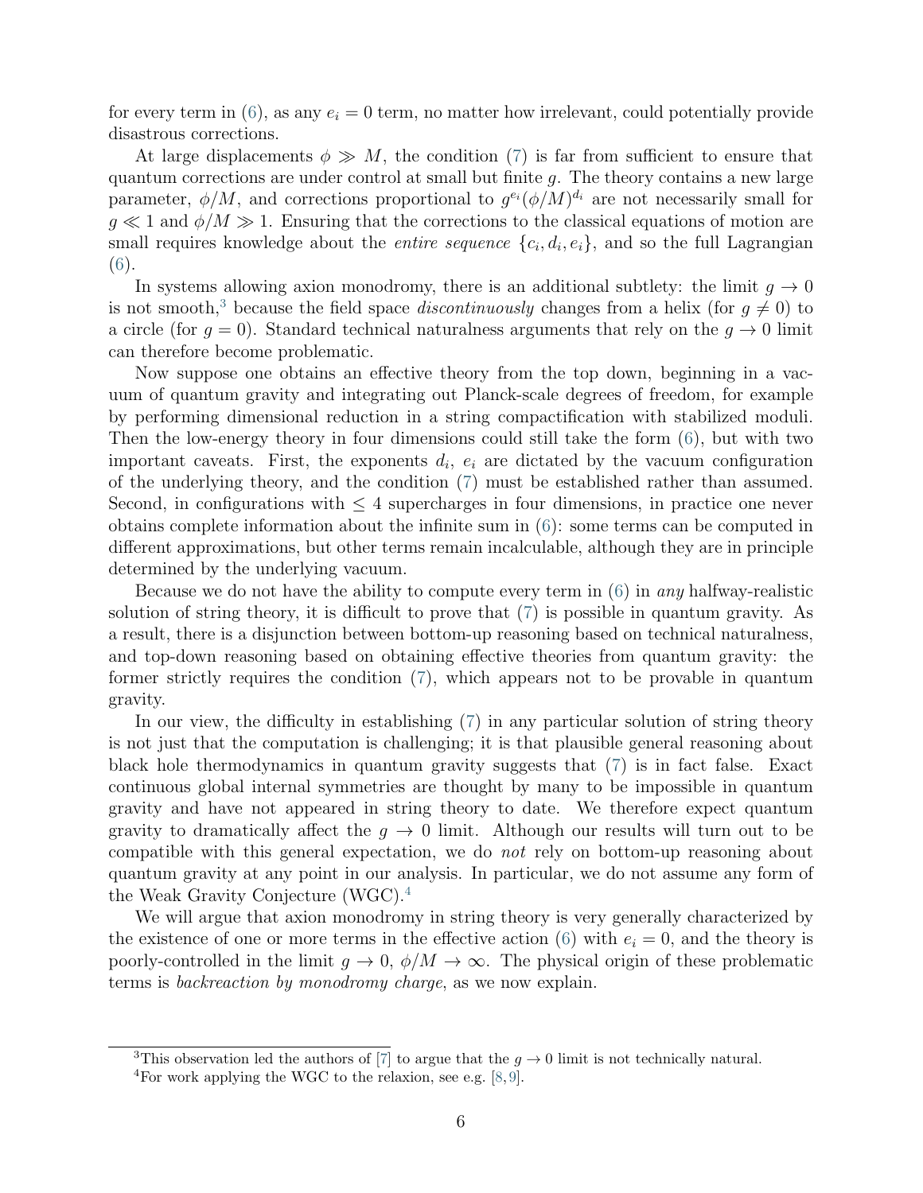for every term in (6), as any $e_i = 0$ term, no matter how irrelevant, could potentially provide disastrous corrections.

At large displacements $\phi \gg M$, the condition (7) is far from sufficient to ensure that quantum corrections are under control at small but finite $g$. The theory contains a new large parameter, $\phi/M$, and corrections proportional to $g^{e_i}(\phi/M)^{d_i}$ are not necessarily small for $g \ll 1$ and $\phi/M \gg 1$. Ensuring that the corrections to the classical equations of motion are small requires knowledge about the *entire sequence* $\{c_i, d_i, e_i\}$, and so the full Lagrangian (6).

In systems allowing axion monodromy, there is an additional subtlety: the limit $g \to 0$ is not smooth,[3] because the field space *discontinuously* changes from a helix (for $g \neq 0$) to a circle (for $g = 0$). Standard technical naturalness arguments that rely on the $g \to 0$ limit can therefore become problematic.

Now suppose one obtains an effective theory from the top down, beginning in a vacuum of quantum gravity and integrating out Planck-scale degrees of freedom, for example by performing dimensional reduction in a string compactification with stabilized moduli. Then the low-energy theory in four dimensions could still take the form (6), but with two important caveats. First, the exponents $d_i$, $e_i$ are dictated by the vacuum configuration of the underlying theory, and the condition (7) must be established rather than assumed. Second, in configurations with $\leq 4$ supercharges in four dimensions, in practice one never obtains complete information about the infinite sum in (6): some terms can be computed in different approximations, but other terms remain incalculable, although they are in principle determined by the underlying vacuum.

Because we do not have the ability to compute every term in (6) in *any* halfway-realistic solution of string theory, it is difficult to prove that (7) is possible in quantum gravity. As a result, there is a disjunction between bottom-up reasoning based on technical naturalness, and top-down reasoning based on obtaining effective theories from quantum gravity: the former strictly requires the condition (7), which appears not to be provable in quantum gravity.

In our view, the difficulty in establishing (7) in any particular solution of string theory is not just that the computation is challenging; it is that plausible general reasoning about black hole thermodynamics in quantum gravity suggests that (7) is in fact false. Exact continuous global internal symmetries are thought by many to be impossible in quantum gravity and have not appeared in string theory to date. We therefore expect quantum gravity to dramatically affect the $g \to 0$ limit. Although our results will turn out to be compatible with this general expectation, we do *not* rely on bottom-up reasoning about quantum gravity at any point in our analysis. In particular, we do not assume any form of the Weak Gravity Conjecture (WGC).[4]

We will argue that axion monodromy in string theory is very generally characterized by the existence of one or more terms in the effective action (6) with $e_i = 0$, and the theory is poorly-controlled in the limit $g \to 0$, $\phi/M \to \infty$. The physical origin of these problematic terms is *backreaction by monodromy charge*, as we now explain.

[3]This observation led the authors of [7] to argue that the $g \to 0$ limit is not technically natural.

[4]For work applying the WGC to the relaxion, see e.g. [8, 9].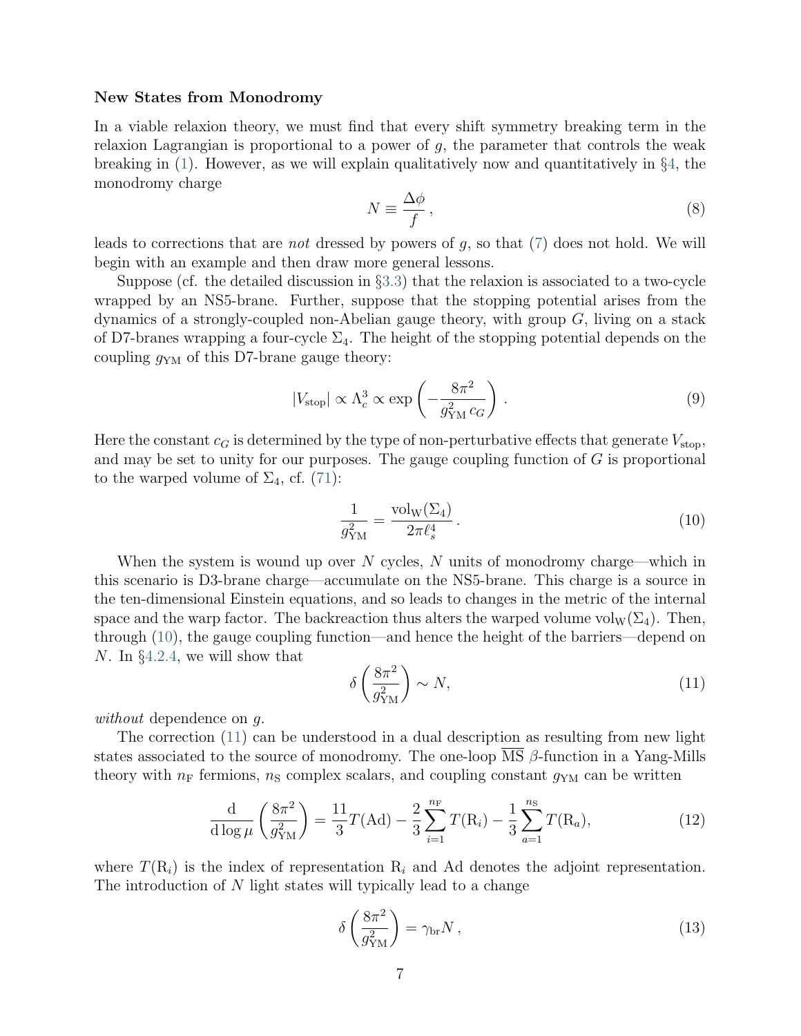**New States from Monodromy**

In a viable relaxion theory, we must find that every shift symmetry breaking term in the relaxion Lagrangian is proportional to a power of $g$, the parameter that controls the weak breaking in (1). However, as we will explain qualitatively now and quantitatively in §4, the monodromy charge

$$N \equiv \frac{\Delta\phi}{f}\,, \tag{8}$$

leads to corrections that are *not* dressed by powers of $g$, so that (7) does not hold. We will begin with an example and then draw more general lessons.

Suppose (cf. the detailed discussion in §3.3) that the relaxion is associated to a two-cycle wrapped by an NS5-brane. Further, suppose that the stopping potential arises from the dynamics of a strongly-coupled non-Abelian gauge theory, with group $G$, living on a stack of D7-branes wrapping a four-cycle $\Sigma_4$. The height of the stopping potential depends on the coupling $g_{\rm YM}$ of this D7-brane gauge theory:

$$|V_{\rm stop}| \propto \Lambda_c^3 \propto \exp\left(-\frac{8\pi^2}{g_{\rm YM}^2\, c_G}\right)\,. \tag{9}$$

Here the constant $c_G$ is determined by the type of non-perturbative effects that generate $V_{\rm stop}$, and may be set to unity for our purposes. The gauge coupling function of $G$ is proportional to the warped volume of $\Sigma_4$, cf. (71):

$$\frac{1}{g_{\rm YM}^2} = \frac{{\rm vol_W}(\Sigma_4)}{2\pi\ell_s^4}\,. \tag{10}$$

When the system is wound up over $N$ cycles, $N$ units of monodromy charge—which in this scenario is D3-brane charge—accumulate on the NS5-brane. This charge is a source in the ten-dimensional Einstein equations, and so leads to changes in the metric of the internal space and the warp factor. The backreaction thus alters the warped volume ${\rm vol_W}(\Sigma_4)$. Then, through (10), the gauge coupling function—and hence the height of the barriers—depend on $N$. In §4.2.4, we will show that

$$\delta\left(\frac{8\pi^2}{g_{\rm YM}^2}\right) \sim N, \tag{11}$$

*without* dependence on $g$.

The correction (11) can be understood in a dual description as resulting from new light states associated to the source of monodromy. The one-loop $\overline{\rm MS}$ $\beta$-function in a Yang-Mills theory with $n_{\rm F}$ fermions, $n_{\rm S}$ complex scalars, and coupling constant $g_{\rm YM}$ can be written

$$\frac{{\rm d}}{{\rm d}\log\mu}\left(\frac{8\pi^2}{g_{\rm YM}^2}\right) = \frac{11}{3}T({\rm Ad}) - \frac{2}{3}\sum_{i=1}^{n_{\rm F}} T({\rm R}_i) - \frac{1}{3}\sum_{a=1}^{n_{\rm S}} T({\rm R}_a), \tag{12}$$

where $T({\rm R}_i)$ is the index of representation ${\rm R}_i$ and Ad denotes the adjoint representation. The introduction of $N$ light states will typically lead to a change

$$\delta\left(\frac{8\pi^2}{g_{\rm YM}^2}\right) = \gamma_{\rm br}N\,, \tag{13}$$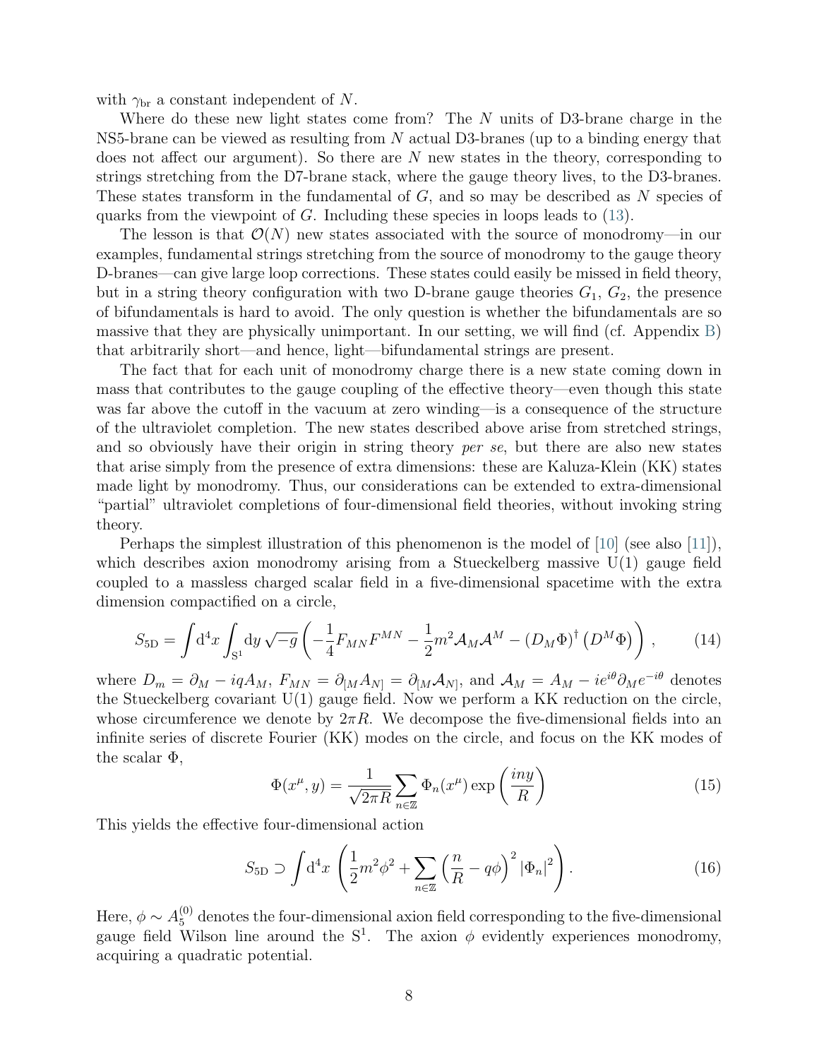with $\gamma_{\rm br}$ a constant independent of $N$.

Where do these new light states come from? The $N$ units of D3-brane charge in the NS5-brane can be viewed as resulting from $N$ actual D3-branes (up to a binding energy that does not affect our argument). So there are $N$ new states in the theory, corresponding to strings stretching from the D7-brane stack, where the gauge theory lives, to the D3-branes. These states transform in the fundamental of $G$, and so may be described as $N$ species of quarks from the viewpoint of $G$. Including these species in loops leads to (13).

The lesson is that $\mathcal{O}(N)$ new states associated with the source of monodromy—in our examples, fundamental strings stretching from the source of monodromy to the gauge theory D-branes—can give large loop corrections. These states could easily be missed in field theory, but in a string theory configuration with two D-brane gauge theories $G_1$, $G_2$, the presence of bifundamentals is hard to avoid. The only question is whether the bifundamentals are so massive that they are physically unimportant. In our setting, we will find (cf. Appendix B) that arbitrarily short—and hence, light—bifundamental strings are present.

The fact that for each unit of monodromy charge there is a new state coming down in mass that contributes to the gauge coupling of the effective theory—even though this state was far above the cutoff in the vacuum at zero winding—is a consequence of the structure of the ultraviolet completion. The new states described above arise from stretched strings, and so obviously have their origin in string theory *per se*, but there are also new states that arise simply from the presence of extra dimensions: these are Kaluza-Klein (KK) states made light by monodromy. Thus, our considerations can be extended to extra-dimensional "partial" ultraviolet completions of four-dimensional field theories, without invoking string theory.

Perhaps the simplest illustration of this phenomenon is the model of [10] (see also [11]), which describes axion monodromy arising from a Stueckelberg massive U(1) gauge field coupled to a massless charged scalar field in a five-dimensional spacetime with the extra dimension compactified on a circle,

$$S_{\rm 5D} = \int {\rm d}^4x \int_{{\rm S}^1} {\rm d}y \sqrt{-g} \left( -\frac{1}{4} F_{MN} F^{MN} - \frac{1}{2} m^2 \mathcal{A}_M \mathcal{A}^M - (D_M \Phi)^\dagger \left( D^M \Phi \right) \right) , \tag{14}$$

where $D_m = \partial_M - iqA_M$, $F_{MN} = \partial_{[M} A_{N]} = \partial_{[M} \mathcal{A}_{N]}$, and $\mathcal{A}_M = A_M - ie^{i\theta} \partial_M e^{-i\theta}$ denotes the Stueckelberg covariant U(1) gauge field. Now we perform a KK reduction on the circle, whose circumference we denote by $2\pi R$. We decompose the five-dimensional fields into an infinite series of discrete Fourier (KK) modes on the circle, and focus on the KK modes of the scalar $\Phi$,

$$\Phi(x^\mu, y) = \frac{1}{\sqrt{2\pi R}} \sum_{n \in \mathbb{Z}} \Phi_n(x^\mu) \exp\left( \frac{iny}{R} \right) \tag{15}$$

This yields the effective four-dimensional action

$$S_{\rm 5D} \supset \int {\rm d}^4 x \left( \frac{1}{2} m^2 \phi^2 + \sum_{n \in \mathbb{Z}} \left( \frac{n}{R} - q\phi \right)^2 |\Phi_n|^2 \right) . \tag{16}$$

Here, $\phi \sim A_5^{(0)}$ denotes the four-dimensional axion field corresponding to the five-dimensional gauge field Wilson line around the ${\rm S}^1$. The axion $\phi$ evidently experiences monodromy, acquiring a quadratic potential.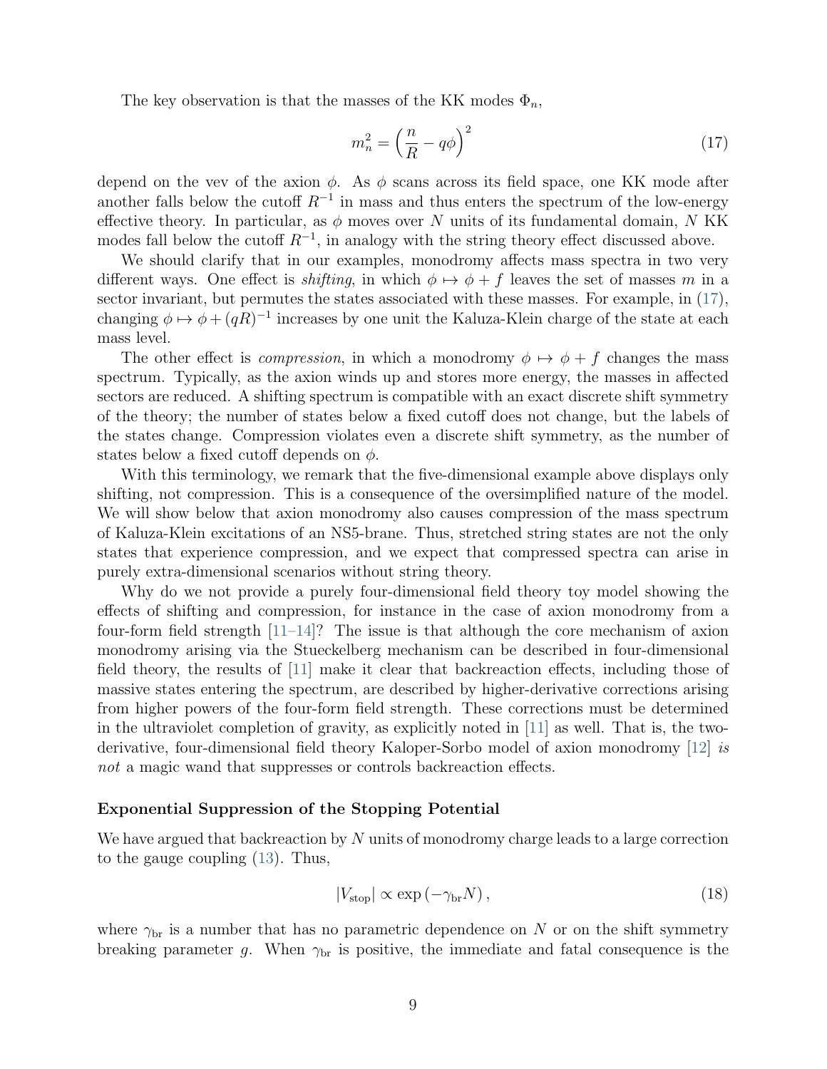The key observation is that the masses of the KK modes $\Phi_n$,

$$m_n^2 = \left(\frac{n}{R} - q\phi\right)^2 \tag{17}$$

depend on the vev of the axion $\phi$. As $\phi$ scans across its field space, one KK mode after another falls below the cutoff $R^{-1}$ in mass and thus enters the spectrum of the low-energy effective theory. In particular, as $\phi$ moves over $N$ units of its fundamental domain, $N$ KK modes fall below the cutoff $R^{-1}$, in analogy with the string theory effect discussed above.

We should clarify that in our examples, monodromy affects mass spectra in two very different ways. One effect is *shifting*, in which $\phi \mapsto \phi + f$ leaves the set of masses $m$ in a sector invariant, but permutes the states associated with these masses. For example, in (17), changing $\phi \mapsto \phi + (qR)^{-1}$ increases by one unit the Kaluza-Klein charge of the state at each mass level.

The other effect is *compression*, in which a monodromy $\phi \mapsto \phi + f$ changes the mass spectrum. Typically, as the axion winds up and stores more energy, the masses in affected sectors are reduced. A shifting spectrum is compatible with an exact discrete shift symmetry of the theory; the number of states below a fixed cutoff does not change, but the labels of the states change. Compression violates even a discrete shift symmetry, as the number of states below a fixed cutoff depends on $\phi$.

With this terminology, we remark that the five-dimensional example above displays only shifting, not compression. This is a consequence of the oversimplified nature of the model. We will show below that axion monodromy also causes compression of the mass spectrum of Kaluza-Klein excitations of an NS5-brane. Thus, stretched string states are not the only states that experience compression, and we expect that compressed spectra can arise in purely extra-dimensional scenarios without string theory.

Why do we not provide a purely four-dimensional field theory toy model showing the effects of shifting and compression, for instance in the case of axion monodromy from a four-form field strength [11–14]? The issue is that although the core mechanism of axion monodromy arising via the Stueckelberg mechanism can be described in four-dimensional field theory, the results of [11] make it clear that backreaction effects, including those of massive states entering the spectrum, are described by higher-derivative corrections arising from higher powers of the four-form field strength. These corrections must be determined in the ultraviolet completion of gravity, as explicitly noted in [11] as well. That is, the two-derivative, four-dimensional field theory Kaloper-Sorbo model of axion monodromy [12] *is not* a magic wand that suppresses or controls backreaction effects.

### Exponential Suppression of the Stopping Potential

We have argued that backreaction by $N$ units of monodromy charge leads to a large correction to the gauge coupling (13). Thus,

$$|V_{\text{stop}}| \propto \exp\left(-\gamma_{\text{br}} N\right), \tag{18}$$

where $\gamma_{\text{br}}$ is a number that has no parametric dependence on $N$ or on the shift symmetry breaking parameter $g$. When $\gamma_{\text{br}}$ is positive, the immediate and fatal consequence is the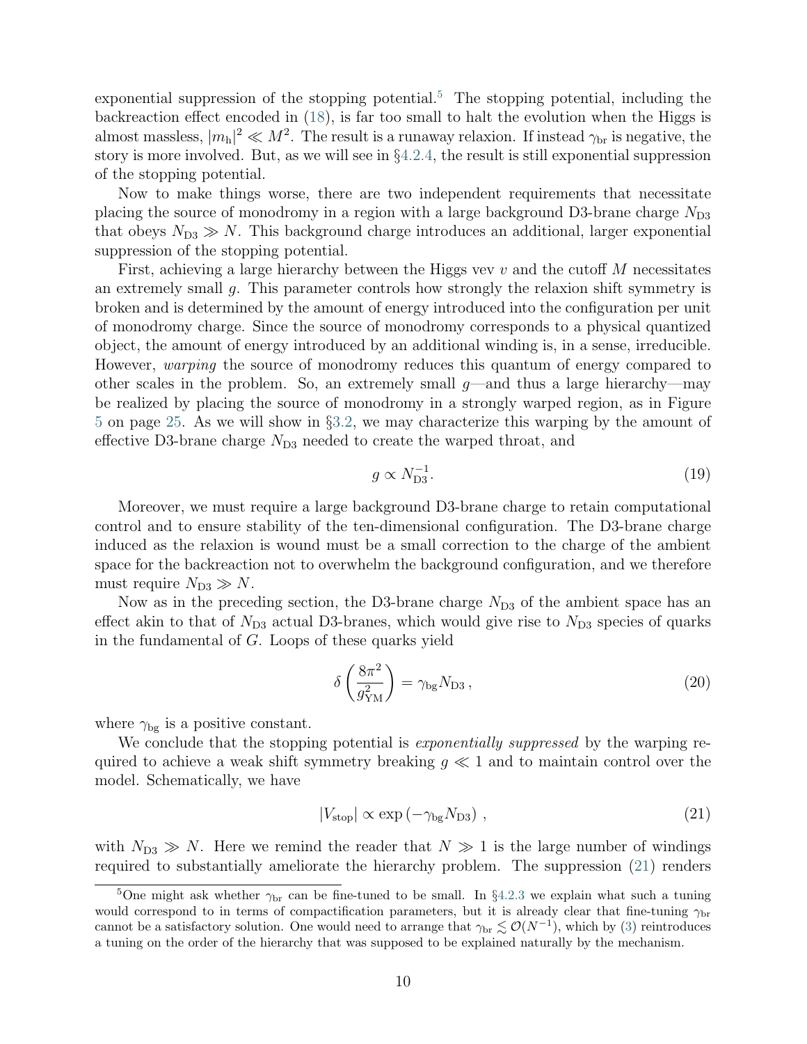exponential suppression of the stopping potential.[5] The stopping potential, including the backreaction effect encoded in (18), is far too small to halt the evolution when the Higgs is almost massless, $|m_{\rm h}|^2 \ll M^2$. The result is a runaway relaxion. If instead $\gamma_{\rm br}$ is negative, the story is more involved. But, as we will see in §4.2.4, the result is still exponential suppression of the stopping potential.

Now to make things worse, there are two independent requirements that necessitate placing the source of monodromy in a region with a large background D3-brane charge $N_{\rm D3}$ that obeys $N_{\rm D3} \gg N$. This background charge introduces an additional, larger exponential suppression of the stopping potential.

First, achieving a large hierarchy between the Higgs vev $v$ and the cutoff $M$ necessitates an extremely small $g$. This parameter controls how strongly the relaxion shift symmetry is broken and is determined by the amount of energy introduced into the configuration per unit of monodromy charge. Since the source of monodromy corresponds to a physical quantized object, the amount of energy introduced by an additional winding is, in a sense, irreducible. However, *warping* the source of monodromy reduces this quantum of energy compared to other scales in the problem. So, an extremely small $g$—and thus a large hierarchy—may be realized by placing the source of monodromy in a strongly warped region, as in Figure 5 on page 25. As we will show in §3.2, we may characterize this warping by the amount of effective D3-brane charge $N_{\rm D3}$ needed to create the warped throat, and

$$g \propto N_{\rm D3}^{-1}. \tag{19}$$

Moreover, we must require a large background D3-brane charge to retain computational control and to ensure stability of the ten-dimensional configuration. The D3-brane charge induced as the relaxion is wound must be a small correction to the charge of the ambient space for the backreaction not to overwhelm the background configuration, and we therefore must require $N_{\rm D3} \gg N$.

Now as in the preceding section, the D3-brane charge $N_{\rm D3}$ of the ambient space has an effect akin to that of $N_{\rm D3}$ actual D3-branes, which would give rise to $N_{\rm D3}$ species of quarks in the fundamental of $G$. Loops of these quarks yield

$$\delta\left(\frac{8\pi^2}{g_{\rm YM}^2}\right) = \gamma_{\rm bg} N_{\rm D3}\,, \tag{20}$$

where $\gamma_{\rm bg}$ is a positive constant.

We conclude that the stopping potential is *exponentially suppressed* by the warping required to achieve a weak shift symmetry breaking $g \ll 1$ and to maintain control over the model. Schematically, we have

$$|V_{\rm stop}| \propto \exp\left(-\gamma_{\rm bg} N_{\rm D3}\right)\,, \tag{21}$$

with $N_{\rm D3} \gg N$. Here we remind the reader that $N \gg 1$ is the large number of windings required to substantially ameliorate the hierarchy problem. The suppression (21) renders

[5] One might ask whether $\gamma_{\rm br}$ can be fine-tuned to be small. In §4.2.3 we explain what such a tuning would correspond to in terms of compactification parameters, but it is already clear that fine-tuning $\gamma_{\rm br}$ cannot be a satisfactory solution. One would need to arrange that $\gamma_{\rm br} \lesssim \mathcal{O}(N^{-1})$, which by (3) reintroduces a tuning on the order of the hierarchy that was supposed to be explained naturally by the mechanism.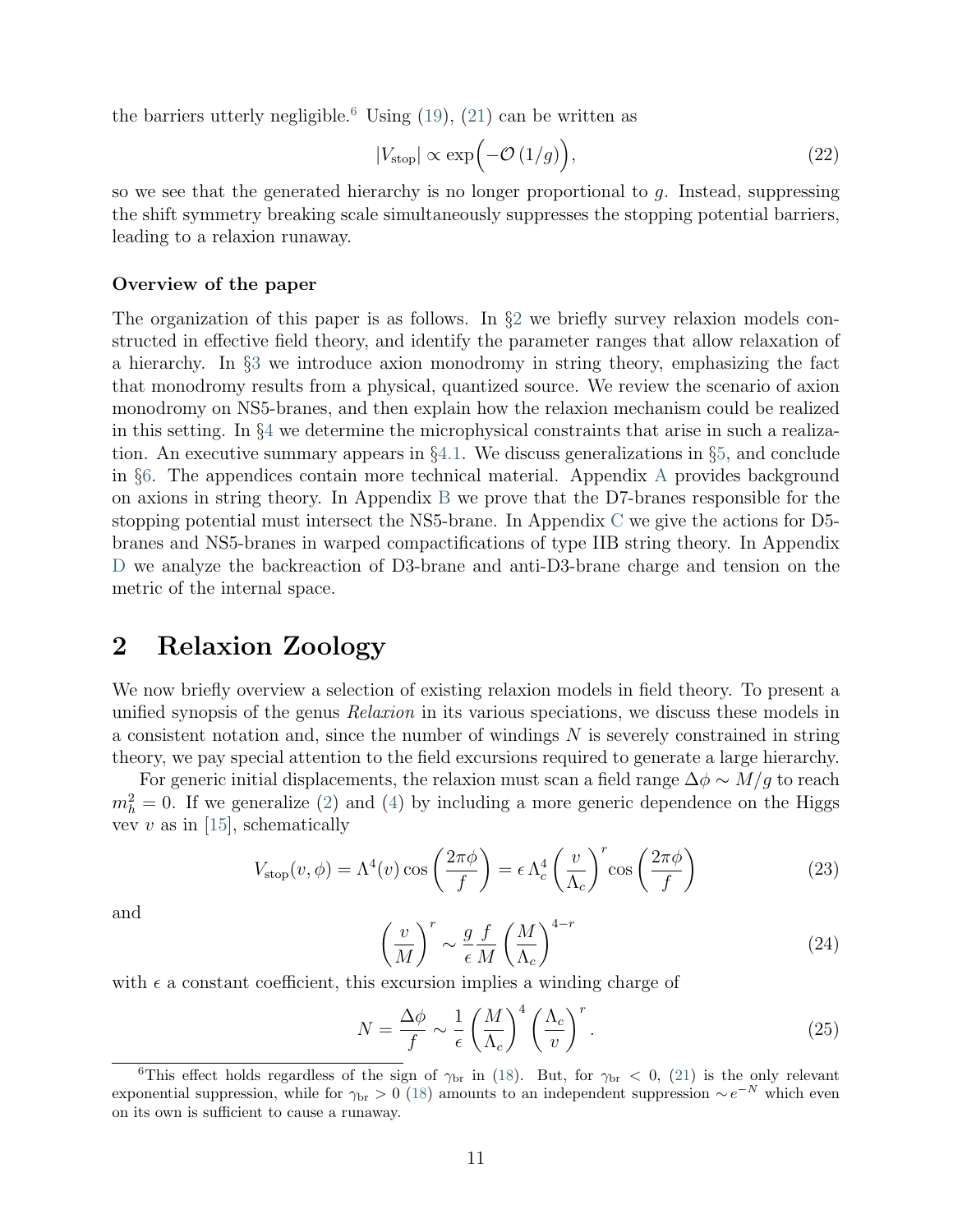the barriers utterly negligible.[6] Using (19), (21) can be written as

$$|V_{\rm stop}| \propto \exp\Big(-\mathcal{O}\left(1/g\right)\Big), \tag{22}$$

so we see that the generated hierarchy is no longer proportional to $g$. Instead, suppressing the shift symmetry breaking scale simultaneously suppresses the stopping potential barriers, leading to a relaxion runaway.

### Overview of the paper

The organization of this paper is as follows. In §2 we briefly survey relaxion models constructed in effective field theory, and identify the parameter ranges that allow relaxation of a hierarchy. In §3 we introduce axion monodromy in string theory, emphasizing the fact that monodromy results from a physical, quantized source. We review the scenario of axion monodromy on NS5-branes, and then explain how the relaxion mechanism could be realized in this setting. In §4 we determine the microphysical constraints that arise in such a realization. An executive summary appears in §4.1. We discuss generalizations in §5, and conclude in §6. The appendices contain more technical material. Appendix A provides background on axions in string theory. In Appendix B we prove that the D7-branes responsible for the stopping potential must intersect the NS5-brane. In Appendix C we give the actions for D5-branes and NS5-branes in warped compactifications of type IIB string theory. In Appendix D we analyze the backreaction of D3-brane and anti-D3-brane charge and tension on the metric of the internal space.

## 2 Relaxion Zoology

We now briefly overview a selection of existing relaxion models in field theory. To present a unified synopsis of the genus *Relaxion* in its various speciations, we discuss these models in a consistent notation and, since the number of windings $N$ is severely constrained in string theory, we pay special attention to the field excursions required to generate a large hierarchy.

For generic initial displacements, the relaxion must scan a field range $\Delta\phi \sim M/g$ to reach $m_h^2 = 0$. If we generalize (2) and (4) by including a more generic dependence on the Higgs vev $v$ as in [15], schematically

$$V_{\rm stop}(v,\phi) = \Lambda^4(v)\cos\left(\frac{2\pi\phi}{f}\right) = \epsilon\,\Lambda_c^4\left(\frac{v}{\Lambda_c}\right)^r\cos\left(\frac{2\pi\phi}{f}\right) \tag{23}$$

and

$$\left(\frac{v}{M}\right)^r \sim \frac{g}{\epsilon}\frac{f}{M}\left(\frac{M}{\Lambda_c}\right)^{4-r} \tag{24}$$

with $\epsilon$ a constant coefficient, this excursion implies a winding charge of

$$N = \frac{\Delta\phi}{f} \sim \frac{1}{\epsilon}\left(\frac{M}{\Lambda_c}\right)^4\left(\frac{\Lambda_c}{v}\right)^r. \tag{25}$$

[6] This effect holds regardless of the sign of $\gamma_{\rm br}$ in (18). But, for $\gamma_{\rm br} < 0$, (21) is the only relevant exponential suppression, while for $\gamma_{\rm br} > 0$ (18) amounts to an independent suppression $\sim e^{-N}$ which even on its own is sufficient to cause a runaway.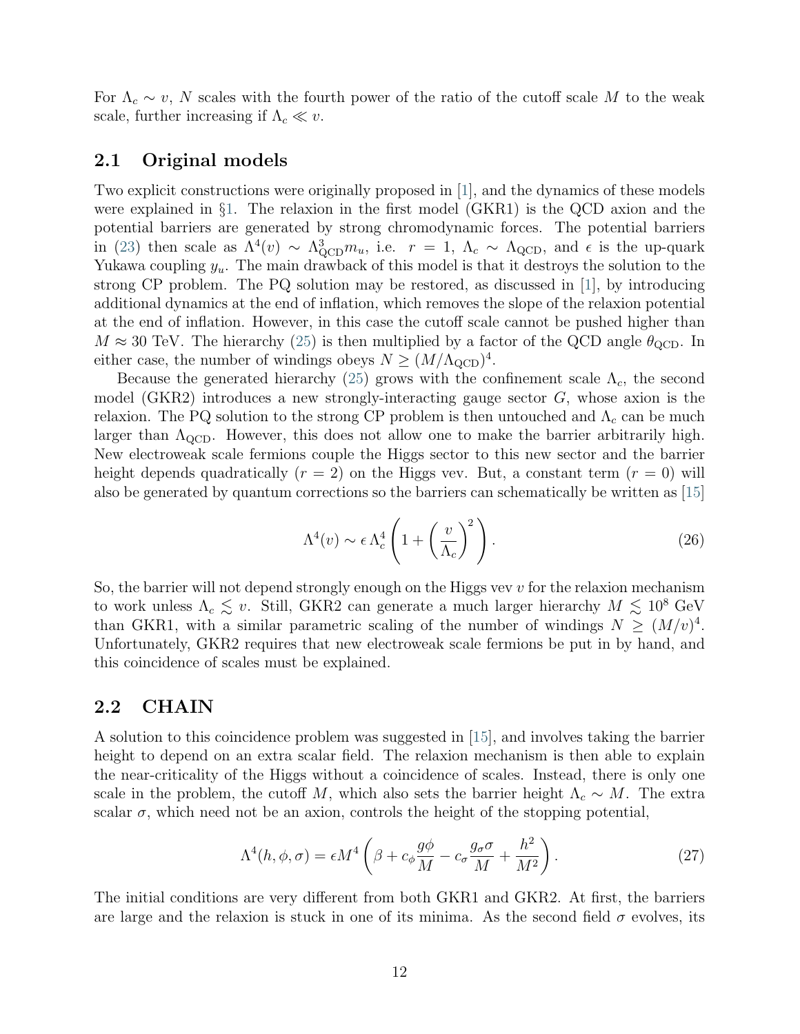For $\Lambda_c \sim v$, $N$ scales with the fourth power of the ratio of the cutoff scale $M$ to the weak scale, further increasing if $\Lambda_c \ll v$.

## 2.1 Original models

Two explicit constructions were originally proposed in [1], and the dynamics of these models were explained in §1. The relaxion in the first model (GKR1) is the QCD axion and the potential barriers are generated by strong chromodynamic forces. The potential barriers in (23) then scale as $\Lambda^4(v) \sim \Lambda^3_{\rm QCD} m_u$, i.e. $r = 1$, $\Lambda_c \sim \Lambda_{\rm QCD}$, and $\epsilon$ is the up-quark Yukawa coupling $y_u$. The main drawback of this model is that it destroys the solution to the strong CP problem. The PQ solution may be restored, as discussed in [1], by introducing additional dynamics at the end of inflation, which removes the slope of the relaxion potential at the end of inflation. However, in this case the cutoff scale cannot be pushed higher than $M \approx 30$ TeV. The hierarchy (25) is then multiplied by a factor of the QCD angle $\theta_{\rm QCD}$. In either case, the number of windings obeys $N \geq (M/\Lambda_{\rm QCD})^4$.

Because the generated hierarchy (25) grows with the confinement scale $\Lambda_c$, the second model (GKR2) introduces a new strongly-interacting gauge sector $G$, whose axion is the relaxion. The PQ solution to the strong CP problem is then untouched and $\Lambda_c$ can be much larger than $\Lambda_{\rm QCD}$. However, this does not allow one to make the barrier arbitrarily high. New electroweak scale fermions couple the Higgs sector to this new sector and the barrier height depends quadratically ($r = 2$) on the Higgs vev. But, a constant term ($r = 0$) will also be generated by quantum corrections so the barriers can schematically be written as [15]

$$\Lambda^4(v) \sim \epsilon\, \Lambda_c^4 \left( 1 + \left( \frac{v}{\Lambda_c} \right)^2 \right). \tag{26}$$

So, the barrier will not depend strongly enough on the Higgs vev $v$ for the relaxion mechanism to work unless $\Lambda_c \lesssim v$. Still, GKR2 can generate a much larger hierarchy $M \lesssim 10^8$ GeV than GKR1, with a similar parametric scaling of the number of windings $N \geq (M/v)^4$. Unfortunately, GKR2 requires that new electroweak scale fermions be put in by hand, and this coincidence of scales must be explained.

## 2.2 CHAIN

A solution to this coincidence problem was suggested in [15], and involves taking the barrier height to depend on an extra scalar field. The relaxion mechanism is then able to explain the near-criticality of the Higgs without a coincidence of scales. Instead, there is only one scale in the problem, the cutoff $M$, which also sets the barrier height $\Lambda_c \sim M$. The extra scalar $\sigma$, which need not be an axion, controls the height of the stopping potential,

$$\Lambda^4(h, \phi, \sigma) = \epsilon M^4 \left( \beta + c_\phi \frac{g\phi}{M} - c_\sigma \frac{g_\sigma \sigma}{M} + \frac{h^2}{M^2} \right). \tag{27}$$

The initial conditions are very different from both GKR1 and GKR2. At first, the barriers are large and the relaxion is stuck in one of its minima. As the second field $\sigma$ evolves, its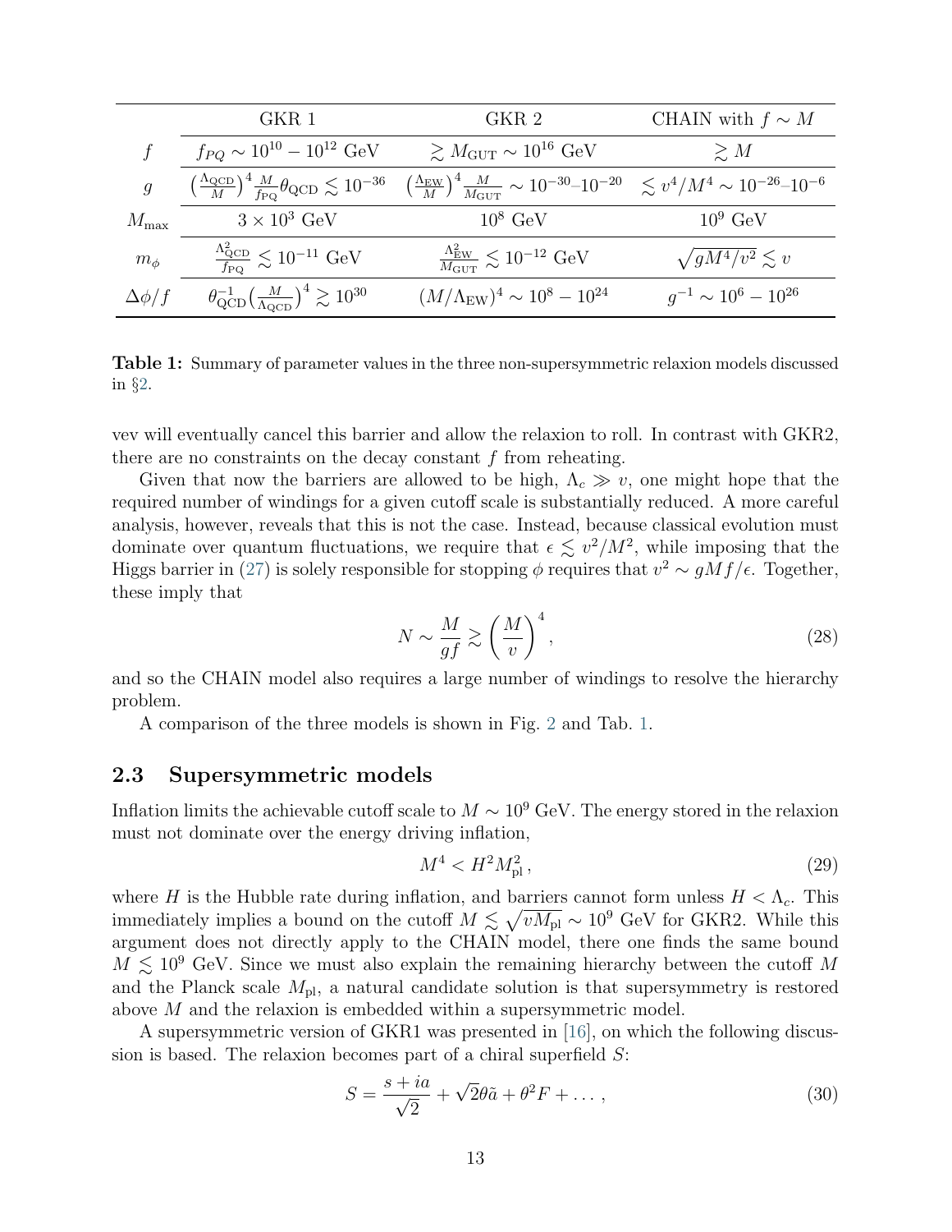|  | GKR 1 | GKR 2 | CHAIN with $f \sim M$ |
|---|---|---|---|
| $f$ | $f_{PQ} \sim 10^{10} - 10^{12}$ GeV | $\gtrsim M_{\rm GUT} \sim 10^{16}$ GeV | $\gtrsim M$ |
| $g$ | $\left(\frac{\Lambda_{\rm QCD}}{M}\right)^4 \frac{M}{f_{\rm PQ}} \theta_{\rm QCD} \lesssim 10^{-36}$ | $\left(\frac{\Lambda_{\rm EW}}{M}\right)^4 \frac{M}{M_{\rm GUT}} \sim 10^{-30}$–$10^{-20}$ | $\lesssim v^4/M^4 \sim 10^{-26}$–$10^{-6}$ |
| $M_{\rm max}$ | $3 \times 10^3$ GeV | $10^8$ GeV | $10^9$ GeV |
| $m_\phi$ | $\frac{\Lambda_{\rm QCD}^2}{f_{\rm PQ}} \lesssim 10^{-11}$ GeV | $\frac{\Lambda_{\rm EW}^2}{M_{\rm GUT}} \lesssim 10^{-12}$ GeV | $\sqrt{gM^4/v^2} \lesssim v$ |
| $\Delta\phi/f$ | $\theta_{\rm QCD}^{-1}\left(\frac{M}{\Lambda_{\rm QCD}}\right)^4 \gtrsim 10^{30}$ | $(M/\Lambda_{\rm EW})^4 \sim 10^8 - 10^{24}$ | $g^{-1} \sim 10^6 - 10^{26}$ |

**Table 1:** Summary of parameter values in the three non-supersymmetric relaxion models discussed in §2.

vev will eventually cancel this barrier and allow the relaxion to roll. In contrast with GKR2, there are no constraints on the decay constant $f$ from reheating.

Given that now the barriers are allowed to be high, $\Lambda_c \gg v$, one might hope that the required number of windings for a given cutoff scale is substantially reduced. A more careful analysis, however, reveals that this is not the case. Instead, because classical evolution must dominate over quantum fluctuations, we require that $\epsilon \lesssim v^2/M^2$, while imposing that the Higgs barrier in (27) is solely responsible for stopping $\phi$ requires that $v^2 \sim gMf/\epsilon$. Together, these imply that

$$N \sim \frac{M}{gf} \gtrsim \left(\frac{M}{v}\right)^4, \tag{28}$$

and so the CHAIN model also requires a large number of windings to resolve the hierarchy problem.

A comparison of the three models is shown in Fig. 2 and Tab. 1.

## 2.3 Supersymmetric models

Inflation limits the achievable cutoff scale to $M \sim 10^9$ GeV. The energy stored in the relaxion must not dominate over the energy driving inflation,

$$M^4 < H^2 M_{\rm pl}^2, \tag{29}$$

where $H$ is the Hubble rate during inflation, and barriers cannot form unless $H < \Lambda_c$. This immediately implies a bound on the cutoff $M \lesssim \sqrt{vM_{\rm pl}} \sim 10^9$ GeV for GKR2. While this argument does not directly apply to the CHAIN model, there one finds the same bound $M \lesssim 10^9$ GeV. Since we must also explain the remaining hierarchy between the cutoff $M$ and the Planck scale $M_{\rm pl}$, a natural candidate solution is that supersymmetry is restored above $M$ and the relaxion is embedded within a supersymmetric model.

A supersymmetric version of GKR1 was presented in [16], on which the following discussion is based. The relaxion becomes part of a chiral superfield $S$:

$$S = \frac{s + ia}{\sqrt{2}} + \sqrt{2}\theta\tilde{a} + \theta^2 F + \dots, \tag{30}$$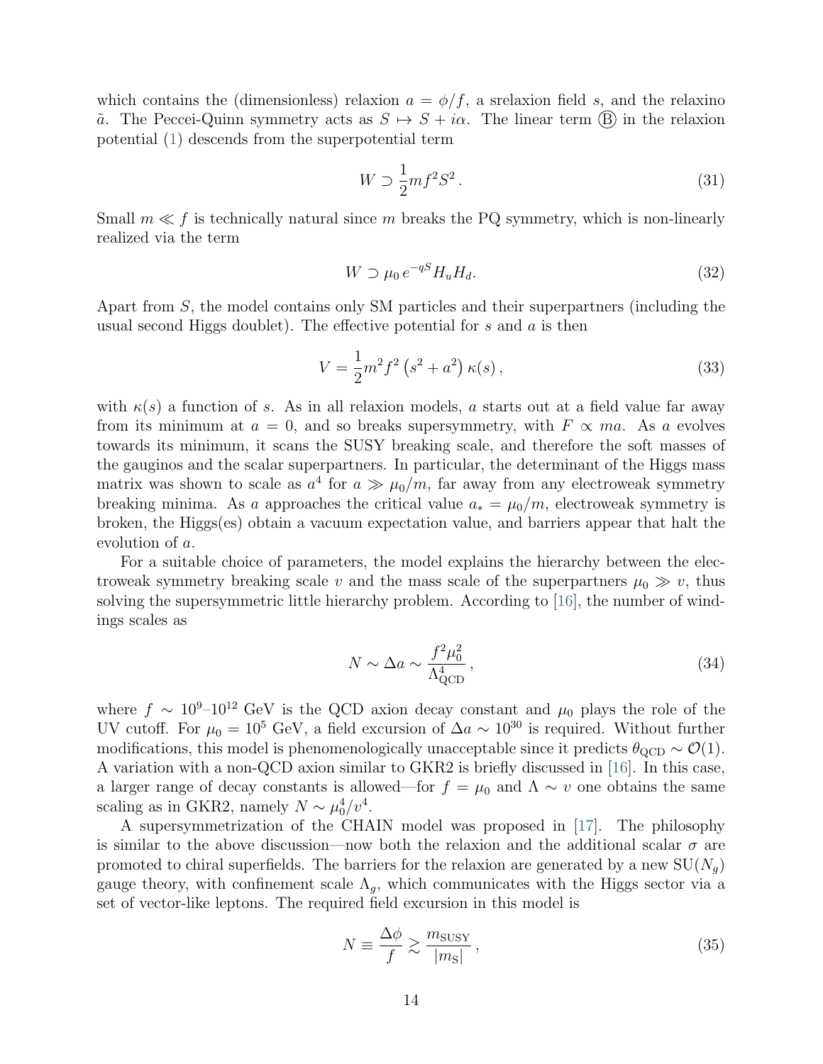which contains the (dimensionless) relaxion $a = \phi/f$, a srelaxion field $s$, and the relaxino $\tilde{a}$. The Peccei-Quinn symmetry acts as $S \mapsto S + i\alpha$. The linear term Ⓑ in the relaxion potential (1) descends from the superpotential term

$$W \supset \frac{1}{2} m f^2 S^2 \,. \tag{31}$$

Small $m \ll f$ is technically natural since $m$ breaks the PQ symmetry, which is non-linearly realized via the term

$$W \supset \mu_0 \, e^{-qS} H_u H_d . \tag{32}$$

Apart from $S$, the model contains only SM particles and their superpartners (including the usual second Higgs doublet). The effective potential for $s$ and $a$ is then

$$V = \frac{1}{2} m^2 f^2 \left(s^2 + a^2\right) \kappa(s) \,, \tag{33}$$

with $\kappa(s)$ a function of $s$. As in all relaxion models, $a$ starts out at a field value far away from its minimum at $a = 0$, and so breaks supersymmetry, with $F \propto ma$. As $a$ evolves towards its minimum, it scans the SUSY breaking scale, and therefore the soft masses of the gauginos and the scalar superpartners. In particular, the determinant of the Higgs mass matrix was shown to scale as $a^4$ for $a \gg \mu_0/m$, far away from any electroweak symmetry breaking minima. As $a$ approaches the critical value $a_* = \mu_0/m$, electroweak symmetry is broken, the Higgs(es) obtain a vacuum expectation value, and barriers appear that halt the evolution of $a$.

For a suitable choice of parameters, the model explains the hierarchy between the electroweak symmetry breaking scale $v$ and the mass scale of the superpartners $\mu_0 \gg v$, thus solving the supersymmetric little hierarchy problem. According to [16], the number of windings scales as

$$N \sim \Delta a \sim \frac{f^2 \mu_0^2}{\Lambda_{\rm QCD}^4} \,, \tag{34}$$

where $f \sim 10^9$–$10^{12}$ GeV is the QCD axion decay constant and $\mu_0$ plays the role of the UV cutoff. For $\mu_0 = 10^5$ GeV, a field excursion of $\Delta a \sim 10^{30}$ is required. Without further modifications, this model is phenomenologically unacceptable since it predicts $\theta_{\rm QCD} \sim \mathcal{O}(1)$. A variation with a non-QCD axion similar to GKR2 is briefly discussed in [16]. In this case, a larger range of decay constants is allowed—for $f = \mu_0$ and $\Lambda \sim v$ one obtains the same scaling as in GKR2, namely $N \sim \mu_0^4/v^4$.

A supersymmetrization of the CHAIN model was proposed in [17]. The philosophy is similar to the above discussion—now both the relaxion and the additional scalar $\sigma$ are promoted to chiral superfields. The barriers for the relaxion are generated by a new $\mathrm{SU}(N_g)$ gauge theory, with confinement scale $\Lambda_g$, which communicates with the Higgs sector via a set of vector-like leptons. The required field excursion in this model is

$$N \equiv \frac{\Delta\phi}{f} \gtrsim \frac{m_{\rm SUSY}}{|m_{\rm S}|} \,, \tag{35}$$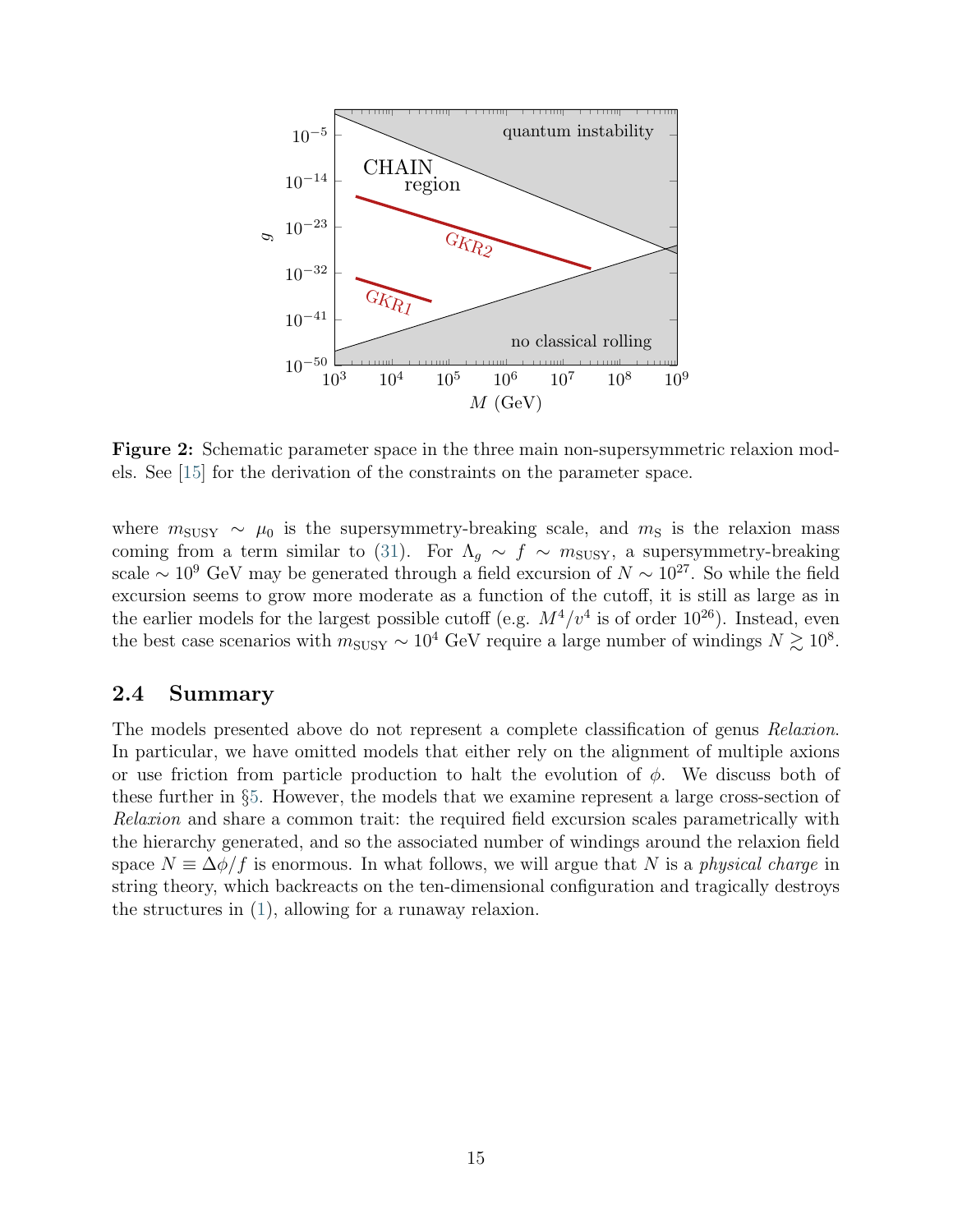Figure 2: Schematic parameter space in the three main non-supersymmetric relaxion models. See [15] for the derivation of the constraints on the parameter space.

where $m_{\text{SUSY}} \sim \mu_0$ is the supersymmetry-breaking scale, and $m_{\text{S}}$ is the relaxion mass coming from a term similar to (31). For $\Lambda_g \sim f \sim m_{\text{SUSY}}$, a supersymmetry-breaking scale $\sim 10^9$ GeV may be generated through a field excursion of $N \sim 10^{27}$. So while the field excursion seems to grow more moderate as a function of the cutoff, it is still as large as in the earlier models for the largest possible cutoff (e.g. $M^4/v^4$ is of order $10^{26}$). Instead, even the best case scenarios with $m_{\text{SUSY}} \sim 10^4$ GeV require a large number of windings $N \gtrsim 10^8$.

## 2.4 Summary

The models presented above do not represent a complete classification of genus *Relaxion*. In particular, we have omitted models that either rely on the alignment of multiple axions or use friction from particle production to halt the evolution of $\phi$. We discuss both of these further in §5. However, the models that we examine represent a large cross-section of *Relaxion* and share a common trait: the required field excursion scales parametrically with the hierarchy generated, and so the associated number of windings around the relaxion field space $N \equiv \Delta\phi/f$ is enormous. In what follows, we will argue that $N$ is a *physical charge* in string theory, which backreacts on the ten-dimensional configuration and tragically destroys the structures in (1), allowing for a runaway relaxion.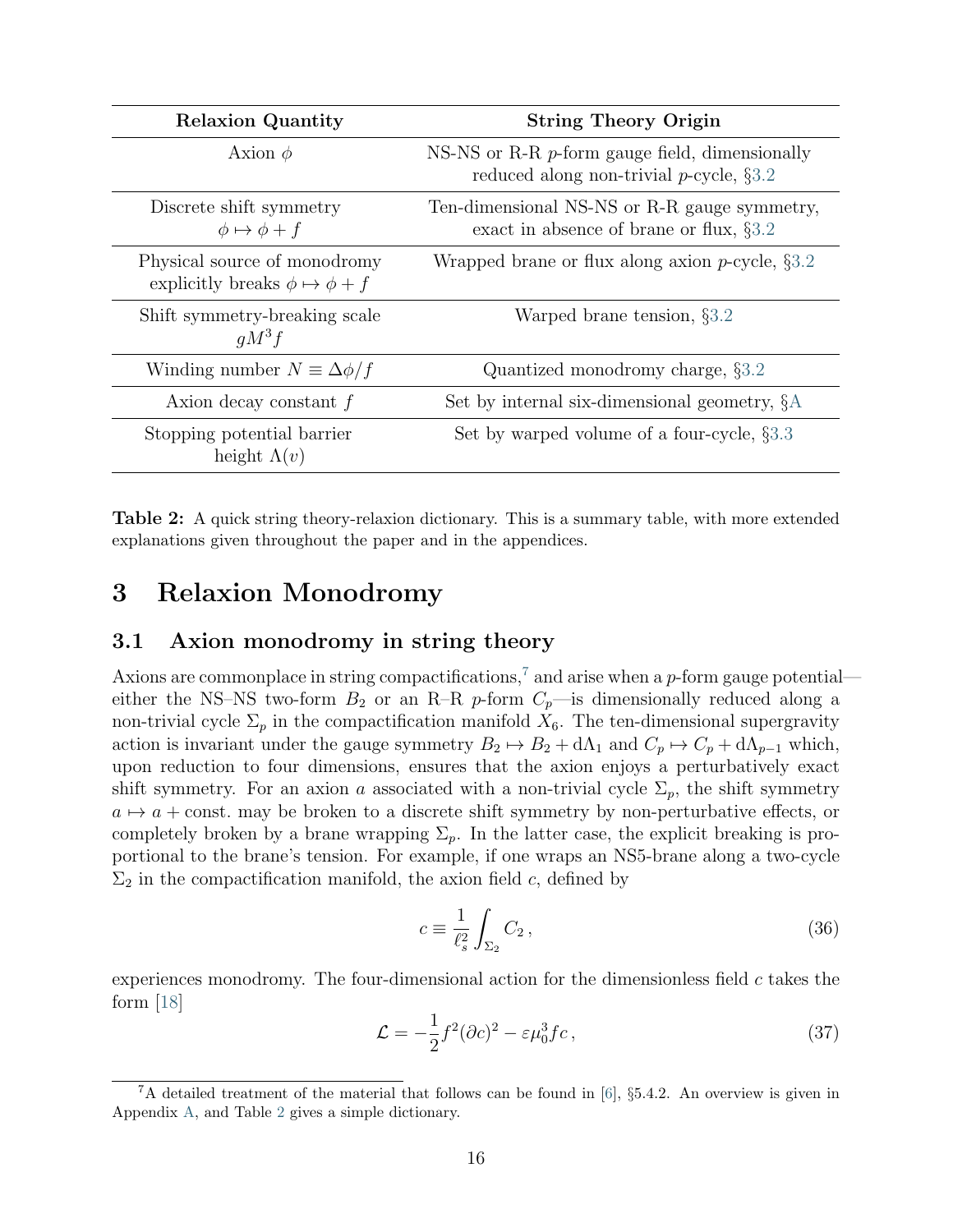| Relaxion Quantity | String Theory Origin |
|---|---|
| Axion $\phi$ | NS-NS or R-R $p$-form gauge field, dimensionally reduced along non-trivial $p$-cycle, §3.2 |
| Discrete shift symmetry $\phi \mapsto \phi + f$ | Ten-dimensional NS-NS or R-R gauge symmetry, exact in absence of brane or flux, §3.2 |
| Physical source of monodromy explicitly breaks $\phi \mapsto \phi + f$ | Wrapped brane or flux along axion $p$-cycle, §3.2 |
| Shift symmetry-breaking scale $gM^3 f$ | Warped brane tension, §3.2 |
| Winding number $N \equiv \Delta\phi/f$ | Quantized monodromy charge, §3.2 |
| Axion decay constant $f$ | Set by internal six-dimensional geometry, §A |
| Stopping potential barrier height $\Lambda(v)$ | Set by warped volume of a four-cycle, §3.3 |

**Table 2:** A quick string theory-relaxion dictionary. This is a summary table, with more extended explanations given throughout the paper and in the appendices.

# 3 Relaxion Monodromy

## 3.1 Axion monodromy in string theory

Axions are commonplace in string compactifications,[7] and arise when a $p$-form gauge potential—either the NS–NS two-form $B_2$ or an R–R $p$-form $C_p$—is dimensionally reduced along a non-trivial cycle $\Sigma_p$ in the compactification manifold $X_6$. The ten-dimensional supergravity action is invariant under the gauge symmetry $B_2 \mapsto B_2 + \mathrm{d}\Lambda_1$ and $C_p \mapsto C_p + \mathrm{d}\Lambda_{p-1}$ which, upon reduction to four dimensions, ensures that the axion enjoys a perturbatively exact shift symmetry. For an axion $a$ associated with a non-trivial cycle $\Sigma_p$, the shift symmetry $a \mapsto a + \text{const.}$ may be broken to a discrete shift symmetry by non-perturbative effects, or completely broken by a brane wrapping $\Sigma_p$. In the latter case, the explicit breaking is proportional to the brane's tension. For example, if one wraps an NS5-brane along a two-cycle $\Sigma_2$ in the compactification manifold, the axion field $c$, defined by

$$c \equiv \frac{1}{\ell_s^2} \int_{\Sigma_2} C_2 \,, \tag{36}$$

experiences monodromy. The four-dimensional action for the dimensionless field $c$ takes the form [18]

$$\mathcal{L} = -\frac{1}{2} f^2 (\partial c)^2 - \varepsilon \mu_0^3 f c \,, \tag{37}$$

[7] A detailed treatment of the material that follows can be found in [6], §5.4.2. An overview is given in Appendix A, and Table 2 gives a simple dictionary.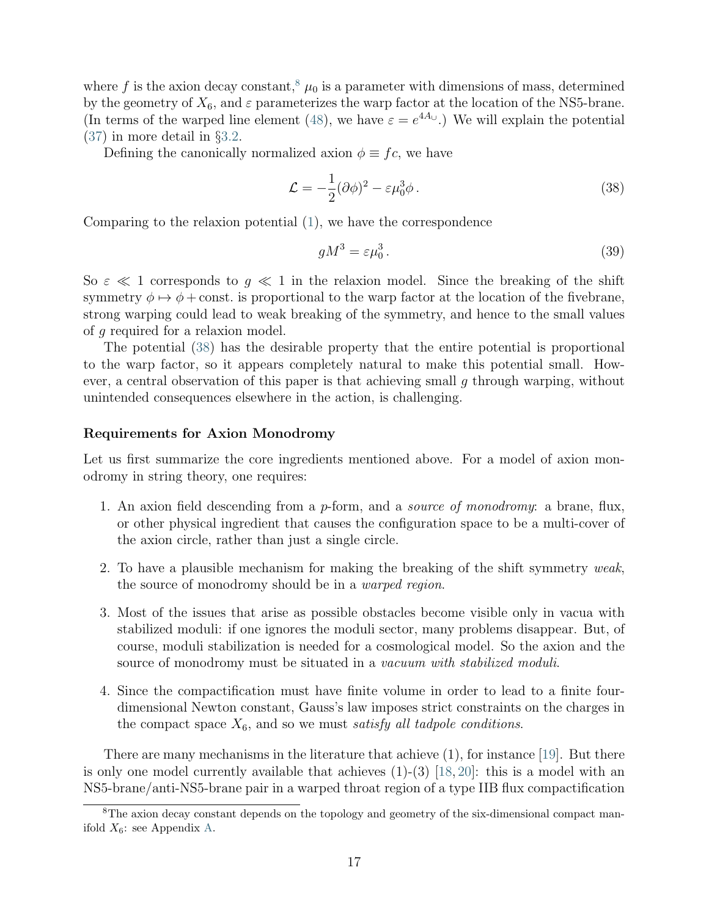where $f$ is the axion decay constant,[8] $\mu_0$ is a parameter with dimensions of mass, determined by the geometry of $X_6$, and $\varepsilon$ parameterizes the warp factor at the location of the NS5-brane. (In terms of the warped line element (48), we have $\varepsilon = e^{4A_{\cup}}$.) We will explain the potential (37) in more detail in §3.2.

Defining the canonically normalized axion $\phi \equiv fc$, we have

$$\mathcal{L} = -\frac{1}{2}(\partial\phi)^2 - \varepsilon\mu_0^3\phi\,. \tag{38}$$

Comparing to the relaxion potential (1), we have the correspondence

$$gM^3 = \varepsilon\mu_0^3\,. \tag{39}$$

So $\varepsilon \ll 1$ corresponds to $g \ll 1$ in the relaxion model. Since the breaking of the shift symmetry $\phi \mapsto \phi + \text{const.}$ is proportional to the warp factor at the location of the fivebrane, strong warping could lead to weak breaking of the symmetry, and hence to the small values of $g$ required for a relaxion model.

The potential (38) has the desirable property that the entire potential is proportional to the warp factor, so it appears completely natural to make this potential small. However, a central observation of this paper is that achieving small $g$ through warping, without unintended consequences elsewhere in the action, is challenging.

**Requirements for Axion Monodromy**

Let us first summarize the core ingredients mentioned above. For a model of axion monodromy in string theory, one requires:

1. An axion field descending from a $p$-form, and a *source of monodromy*: a brane, flux, or other physical ingredient that causes the configuration space to be a multi-cover of the axion circle, rather than just a single circle.

2. To have a plausible mechanism for making the breaking of the shift symmetry *weak*, the source of monodromy should be in a *warped region*.

3. Most of the issues that arise as possible obstacles become visible only in vacua with stabilized moduli: if one ignores the moduli sector, many problems disappear. But, of course, moduli stabilization is needed for a cosmological model. So the axion and the source of monodromy must be situated in a *vacuum with stabilized moduli*.

4. Since the compactification must have finite volume in order to lead to a finite four-dimensional Newton constant, Gauss's law imposes strict constraints on the charges in the compact space $X_6$, and so we must *satisfy all tadpole conditions*.

There are many mechanisms in the literature that achieve (1), for instance [19]. But there is only one model currently available that achieves (1)-(3) [18, 20]: this is a model with an NS5-brane/anti-NS5-brane pair in a warped throat region of a type IIB flux compactification

[8] The axion decay constant depends on the topology and geometry of the six-dimensional compact manifold $X_6$: see Appendix A.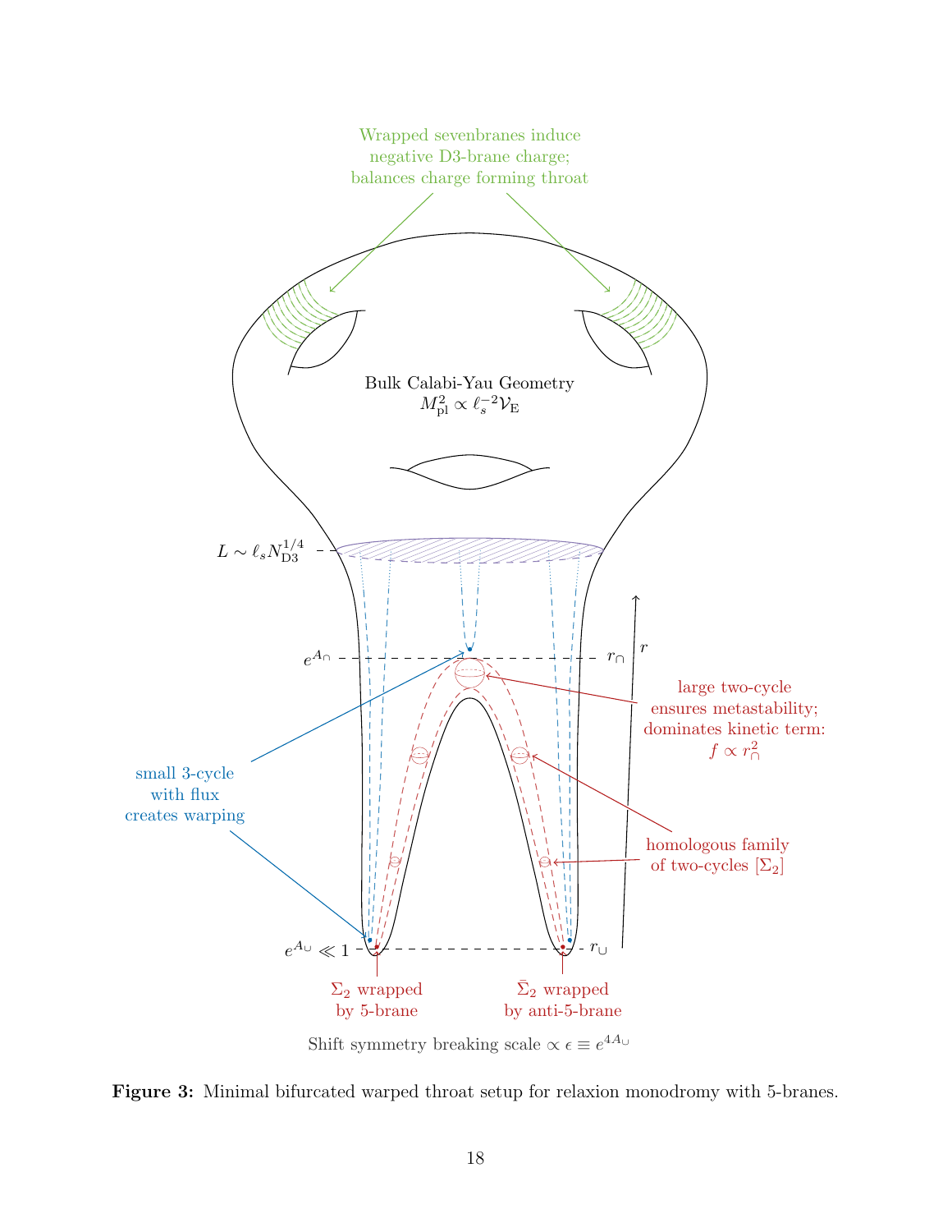Wrapped sevenbranes induce negative D3-brane charge; balances charge forming throat

Bulk Calabi-Yau Geometry
$M_{\rm pl}^2 \propto \ell_s^{-2}\mathcal{V}_{\rm E}$

$L \sim \ell_s N_{\rm D3}^{1/4}$

$e^{A_\cap}$

$r_\cap$

$r$

small 3-cycle with flux creates warping

large two-cycle ensures metastability; dominates kinetic term: $f \propto r_\cap^2$

homologous family of two-cycles $[\Sigma_2]$

$e^{A_\cup} \ll 1$

$r_\cup$

$\Sigma_2$ wrapped by 5-brane

$\bar{\Sigma}_2$ wrapped by anti-5-brane

Shift symmetry breaking scale $\propto \epsilon \equiv e^{4A_\cup}$

**Figure 3:** Minimal bifurcated warped throat setup for relaxion monodromy with 5-branes.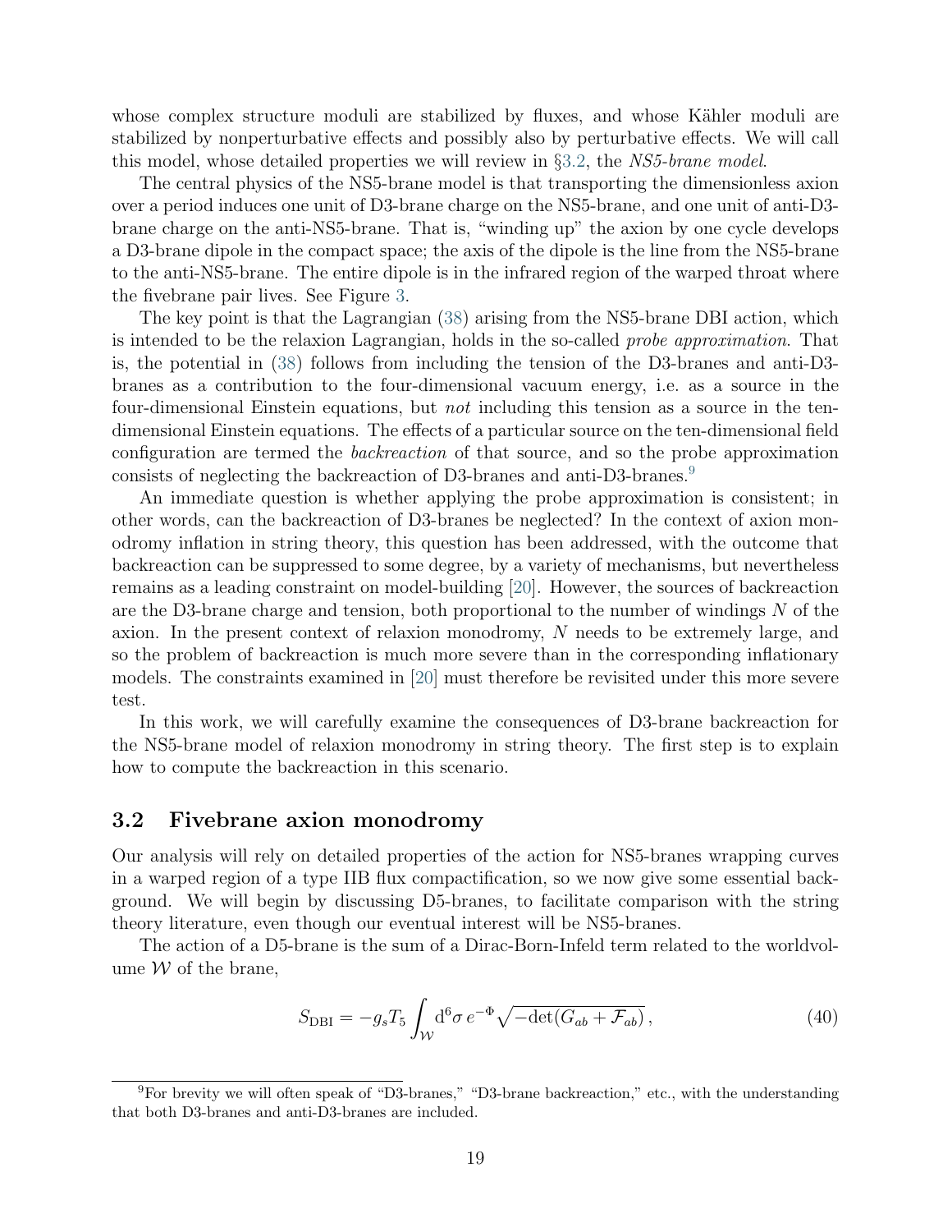whose complex structure moduli are stabilized by fluxes, and whose Kähler moduli are stabilized by nonperturbative effects and possibly also by perturbative effects. We will call this model, whose detailed properties we will review in §3.2, the *NS5-brane model*.

The central physics of the NS5-brane model is that transporting the dimensionless axion over a period induces one unit of D3-brane charge on the NS5-brane, and one unit of anti-D3-brane charge on the anti-NS5-brane. That is, "winding up" the axion by one cycle develops a D3-brane dipole in the compact space; the axis of the dipole is the line from the NS5-brane to the anti-NS5-brane. The entire dipole is in the infrared region of the warped throat where the fivebrane pair lives. See Figure 3.

The key point is that the Lagrangian (38) arising from the NS5-brane DBI action, which is intended to be the relaxion Lagrangian, holds in the so-called *probe approximation*. That is, the potential in (38) follows from including the tension of the D3-branes and anti-D3-branes as a contribution to the four-dimensional vacuum energy, i.e. as a source in the four-dimensional Einstein equations, but *not* including this tension as a source in the ten-dimensional Einstein equations. The effects of a particular source on the ten-dimensional field configuration are termed the *backreaction* of that source, and so the probe approximation consists of neglecting the backreaction of D3-branes and anti-D3-branes.[9]

An immediate question is whether applying the probe approximation is consistent; in other words, can the backreaction of D3-branes be neglected? In the context of axion monodromy inflation in string theory, this question has been addressed, with the outcome that backreaction can be suppressed to some degree, by a variety of mechanisms, but nevertheless remains as a leading constraint on model-building [20]. However, the sources of backreaction are the D3-brane charge and tension, both proportional to the number of windings $N$ of the axion. In the present context of relaxion monodromy, $N$ needs to be extremely large, and so the problem of backreaction is much more severe than in the corresponding inflationary models. The constraints examined in [20] must therefore be revisited under this more severe test.

In this work, we will carefully examine the consequences of D3-brane backreaction for the NS5-brane model of relaxion monodromy in string theory. The first step is to explain how to compute the backreaction in this scenario.

### 3.2 Fivebrane axion monodromy

Our analysis will rely on detailed properties of the action for NS5-branes wrapping curves in a warped region of a type IIB flux compactification, so we now give some essential background. We will begin by discussing D5-branes, to facilitate comparison with the string theory literature, even though our eventual interest will be NS5-branes.

The action of a D5-brane is the sum of a Dirac-Born-Infeld term related to the worldvolume $\mathcal{W}$ of the brane,

$$S_{\text{DBI}} = -g_s T_5 \int_{\mathcal{W}} \mathrm{d}^6\sigma \, e^{-\Phi} \sqrt{-\det(G_{ab} + \mathcal{F}_{ab})} \,, \tag{40}$$

[9] For brevity we will often speak of "D3-branes," "D3-brane backreaction," etc., with the understanding that both D3-branes and anti-D3-branes are included.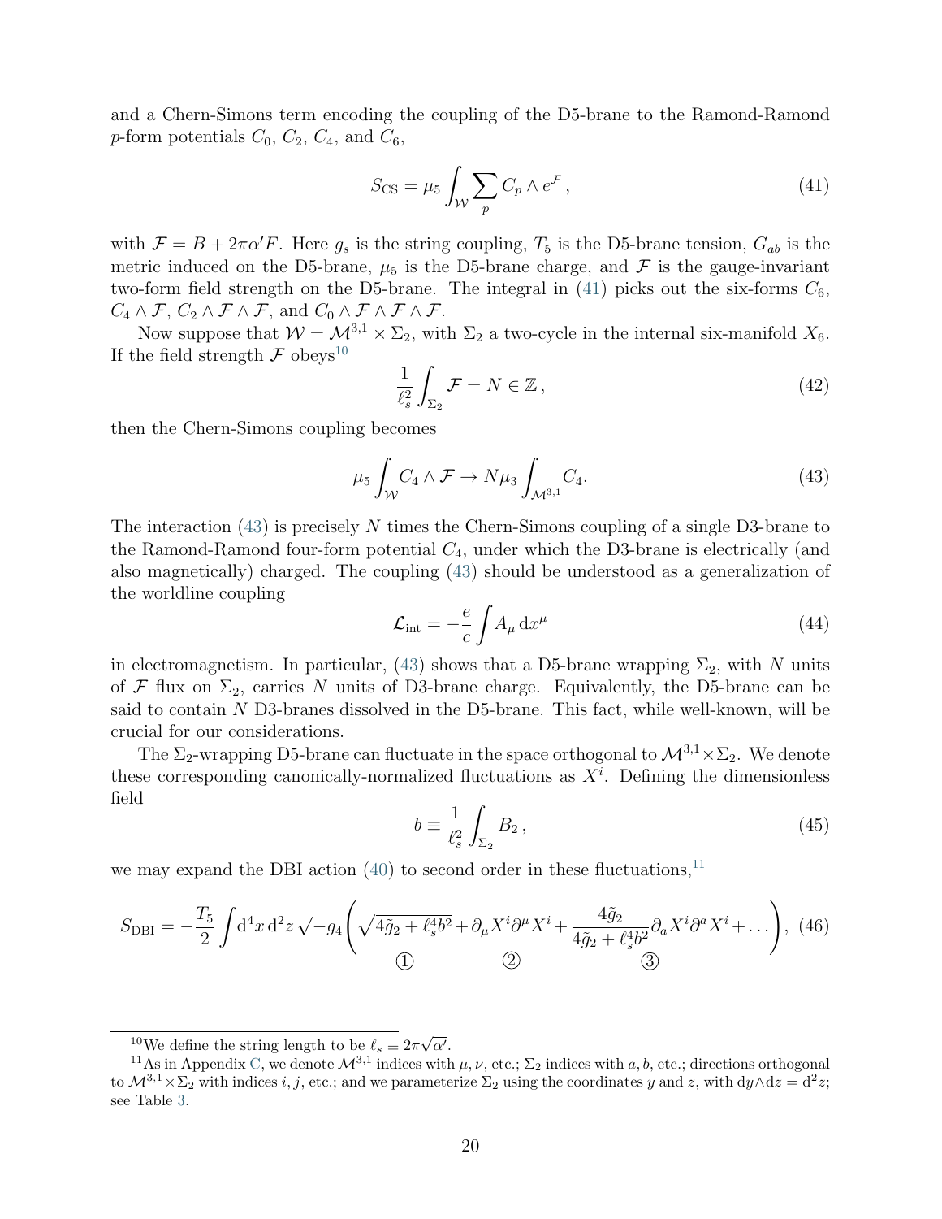and a Chern-Simons term encoding the coupling of the D5-brane to the Ramond-Ramond $p$-form potentials $C_0$, $C_2$, $C_4$, and $C_6$,

$$S_{\rm CS} = \mu_5 \int_{\mathcal{W}} \sum_p C_p \wedge e^{\mathcal{F}}\,, \tag{41}$$

with $\mathcal{F} = B + 2\pi\alpha' F$. Here $g_s$ is the string coupling, $T_5$ is the D5-brane tension, $G_{ab}$ is the metric induced on the D5-brane, $\mu_5$ is the D5-brane charge, and $\mathcal{F}$ is the gauge-invariant two-form field strength on the D5-brane. The integral in (41) picks out the six-forms $C_6$, $C_4 \wedge \mathcal{F}$, $C_2 \wedge \mathcal{F} \wedge \mathcal{F}$, and $C_0 \wedge \mathcal{F} \wedge \mathcal{F} \wedge \mathcal{F}$.

Now suppose that $\mathcal{W} = \mathcal{M}^{3,1} \times \Sigma_2$, with $\Sigma_2$ a two-cycle in the internal six-manifold $X_6$. If the field strength $\mathcal{F}$ obeys[10]

$$\frac{1}{\ell_s^2}\int_{\Sigma_2} \mathcal{F} = N \in \mathbb{Z}\,, \tag{42}$$

then the Chern-Simons coupling becomes

$$\mu_5 \int_{\mathcal{W}} C_4 \wedge \mathcal{F} \to N\mu_3 \int_{\mathcal{M}^{3,1}} C_4. \tag{43}$$

The interaction (43) is precisely $N$ times the Chern-Simons coupling of a single D3-brane to the Ramond-Ramond four-form potential $C_4$, under which the D3-brane is electrically (and also magnetically) charged. The coupling (43) should be understood as a generalization of the worldline coupling

$$\mathcal{L}_{\rm int} = -\frac{e}{c}\int A_\mu \, {\rm d}x^\mu \tag{44}$$

in electromagnetism. In particular, (43) shows that a D5-brane wrapping $\Sigma_2$, with $N$ units of $\mathcal{F}$ flux on $\Sigma_2$, carries $N$ units of D3-brane charge. Equivalently, the D5-brane can be said to contain $N$ D3-branes dissolved in the D5-brane. This fact, while well-known, will be crucial for our considerations.

The $\Sigma_2$-wrapping D5-brane can fluctuate in the space orthogonal to $\mathcal{M}^{3,1}\times\Sigma_2$. We denote these corresponding canonically-normalized fluctuations as $X^i$. Defining the dimensionless field

$$b \equiv \frac{1}{\ell_s^2}\int_{\Sigma_2} B_2\,, \tag{45}$$

we may expand the DBI action (40) to second order in these fluctuations,[11]

$$S_{\rm DBI} = -\frac{T_5}{2}\int {\rm d}^4x\,{\rm d}^2z\,\sqrt{-g_4}\Bigg(\underbrace{\sqrt{4\tilde{g}_2 + \ell_s^4 b^2}}_{①} + \underbrace{\partial_\mu X^i \partial^\mu X^i}_{②} + \underbrace{\frac{4\tilde{g}_2}{4\tilde{g}_2 + \ell_s^4 b^2}\partial_a X^i \partial^a X^i}_{③} + \ldots\Bigg), \tag{46}$$

---

[10] We define the string length to be $\ell_s \equiv 2\pi\sqrt{\alpha'}$.

[11] As in Appendix C, we denote $\mathcal{M}^{3,1}$ indices with $\mu,\nu$, etc.; $\Sigma_2$ indices with $a,b$, etc.; directions orthogonal to $\mathcal{M}^{3,1}\times\Sigma_2$ with indices $i,j$, etc.; and we parameterize $\Sigma_2$ using the coordinates $y$ and $z$, with ${\rm d}y\wedge{\rm d}z = {\rm d}^2z$; see Table 3.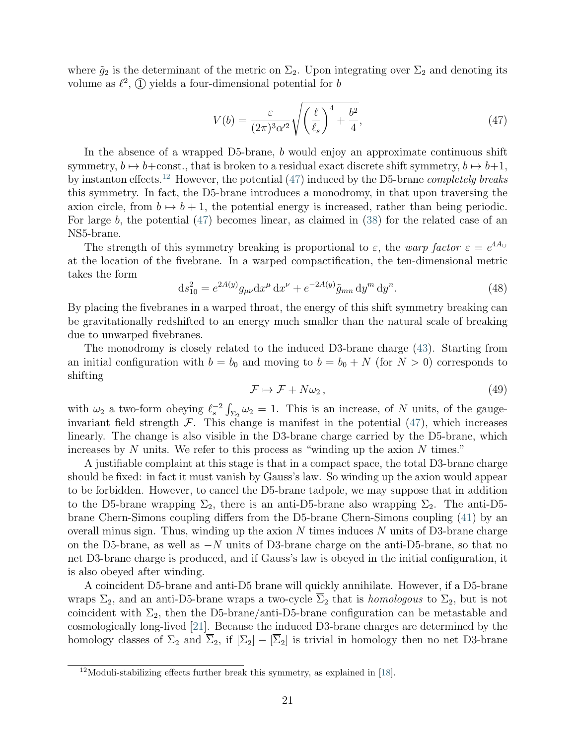where $\tilde{g}_2$ is the determinant of the metric on $\Sigma_2$. Upon integrating over $\Sigma_2$ and denoting its volume as $\ell^2$, ① yields a four-dimensional potential for $b$

$$V(b) = \frac{\varepsilon}{(2\pi)^3\alpha'^2}\sqrt{\left(\frac{\ell}{\ell_s}\right)^4 + \frac{b^2}{4}}, \tag{47}$$

In the absence of a wrapped D5-brane, $b$ would enjoy an approximate continuous shift symmetry, $b \mapsto b+$const., that is broken to a residual exact discrete shift symmetry, $b \mapsto b+1$, by instanton effects.[12] However, the potential (47) induced by the D5-brane *completely breaks* this symmetry. In fact, the D5-brane introduces a monodromy, in that upon traversing the axion circle, from $b \mapsto b+1$, the potential energy is increased, rather than being periodic. For large $b$, the potential (47) becomes linear, as claimed in (38) for the related case of an NS5-brane.

The strength of this symmetry breaking is proportional to $\varepsilon$, the *warp factor* $\varepsilon = e^{4A_\cup}$ at the location of the fivebrane. In a warped compactification, the ten-dimensional metric takes the form

$$\mathrm{d}s^2_{10} = e^{2A(y)}g_{\mu\nu}\mathrm{d}x^\mu\,\mathrm{d}x^\nu + e^{-2A(y)}\tilde{g}_{mn}\,\mathrm{d}y^m\,\mathrm{d}y^n. \tag{48}$$

By placing the fivebranes in a warped throat, the energy of this shift symmetry breaking can be gravitationally redshifted to an energy much smaller than the natural scale of breaking due to unwarped fivebranes.

The monodromy is closely related to the induced D3-brane charge (43). Starting from an initial configuration with $b = b_0$ and moving to $b = b_0 + N$ (for $N > 0$) corresponds to shifting

$$\mathcal{F} \mapsto \mathcal{F} + N\omega_2\,, \tag{49}$$

with $\omega_2$ a two-form obeying $\ell_s^{-2}\int_{\Sigma_2}\omega_2 = 1$. This is an increase, of $N$ units, of the gauge-invariant field strength $\mathcal{F}$. This change is manifest in the potential (47), which increases linearly. The change is also visible in the D3-brane charge carried by the D5-brane, which increases by $N$ units. We refer to this process as "winding up the axion $N$ times."

A justifiable complaint at this stage is that in a compact space, the total D3-brane charge should be fixed: in fact it must vanish by Gauss's law. So winding up the axion would appear to be forbidden. However, to cancel the D5-brane tadpole, we may suppose that in addition to the D5-brane wrapping $\Sigma_2$, there is an anti-D5-brane also wrapping $\Sigma_2$. The anti-D5-brane Chern-Simons coupling differs from the D5-brane Chern-Simons coupling (41) by an overall minus sign. Thus, winding up the axion $N$ times induces $N$ units of D3-brane charge on the D5-brane, as well as $-N$ units of D3-brane charge on the anti-D5-brane, so that no net D3-brane charge is produced, and if Gauss's law is obeyed in the initial configuration, it is also obeyed after winding.

A coincident D5-brane and anti-D5 brane will quickly annihilate. However, if a D5-brane wraps $\Sigma_2$, and an anti-D5-brane wraps a two-cycle $\overline{\Sigma}_2$ that is *homologous* to $\Sigma_2$, but is not coincident with $\Sigma_2$, then the D5-brane/anti-D5-brane configuration can be metastable and cosmologically long-lived [21]. Because the induced D3-brane charges are determined by the homology classes of $\Sigma_2$ and $\overline{\Sigma}_2$, if $[\Sigma_2] - [\overline{\Sigma}_2]$ is trivial in homology then no net D3-brane

[12] Moduli-stabilizing effects further break this symmetry, as explained in [18].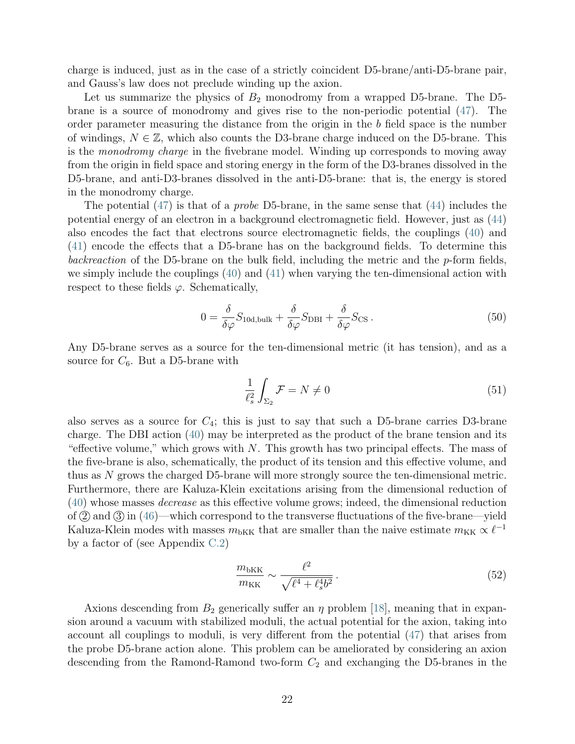charge is induced, just as in the case of a strictly coincident D5-brane/anti-D5-brane pair, and Gauss's law does not preclude winding up the axion.

Let us summarize the physics of $B_2$ monodromy from a wrapped D5-brane. The D5-brane is a source of monodromy and gives rise to the non-periodic potential (47). The order parameter measuring the distance from the origin in the $b$ field space is the number of windings, $N \in \mathbb{Z}$, which also counts the D3-brane charge induced on the D5-brane. This is the *monodromy charge* in the fivebrane model. Winding up corresponds to moving away from the origin in field space and storing energy in the form of the D3-branes dissolved in the D5-brane, and anti-D3-branes dissolved in the anti-D5-brane: that is, the energy is stored in the monodromy charge.

The potential (47) is that of a *probe* D5-brane, in the same sense that (44) includes the potential energy of an electron in a background electromagnetic field. However, just as (44) also encodes the fact that electrons source electromagnetic fields, the couplings (40) and (41) encode the effects that a D5-brane has on the background fields. To determine this *backreaction* of the D5-brane on the bulk field, including the metric and the $p$-form fields, we simply include the couplings (40) and (41) when varying the ten-dimensional action with respect to these fields $\varphi$. Schematically,

$$0 = \frac{\delta}{\delta \varphi} S_{\text{10d,bulk}} + \frac{\delta}{\delta \varphi} S_{\text{DBI}} + \frac{\delta}{\delta \varphi} S_{\text{CS}} \,. \tag{50}$$

Any D5-brane serves as a source for the ten-dimensional metric (it has tension), and as a source for $C_6$. But a D5-brane with

$$\frac{1}{\ell_s^2} \int_{\Sigma_2} \mathcal{F} = N \neq 0 \tag{51}$$

also serves as a source for $C_4$; this is just to say that such a D5-brane carries D3-brane charge. The DBI action (40) may be interpreted as the product of the brane tension and its "effective volume," which grows with $N$. This growth has two principal effects. The mass of the five-brane is also, schematically, the product of its tension and this effective volume, and thus as $N$ grows the charged D5-brane will more strongly source the ten-dimensional metric. Furthermore, there are Kaluza-Klein excitations arising from the dimensional reduction of (40) whose masses *decrease* as this effective volume grows; indeed, the dimensional reduction of ② and ③ in (46)—which correspond to the transverse fluctuations of the five-brane—yield Kaluza-Klein modes with masses $m_{\text{bKK}}$ that are smaller than the naive estimate $m_{\text{KK}} \propto \ell^{-1}$ by a factor of (see Appendix C.2)

$$\frac{m_{\text{bKK}}}{m_{\text{KK}}} \sim \frac{\ell^2}{\sqrt{\ell^4 + \ell_s^4 b^2}} \,. \tag{52}$$

Axions descending from $B_2$ generically suffer an $\eta$ problem [18], meaning that in expansion around a vacuum with stabilized moduli, the actual potential for the axion, taking into account all couplings to moduli, is very different from the potential (47) that arises from the probe D5-brane action alone. This problem can be ameliorated by considering an axion descending from the Ramond-Ramond two-form $C_2$ and exchanging the D5-branes in the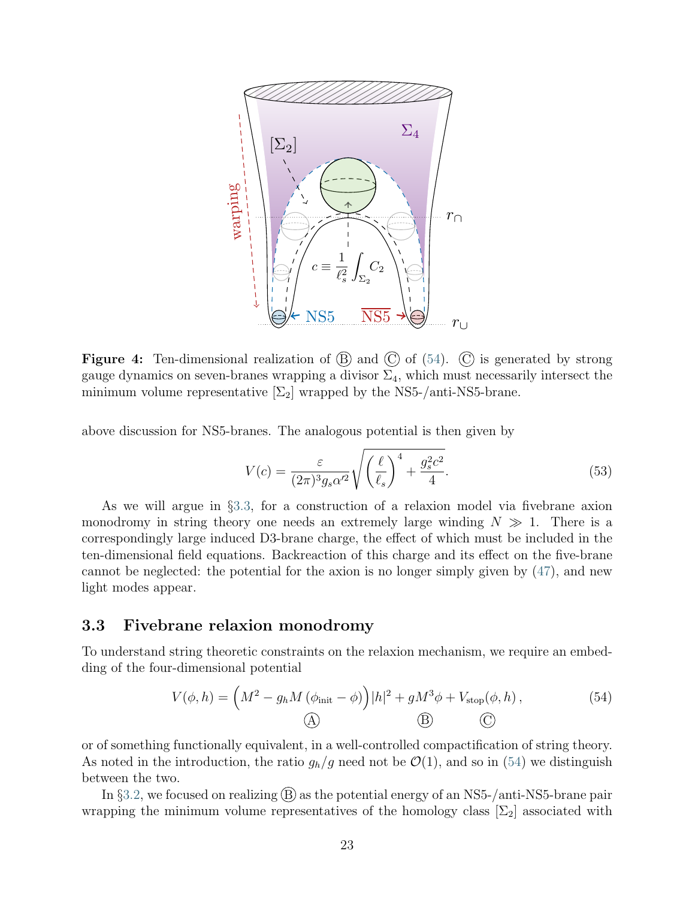**Figure 4:** Ten-dimensional realization of Ⓑ and Ⓒ of (54). Ⓒ is generated by strong gauge dynamics on seven-branes wrapping a divisor $\Sigma_4$, which must necessarily intersect the minimum volume representative $[\Sigma_2]$ wrapped by the NS5-/anti-NS5-brane.

above discussion for NS5-branes. The analogous potential is then given by

$$V(c) = \frac{\varepsilon}{(2\pi)^3 g_s \alpha'^2}\sqrt{\left(\frac{\ell}{\ell_s}\right)^4 + \frac{g_s^2 c^2}{4}}. \tag{53}$$

As we will argue in §3.3, for a construction of a relaxion model via fivebrane axion monodromy in string theory one needs an extremely large winding $N \gg 1$. There is a correspondingly large induced D3-brane charge, the effect of which must be included in the ten-dimensional field equations. Backreaction of this charge and its effect on the five-brane cannot be neglected: the potential for the axion is no longer simply given by (47), and new light modes appear.

### 3.3 Fivebrane relaxion monodromy

To understand string theoretic constraints on the relaxion mechanism, we require an embedding of the four-dimensional potential

$$V(\phi, h) = \underbrace{\Big(M^2 - g_h M\left(\phi_{\text{init}} - \phi\right)\Big)|h|^2}_{\text{Ⓐ}} + \underbrace{gM^3\phi}_{\text{Ⓑ}} + \underbrace{V_{\text{stop}}(\phi, h)}_{\text{Ⓒ}}\,, \tag{54}$$

or of something functionally equivalent, in a well-controlled compactification of string theory. As noted in the introduction, the ratio $g_h/g$ need not be $\mathcal{O}(1)$, and so in (54) we distinguish between the two.

In §3.2, we focused on realizing Ⓑ as the potential energy of an NS5-/anti-NS5-brane pair wrapping the minimum volume representatives of the homology class $[\Sigma_2]$ associated with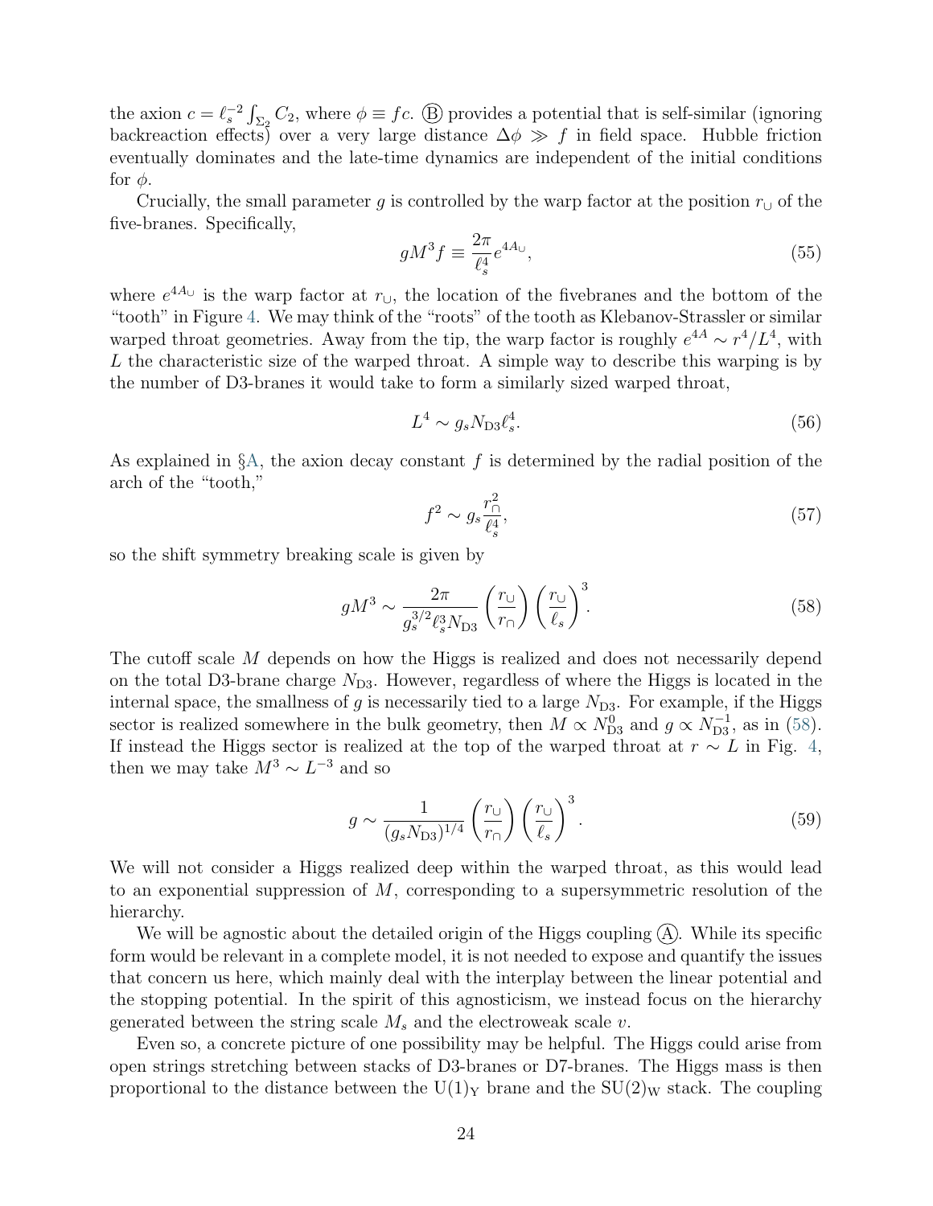the axion $c = \ell_s^{-2} \int_{\Sigma_2} C_2$, where $\phi \equiv fc$. Ⓑ provides a potential that is self-similar (ignoring backreaction effects) over a very large distance $\Delta\phi \gg f$ in field space. Hubble friction eventually dominates and the late-time dynamics are independent of the initial conditions for $\phi$.

Crucially, the small parameter $g$ is controlled by the warp factor at the position $r_\cup$ of the five-branes. Specifically,

$$gM^3 f \equiv \frac{2\pi}{\ell_s^4} e^{4A_\cup}, \tag{55}$$

where $e^{4A_\cup}$ is the warp factor at $r_\cup$, the location of the fivebranes and the bottom of the "tooth" in Figure 4. We may think of the "roots" of the tooth as Klebanov-Strassler or similar warped throat geometries. Away from the tip, the warp factor is roughly $e^{4A} \sim r^4/L^4$, with $L$ the characteristic size of the warped throat. A simple way to describe this warping is by the number of D3-branes it would take to form a similarly sized warped throat,

$$L^4 \sim g_s N_{\rm D3} \ell_s^4. \tag{56}$$

As explained in §A, the axion decay constant $f$ is determined by the radial position of the arch of the "tooth,"

$$f^2 \sim g_s \frac{r_\cap^2}{\ell_s^4}, \tag{57}$$

so the shift symmetry breaking scale is given by

$$gM^3 \sim \frac{2\pi}{g_s^{3/2} \ell_s^3 N_{\rm D3}} \left(\frac{r_\cup}{r_\cap}\right) \left(\frac{r_\cup}{\ell_s}\right)^3. \tag{58}$$

The cutoff scale $M$ depends on how the Higgs is realized and does not necessarily depend on the total D3-brane charge $N_{\rm D3}$. However, regardless of where the Higgs is located in the internal space, the smallness of $g$ is necessarily tied to a large $N_{\rm D3}$. For example, if the Higgs sector is realized somewhere in the bulk geometry, then $M \propto N_{\rm D3}^0$ and $g \propto N_{\rm D3}^{-1}$, as in (58). If instead the Higgs sector is realized at the top of the warped throat at $r \sim L$ in Fig. 4, then we may take $M^3 \sim L^{-3}$ and so

$$g \sim \frac{1}{(g_s N_{\rm D3})^{1/4}} \left(\frac{r_\cup}{r_\cap}\right) \left(\frac{r_\cup}{\ell_s}\right)^3. \tag{59}$$

We will not consider a Higgs realized deep within the warped throat, as this would lead to an exponential suppression of $M$, corresponding to a supersymmetric resolution of the hierarchy.

We will be agnostic about the detailed origin of the Higgs coupling Ⓐ. While its specific form would be relevant in a complete model, it is not needed to expose and quantify the issues that concern us here, which mainly deal with the interplay between the linear potential and the stopping potential. In the spirit of this agnosticism, we instead focus on the hierarchy generated between the string scale $M_s$ and the electroweak scale $v$.

Even so, a concrete picture of one possibility may be helpful. The Higgs could arise from open strings stretching between stacks of D3-branes or D7-branes. The Higgs mass is then proportional to the distance between the $\mathrm{U}(1)_{\rm Y}$ brane and the $\mathrm{SU}(2)_{\rm W}$ stack. The coupling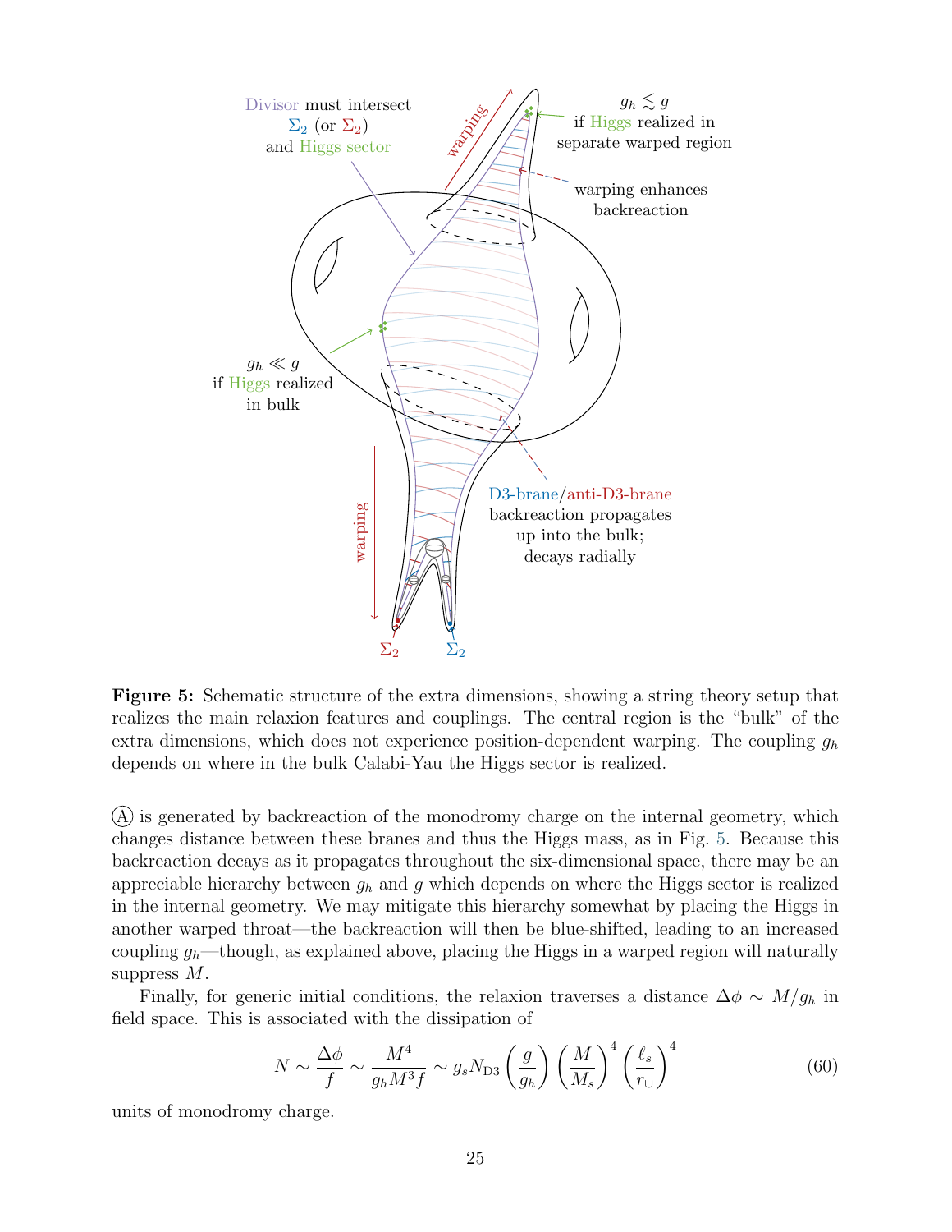**Figure 5:** Schematic structure of the extra dimensions, showing a string theory setup that realizes the main relaxion features and couplings. The central region is the "bulk" of the extra dimensions, which does not experience position-dependent warping. The coupling $g_h$ depends on where in the bulk Calabi-Yau the Higgs sector is realized.

Ⓐ is generated by backreaction of the monodromy charge on the internal geometry, which changes distance between these branes and thus the Higgs mass, as in Fig. 5. Because this backreaction decays as it propagates throughout the six-dimensional space, there may be an appreciable hierarchy between $g_h$ and $g$ which depends on where the Higgs sector is realized in the internal geometry. We may mitigate this hierarchy somewhat by placing the Higgs in another warped throat—the backreaction will then be blue-shifted, leading to an increased coupling $g_h$—though, as explained above, placing the Higgs in a warped region will naturally suppress $M$.

Finally, for generic initial conditions, the relaxion traverses a distance $\Delta\phi \sim M/g_h$ in field space. This is associated with the dissipation of

$$N \sim \frac{\Delta\phi}{f} \sim \frac{M^4}{g_h M^3 f} \sim g_s N_{\text{D3}} \left(\frac{g}{g_h}\right) \left(\frac{M}{M_s}\right)^4 \left(\frac{\ell_s}{r_\cup}\right)^4 \tag{60}$$

units of monodromy charge.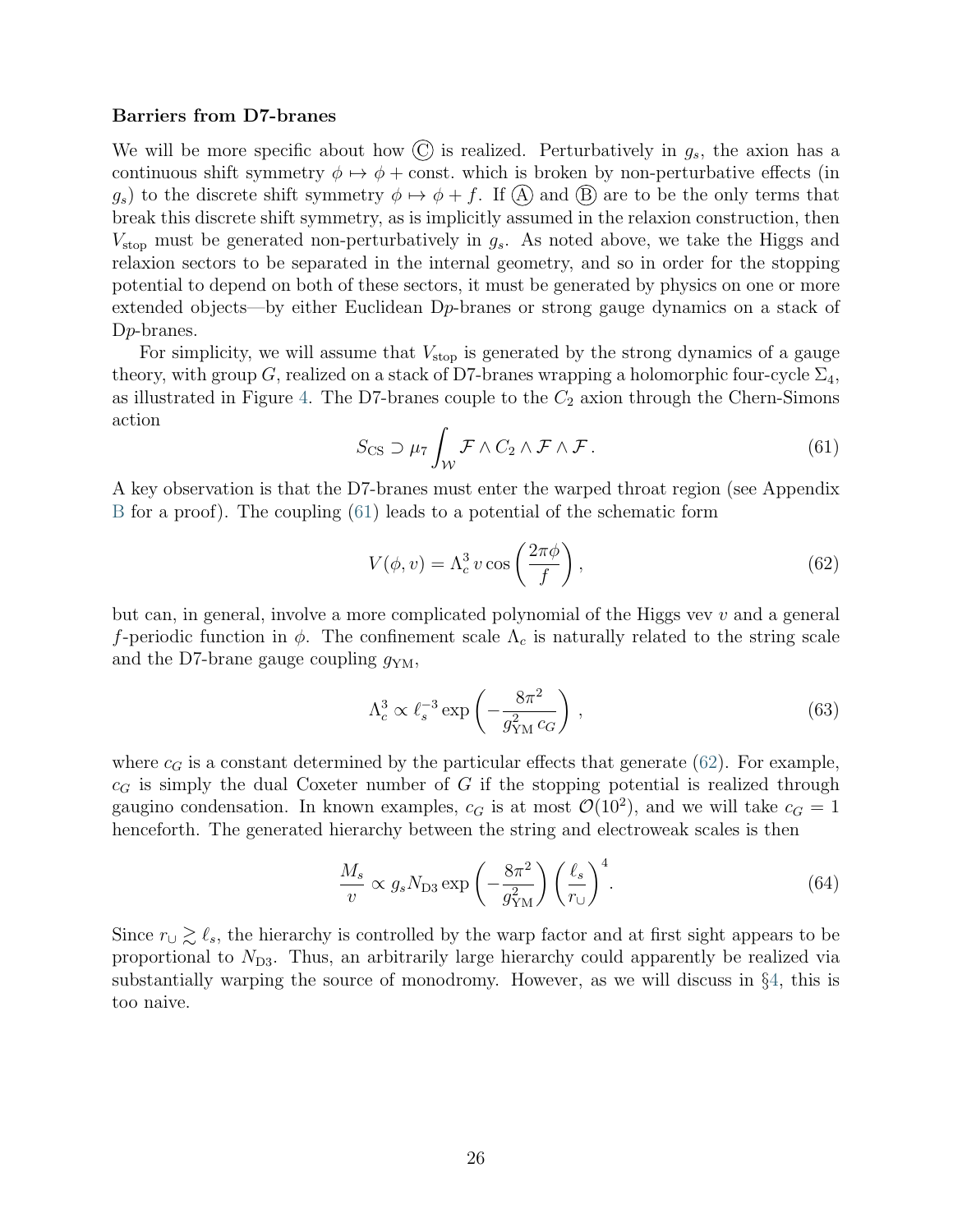**Barriers from D7-branes**

We will be more specific about how Ⓒ is realized. Perturbatively in $g_s$, the axion has a continuous shift symmetry $\phi \mapsto \phi + \text{const.}$ which is broken by non-perturbative effects (in $g_s$) to the discrete shift symmetry $\phi \mapsto \phi + f$. If Ⓐ and Ⓑ are to be the only terms that break this discrete shift symmetry, as is implicitly assumed in the relaxion construction, then $V_{\text{stop}}$ must be generated non-perturbatively in $g_s$. As noted above, we take the Higgs and relaxion sectors to be separated in the internal geometry, and so in order for the stopping potential to depend on both of these sectors, it must be generated by physics on one or more extended objects—by either Euclidean D$p$-branes or strong gauge dynamics on a stack of D$p$-branes.

For simplicity, we will assume that $V_{\text{stop}}$ is generated by the strong dynamics of a gauge theory, with group $G$, realized on a stack of D7-branes wrapping a holomorphic four-cycle $\Sigma_4$, as illustrated in Figure 4. The D7-branes couple to the $C_2$ axion through the Chern-Simons action

$$S_{\text{CS}} \supset \mu_7 \int_{\mathcal{W}} \mathcal{F} \wedge C_2 \wedge \mathcal{F} \wedge \mathcal{F}\,. \tag{61}$$

A key observation is that the D7-branes must enter the warped throat region (see Appendix B for a proof). The coupling (61) leads to a potential of the schematic form

$$V(\phi, v) = \Lambda_c^3\, v \cos\left(\frac{2\pi\phi}{f}\right), \tag{62}$$

but can, in general, involve a more complicated polynomial of the Higgs vev $v$ and a general $f$-periodic function in $\phi$. The confinement scale $\Lambda_c$ is naturally related to the string scale and the D7-brane gauge coupling $g_{\text{YM}}$,

$$\Lambda_c^3 \propto \ell_s^{-3} \exp\left(-\frac{8\pi^2}{g_{\text{YM}}^2\, c_G}\right), \tag{63}$$

where $c_G$ is a constant determined by the particular effects that generate (62). For example, $c_G$ is simply the dual Coxeter number of $G$ if the stopping potential is realized through gaugino condensation. In known examples, $c_G$ is at most $\mathcal{O}(10^2)$, and we will take $c_G = 1$ henceforth. The generated hierarchy between the string and electroweak scales is then

$$\frac{M_s}{v} \propto g_s N_{\text{D3}} \exp\left(-\frac{8\pi^2}{g_{\text{YM}}^2}\right)\left(\frac{\ell_s}{r_\cup}\right)^4. \tag{64}$$

Since $r_\cup \gtrsim \ell_s$, the hierarchy is controlled by the warp factor and at first sight appears to be proportional to $N_{\text{D3}}$. Thus, an arbitrarily large hierarchy could apparently be realized via substantially warping the source of monodromy. However, as we will discuss in §4, this is too naive.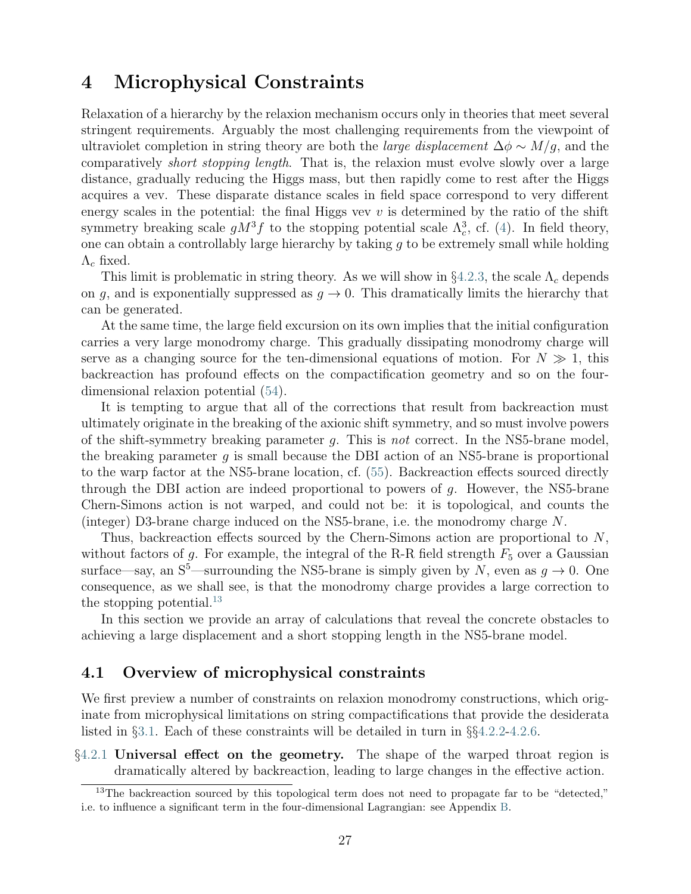# 4 Microphysical Constraints

Relaxation of a hierarchy by the relaxion mechanism occurs only in theories that meet several stringent requirements. Arguably the most challenging requirements from the viewpoint of ultraviolet completion in string theory are both the *large displacement* $\Delta\phi \sim M/g$, and the comparatively *short stopping length*. That is, the relaxion must evolve slowly over a large distance, gradually reducing the Higgs mass, but then rapidly come to rest after the Higgs acquires a vev. These disparate distance scales in field space correspond to very different energy scales in the potential: the final Higgs vev $v$ is determined by the ratio of the shift symmetry breaking scale $gM^3 f$ to the stopping potential scale $\Lambda_c^3$, cf. (4). In field theory, one can obtain a controllably large hierarchy by taking $g$ to be extremely small while holding $\Lambda_c$ fixed.

This limit is problematic in string theory. As we will show in §4.2.3, the scale $\Lambda_c$ depends on $g$, and is exponentially suppressed as $g \to 0$. This dramatically limits the hierarchy that can be generated.

At the same time, the large field excursion on its own implies that the initial configuration carries a very large monodromy charge. This gradually dissipating monodromy charge will serve as a changing source for the ten-dimensional equations of motion. For $N \gg 1$, this backreaction has profound effects on the compactification geometry and so on the four-dimensional relaxion potential (54).

It is tempting to argue that all of the corrections that result from backreaction must ultimately originate in the breaking of the axionic shift symmetry, and so must involve powers of the shift-symmetry breaking parameter $g$. This is *not* correct. In the NS5-brane model, the breaking parameter $g$ is small because the DBI action of an NS5-brane is proportional to the warp factor at the NS5-brane location, cf. (55). Backreaction effects sourced directly through the DBI action are indeed proportional to powers of $g$. However, the NS5-brane Chern-Simons action is not warped, and could not be: it is topological, and counts the (integer) D3-brane charge induced on the NS5-brane, i.e. the monodromy charge $N$.

Thus, backreaction effects sourced by the Chern-Simons action are proportional to $N$, without factors of $g$. For example, the integral of the R-R field strength $F_5$ over a Gaussian surface—say, an $S^5$—surrounding the NS5-brane is simply given by $N$, even as $g \to 0$. One consequence, as we shall see, is that the monodromy charge provides a large correction to the stopping potential.[13]

In this section we provide an array of calculations that reveal the concrete obstacles to achieving a large displacement and a short stopping length in the NS5-brane model.

## 4.1 Overview of microphysical constraints

We first preview a number of constraints on relaxion monodromy constructions, which originate from microphysical limitations on string compactifications that provide the desiderata listed in §3.1. Each of these constraints will be detailed in turn in §§4.2.2-4.2.6.

§4.2.1 **Universal effect on the geometry.** The shape of the warped throat region is dramatically altered by backreaction, leading to large changes in the effective action.

[13] The backreaction sourced by this topological term does not need to propagate far to be "detected," i.e. to influence a significant term in the four-dimensional Lagrangian: see Appendix B.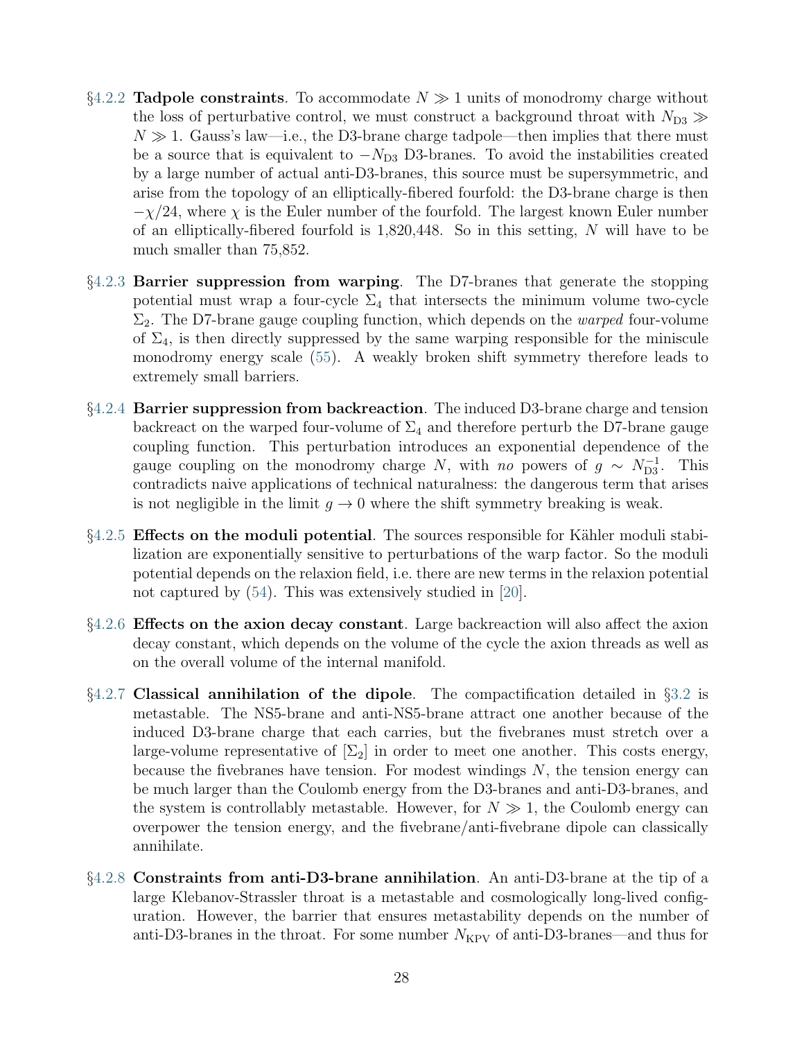§4.2.2 **Tadpole constraints**. To accommodate $N \gg 1$ units of monodromy charge without the loss of perturbative control, we must construct a background throat with $N_{\rm D3} \gg N \gg 1$. Gauss's law—i.e., the D3-brane charge tadpole—then implies that there must be a source that is equivalent to $-N_{\rm D3}$ D3-branes. To avoid the instabilities created by a large number of actual anti-D3-branes, this source must be supersymmetric, and arise from the topology of an elliptically-fibered fourfold: the D3-brane charge is then $-\chi/24$, where $\chi$ is the Euler number of the fourfold. The largest known Euler number of an elliptically-fibered fourfold is 1,820,448. So in this setting, $N$ will have to be much smaller than 75,852.

§4.2.3 **Barrier suppression from warping**. The D7-branes that generate the stopping potential must wrap a four-cycle $\Sigma_4$ that intersects the minimum volume two-cycle $\Sigma_2$. The D7-brane gauge coupling function, which depends on the *warped* four-volume of $\Sigma_4$, is then directly suppressed by the same warping responsible for the miniscule monodromy energy scale (55). A weakly broken shift symmetry therefore leads to extremely small barriers.

§4.2.4 **Barrier suppression from backreaction**. The induced D3-brane charge and tension backreact on the warped four-volume of $\Sigma_4$ and therefore perturb the D7-brane gauge coupling function. This perturbation introduces an exponential dependence of the gauge coupling on the monodromy charge $N$, with *no* powers of $g \sim N_{\rm D3}^{-1}$. This contradicts naive applications of technical naturalness: the dangerous term that arises is not negligible in the limit $g \to 0$ where the shift symmetry breaking is weak.

§4.2.5 **Effects on the moduli potential**. The sources responsible for Kähler moduli stabilization are exponentially sensitive to perturbations of the warp factor. So the moduli potential depends on the relaxion field, i.e. there are new terms in the relaxion potential not captured by (54). This was extensively studied in [20].

§4.2.6 **Effects on the axion decay constant**. Large backreaction will also affect the axion decay constant, which depends on the volume of the cycle the axion threads as well as on the overall volume of the internal manifold.

§4.2.7 **Classical annihilation of the dipole**. The compactification detailed in §3.2 is metastable. The NS5-brane and anti-NS5-brane attract one another because of the induced D3-brane charge that each carries, but the fivebranes must stretch over a large-volume representative of $[\Sigma_2]$ in order to meet one another. This costs energy, because the fivebranes have tension. For modest windings $N$, the tension energy can be much larger than the Coulomb energy from the D3-branes and anti-D3-branes, and the system is controllably metastable. However, for $N \gg 1$, the Coulomb energy can overpower the tension energy, and the fivebrane/anti-fivebrane dipole can classically annihilate.

§4.2.8 **Constraints from anti-D3-brane annihilation**. An anti-D3-brane at the tip of a large Klebanov-Strassler throat is a metastable and cosmologically long-lived configuration. However, the barrier that ensures metastability depends on the number of anti-D3-branes in the throat. For some number $N_{\rm KPV}$ of anti-D3-branes—and thus for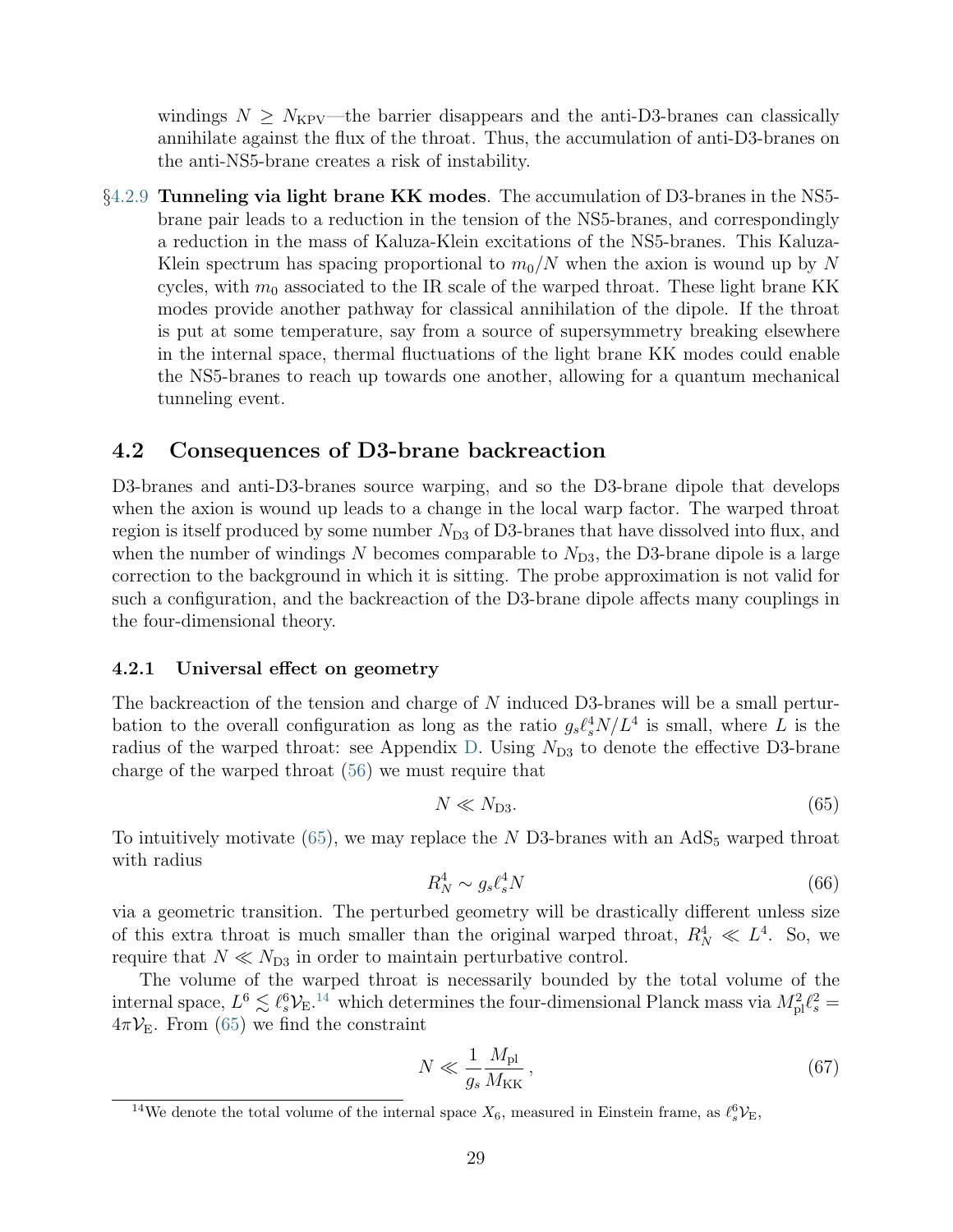windings $N \geq N_{\rm KPV}$—the barrier disappears and the anti-D3-branes can classically annihilate against the flux of the throat. Thus, the accumulation of anti-D3-branes on the anti-NS5-brane creates a risk of instability.

§4.2.9 **Tunneling via light brane KK modes**. The accumulation of D3-branes in the NS5-brane pair leads to a reduction in the tension of the NS5-branes, and correspondingly a reduction in the mass of Kaluza-Klein excitations of the NS5-branes. This Kaluza-Klein spectrum has spacing proportional to $m_0/N$ when the axion is wound up by $N$ cycles, with $m_0$ associated to the IR scale of the warped throat. These light brane KK modes provide another pathway for classical annihilation of the dipole. If the throat is put at some temperature, say from a source of supersymmetry breaking elsewhere in the internal space, thermal fluctuations of the light brane KK modes could enable the NS5-branes to reach up towards one another, allowing for a quantum mechanical tunneling event.

## 4.2 Consequences of D3-brane backreaction

D3-branes and anti-D3-branes source warping, and so the D3-brane dipole that develops when the axion is wound up leads to a change in the local warp factor. The warped throat region is itself produced by some number $N_{\rm D3}$ of D3-branes that have dissolved into flux, and when the number of windings $N$ becomes comparable to $N_{\rm D3}$, the D3-brane dipole is a large correction to the background in which it is sitting. The probe approximation is not valid for such a configuration, and the backreaction of the D3-brane dipole affects many couplings in the four-dimensional theory.

### 4.2.1 Universal effect on geometry

The backreaction of the tension and charge of $N$ induced D3-branes will be a small perturbation to the overall configuration as long as the ratio $g_s \ell_s^4 N/L^4$ is small, where $L$ is the radius of the warped throat: see Appendix D. Using $N_{\rm D3}$ to denote the effective D3-brane charge of the warped throat (56) we must require that

$$N \ll N_{\rm D3}. \tag{65}$$

To intuitively motivate (65), we may replace the $N$ D3-branes with an $\mathrm{AdS}_5$ warped throat with radius

$$R_N^4 \sim g_s \ell_s^4 N \tag{66}$$

via a geometric transition. The perturbed geometry will be drastically different unless size of this extra throat is much smaller than the original warped throat, $R_N^4 \ll L^4$. So, we require that $N \ll N_{\rm D3}$ in order to maintain perturbative control.

The volume of the warped throat is necessarily bounded by the total volume of the internal space, $L^6 \lesssim \ell_s^6 \mathcal{V}_{\rm E}$.[14] which determines the four-dimensional Planck mass via $M_{\rm pl}^2 \ell_s^2 = 4\pi \mathcal{V}_{\rm E}$. From (65) we find the constraint

$$N \ll \frac{1}{g_s} \frac{M_{\rm pl}}{M_{\rm KK}}\,, \tag{67}$$

[14] We denote the total volume of the internal space $X_6$, measured in Einstein frame, as $\ell_s^6 \mathcal{V}_{\rm E}$,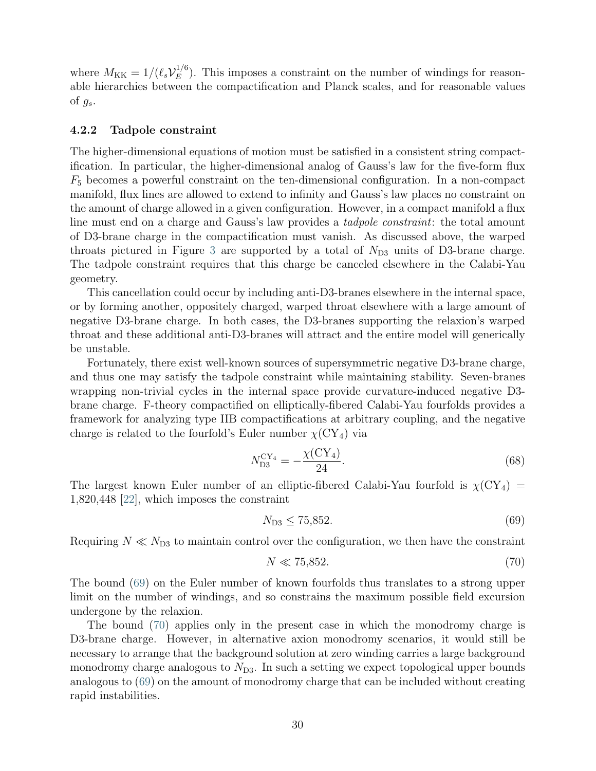where $M_{\rm KK} = 1/(\ell_s \mathcal{V}_E^{1/6})$. This imposes a constraint on the number of windings for reasonable hierarchies between the compactification and Planck scales, and for reasonable values of $g_s$.

#### 4.2.2 Tadpole constraint

The higher-dimensional equations of motion must be satisfied in a consistent string compactification. In particular, the higher-dimensional analog of Gauss's law for the five-form flux $F_5$ becomes a powerful constraint on the ten-dimensional configuration. In a non-compact manifold, flux lines are allowed to extend to infinity and Gauss's law places no constraint on the amount of charge allowed in a given configuration. However, in a compact manifold a flux line must end on a charge and Gauss's law provides a *tadpole constraint*: the total amount of D3-brane charge in the compactification must vanish. As discussed above, the warped throats pictured in Figure 3 are supported by a total of $N_{\rm D3}$ units of D3-brane charge. The tadpole constraint requires that this charge be canceled elsewhere in the Calabi-Yau geometry.

This cancellation could occur by including anti-D3-branes elsewhere in the internal space, or by forming another, oppositely charged, warped throat elsewhere with a large amount of negative D3-brane charge. In both cases, the D3-branes supporting the relaxion's warped throat and these additional anti-D3-branes will attract and the entire model will generically be unstable.

Fortunately, there exist well-known sources of supersymmetric negative D3-brane charge, and thus one may satisfy the tadpole constraint while maintaining stability. Seven-branes wrapping non-trivial cycles in the internal space provide curvature-induced negative D3-brane charge. F-theory compactified on elliptically-fibered Calabi-Yau fourfolds provides a framework for analyzing type IIB compactifications at arbitrary coupling, and the negative charge is related to the fourfold's Euler number $\chi(\mathrm{CY}_4)$ via

$$N_{\rm D3}^{\mathrm{CY}_4} = -\frac{\chi(\mathrm{CY}_4)}{24}. \tag{68}$$

The largest known Euler number of an elliptic-fibered Calabi-Yau fourfold is $\chi(\mathrm{CY}_4) = 1{,}820{,}448$ [22], which imposes the constraint

$$N_{\rm D3} \leq 75{,}852. \tag{69}$$

Requiring $N \ll N_{\rm D3}$ to maintain control over the configuration, we then have the constraint

$$N \ll 75{,}852. \tag{70}$$

The bound (69) on the Euler number of known fourfolds thus translates to a strong upper limit on the number of windings, and so constrains the maximum possible field excursion undergone by the relaxion.

The bound (70) applies only in the present case in which the monodromy charge is D3-brane charge. However, in alternative axion monodromy scenarios, it would still be necessary to arrange that the background solution at zero winding carries a large background monodromy charge analogous to $N_{\rm D3}$. In such a setting we expect topological upper bounds analogous to (69) on the amount of monodromy charge that can be included without creating rapid instabilities.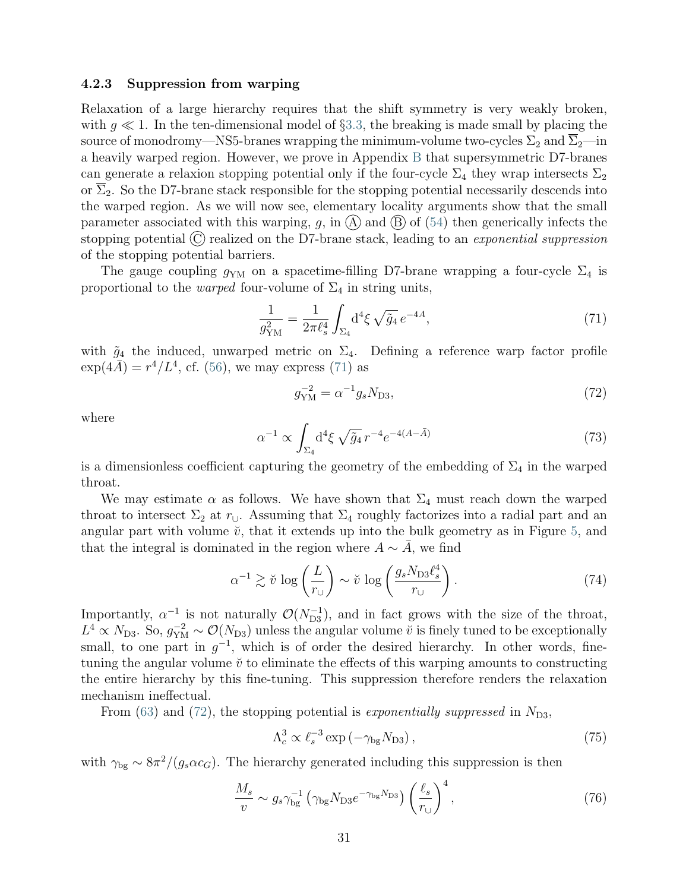### 4.2.3 Suppression from warping

Relaxation of a large hierarchy requires that the shift symmetry is very weakly broken, with $g \ll 1$. In the ten-dimensional model of §3.3, the breaking is made small by placing the source of monodromy—NS5-branes wrapping the minimum-volume two-cycles $\Sigma_2$ and $\overline{\Sigma}_2$—in a heavily warped region. However, we prove in Appendix B that supersymmetric D7-branes can generate a relaxion stopping potential only if the four-cycle $\Sigma_4$ they wrap intersects $\Sigma_2$ or $\overline{\Sigma}_2$. So the D7-brane stack responsible for the stopping potential necessarily descends into the warped region. As we will now see, elementary locality arguments show that the small parameter associated with this warping, $g$, in Ⓐ and Ⓑ of (54) then generically infects the stopping potential Ⓒ realized on the D7-brane stack, leading to an *exponential suppression* of the stopping potential barriers.

The gauge coupling $g_{\rm YM}$ on a spacetime-filling D7-brane wrapping a four-cycle $\Sigma_4$ is proportional to the *warped* four-volume of $\Sigma_4$ in string units,

$$\frac{1}{g_{\rm YM}^2} = \frac{1}{2\pi \ell_s^4} \int_{\Sigma_4} {\rm d}^4\xi \, \sqrt{\tilde{g}_4}\, e^{-4A}, \tag{71}$$

with $\tilde{g}_4$ the induced, unwarped metric on $\Sigma_4$. Defining a reference warp factor profile $\exp(4\bar{A}) = r^4/L^4$, cf. (56), we may express (71) as

$$g_{\rm YM}^{-2} = \alpha^{-1} g_s N_{\rm D3}, \tag{72}$$

where

$$\alpha^{-1} \propto \int_{\Sigma_4} {\rm d}^4\xi \, \sqrt{\tilde{g}_4}\, r^{-4} e^{-4(A-\bar{A})} \tag{73}$$

is a dimensionless coefficient capturing the geometry of the embedding of $\Sigma_4$ in the warped throat.

We may estimate $\alpha$ as follows. We have shown that $\Sigma_4$ must reach down the warped throat to intersect $\Sigma_2$ at $r_\cup$. Assuming that $\Sigma_4$ roughly factorizes into a radial part and an angular part with volume $\breve{v}$, that it extends up into the bulk geometry as in Figure 5, and that the integral is dominated in the region where $A \sim \bar{A}$, we find

$$\alpha^{-1} \gtrsim \breve{v} \, \log\left(\frac{L}{r_\cup}\right) \sim \breve{v} \, \log\left(\frac{g_s N_{\rm D3} \ell_s^4}{r_\cup}\right). \tag{74}$$

Importantly, $\alpha^{-1}$ is not naturally $\mathcal{O}(N_{\rm D3}^{-1})$, and in fact grows with the size of the throat, $L^4 \propto N_{\rm D3}$. So, $g_{\rm YM}^{-2} \sim \mathcal{O}(N_{\rm D3})$ unless the angular volume $\breve{v}$ is finely tuned to be exceptionally small, to one part in $g^{-1}$, which is of order the desired hierarchy. In other words, fine-tuning the angular volume $\breve{v}$ to eliminate the effects of this warping amounts to constructing the entire hierarchy by this fine-tuning. This suppression therefore renders the relaxation mechanism ineffectual.

From (63) and (72), the stopping potential is *exponentially suppressed* in $N_{\rm D3}$,

$$\Lambda_c^3 \propto \ell_s^{-3} \exp\left(-\gamma_{\rm bg} N_{\rm D3}\right), \tag{75}$$

with $\gamma_{\rm bg} \sim 8\pi^2/(g_s \alpha c_G)$. The hierarchy generated including this suppression is then

$$\frac{M_s}{v} \sim g_s \gamma_{\rm bg}^{-1} \left(\gamma_{\rm bg} N_{\rm D3} e^{-\gamma_{\rm bg} N_{\rm D3}}\right) \left(\frac{\ell_s}{r_\cup}\right)^4, \tag{76}$$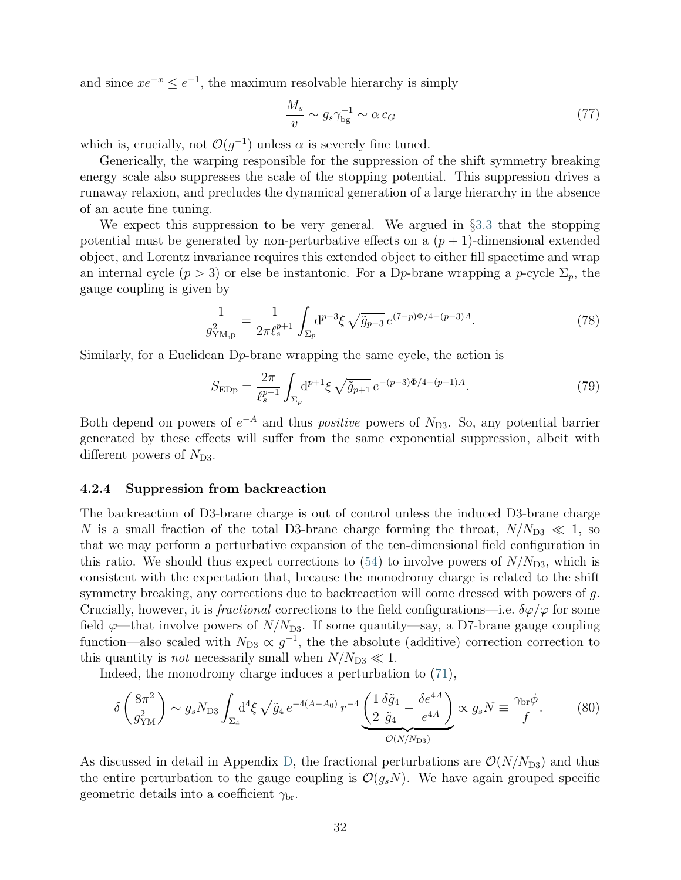and since $xe^{-x} \leq e^{-1}$, the maximum resolvable hierarchy is simply

$$\frac{M_s}{v} \sim g_s \gamma_{\rm bg}^{-1} \sim \alpha\, c_G \tag{77}$$

which is, crucially, not $\mathcal{O}(g^{-1})$ unless $\alpha$ is severely fine tuned.

Generically, the warping responsible for the suppression of the shift symmetry breaking energy scale also suppresses the scale of the stopping potential. This suppression drives a runaway relaxion, and precludes the dynamical generation of a large hierarchy in the absence of an acute fine tuning.

We expect this suppression to be very general. We argued in §3.3 that the stopping potential must be generated by non-perturbative effects on a $(p+1)$-dimensional extended object, and Lorentz invariance requires this extended object to either fill spacetime and wrap an internal cycle ($p > 3$) or else be instantonic. For a D$p$-brane wrapping a $p$-cycle $\Sigma_p$, the gauge coupling is given by

$$\frac{1}{g^2_{\rm YM,p}} = \frac{1}{2\pi \ell_s^{p+1}} \int_{\Sigma_p} \mathrm{d}^{p-3}\xi\, \sqrt{\tilde{g}_{p-3}}\, e^{(7-p)\Phi/4-(p-3)A}. \tag{78}$$

Similarly, for a Euclidean D$p$-brane wrapping the same cycle, the action is

$$S_{\rm EDp} = \frac{2\pi}{\ell_s^{p+1}} \int_{\Sigma_p} \mathrm{d}^{p+1}\xi\, \sqrt{\tilde{g}_{p+1}}\, e^{-(p-3)\Phi/4-(p+1)A}. \tag{79}$$

Both depend on powers of $e^{-A}$ and thus *positive* powers of $N_{\rm D3}$. So, any potential barrier generated by these effects will suffer from the same exponential suppression, albeit with different powers of $N_{\rm D3}$.

#### 4.2.4 Suppression from backreaction

The backreaction of D3-brane charge is out of control unless the induced D3-brane charge $N$ is a small fraction of the total D3-brane charge forming the throat, $N/N_{\rm D3} \ll 1$, so that we may perform a perturbative expansion of the ten-dimensional field configuration in this ratio. We should thus expect corrections to (54) to involve powers of $N/N_{\rm D3}$, which is consistent with the expectation that, because the monodromy charge is related to the shift symmetry breaking, any corrections due to backreaction will come dressed with powers of $g$. Crucially, however, it is *fractional* corrections to the field configurations—i.e. $\delta\varphi/\varphi$ for some field $\varphi$—that involve powers of $N/N_{\rm D3}$. If some quantity—say, a D7-brane gauge coupling function—also scaled with $N_{\rm D3} \propto g^{-1}$, the the absolute (additive) correction correction to this quantity is *not* necessarily small when $N/N_{\rm D3} \ll 1$.

Indeed, the monodromy charge induces a perturbation to (71),

$$\delta\left(\frac{8\pi^2}{g^2_{\rm YM}}\right) \sim g_s N_{\rm D3} \int_{\Sigma_4} \mathrm{d}^4\xi\, \sqrt{\tilde{g}_4}\, e^{-4(A-A_0)}\, r^{-4} \underbrace{\left(\frac{1}{2}\frac{\delta\tilde{g}_4}{\tilde{g}_4} - \frac{\delta e^{4A}}{e^{4A}}\right)}_{\mathcal{O}(N/N_{\rm D3})} \propto g_s N \equiv \frac{\gamma_{\rm br}\phi}{f}. \tag{80}$$

As discussed in detail in Appendix D, the fractional perturbations are $\mathcal{O}(N/N_{\rm D3})$ and thus the entire perturbation to the gauge coupling is $\mathcal{O}(g_s N)$. We have again grouped specific geometric details into a coefficient $\gamma_{\rm br}$.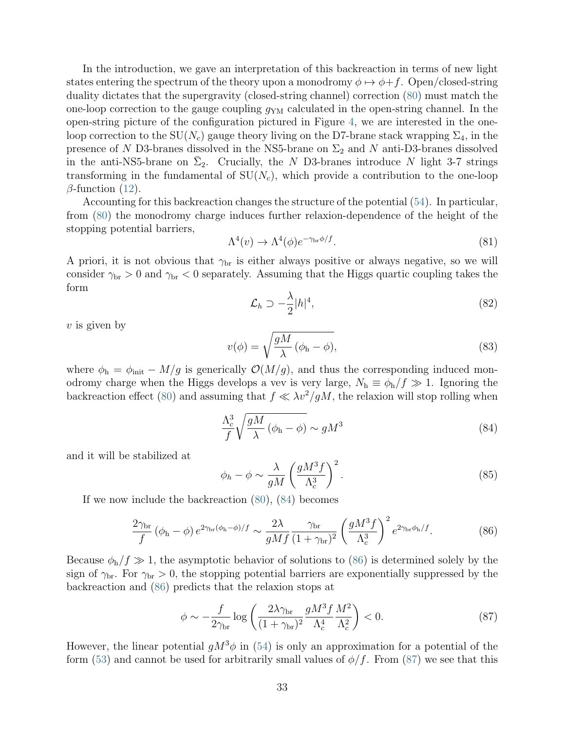In the introduction, we gave an interpretation of this backreaction in terms of new light states entering the spectrum of the theory upon a monodromy $\phi \mapsto \phi + f$. Open/closed-string duality dictates that the supergravity (closed-string channel) correction (80) must match the one-loop correction to the gauge coupling $g_{\rm YM}$ calculated in the open-string channel. In the open-string picture of the configuration pictured in Figure 4, we are interested in the one-loop correction to the SU($N_c$) gauge theory living on the D7-brane stack wrapping $\Sigma_4$, in the presence of $N$ D3-branes dissolved in the NS5-brane on $\Sigma_2$ and $N$ anti-D3-branes dissolved in the anti-NS5-brane on $\bar{\Sigma}_2$. Crucially, the $N$ D3-branes introduce $N$ light 3-7 strings transforming in the fundamental of SU($N_c$), which provide a contribution to the one-loop $\beta$-function (12).

Accounting for this backreaction changes the structure of the potential (54). In particular, from (80) the monodromy charge induces further relaxion-dependence of the height of the stopping potential barriers,

$$\Lambda^4(v) \to \Lambda^4(\phi) e^{-\gamma_{\rm br}\phi/f}. \tag{81}$$

A priori, it is not obvious that $\gamma_{\rm br}$ is either always positive or always negative, so we will consider $\gamma_{\rm br} > 0$ and $\gamma_{\rm br} < 0$ separately. Assuming that the Higgs quartic coupling takes the form

$$\mathcal{L}_h \supset -\frac{\lambda}{2}|h|^4, \tag{82}$$

$v$ is given by

$$v(\phi) = \sqrt{\frac{gM}{\lambda}\left(\phi_{\rm h} - \phi\right)}, \tag{83}$$

where $\phi_{\rm h} = \phi_{\rm init} - M/g$ is generically $\mathcal{O}(M/g)$, and thus the corresponding induced monodromy charge when the Higgs develops a vev is very large, $N_{\rm h} \equiv \phi_{\rm h}/f \gg 1$. Ignoring the backreaction effect (80) and assuming that $f \ll \lambda v^2/gM$, the relaxion will stop rolling when

$$\frac{\Lambda_c^3}{f}\sqrt{\frac{gM}{\lambda}\left(\phi_{\rm h} - \phi\right)} \sim gM^3 \tag{84}$$

and it will be stabilized at

$$\phi_h - \phi \sim \frac{\lambda}{gM}\left(\frac{gM^3 f}{\Lambda_c^3}\right)^2. \tag{85}$$

If we now include the backreaction (80), (84) becomes

$$\frac{2\gamma_{\rm br}}{f}\left(\phi_{\rm h} - \phi\right) e^{2\gamma_{\rm br}(\phi_{\rm h}-\phi)/f} \sim \frac{2\lambda}{gMf}\frac{\gamma_{\rm br}}{(1+\gamma_{\rm br})^2}\left(\frac{gM^3 f}{\Lambda_c^3}\right)^2 e^{2\gamma_{\rm br}\phi_{\rm h}/f}. \tag{86}$$

Because $\phi_{\rm h}/f \gg 1$, the asymptotic behavior of solutions to (86) is determined solely by the sign of $\gamma_{\rm br}$. For $\gamma_{\rm br} > 0$, the stopping potential barriers are exponentially suppressed by the backreaction and (86) predicts that the relaxion stops at

$$\phi \sim -\frac{f}{2\gamma_{\rm br}}\log\left(\frac{2\lambda\gamma_{\rm br}}{(1+\gamma_{\rm br})^2}\frac{gM^3 f}{\Lambda_c^4}\frac{M^2}{\Lambda_c^2}\right) < 0. \tag{87}$$

However, the linear potential $gM^3\phi$ in (54) is only an approximation for a potential of the form (53) and cannot be used for arbitrarily small values of $\phi/f$. From (87) we see that this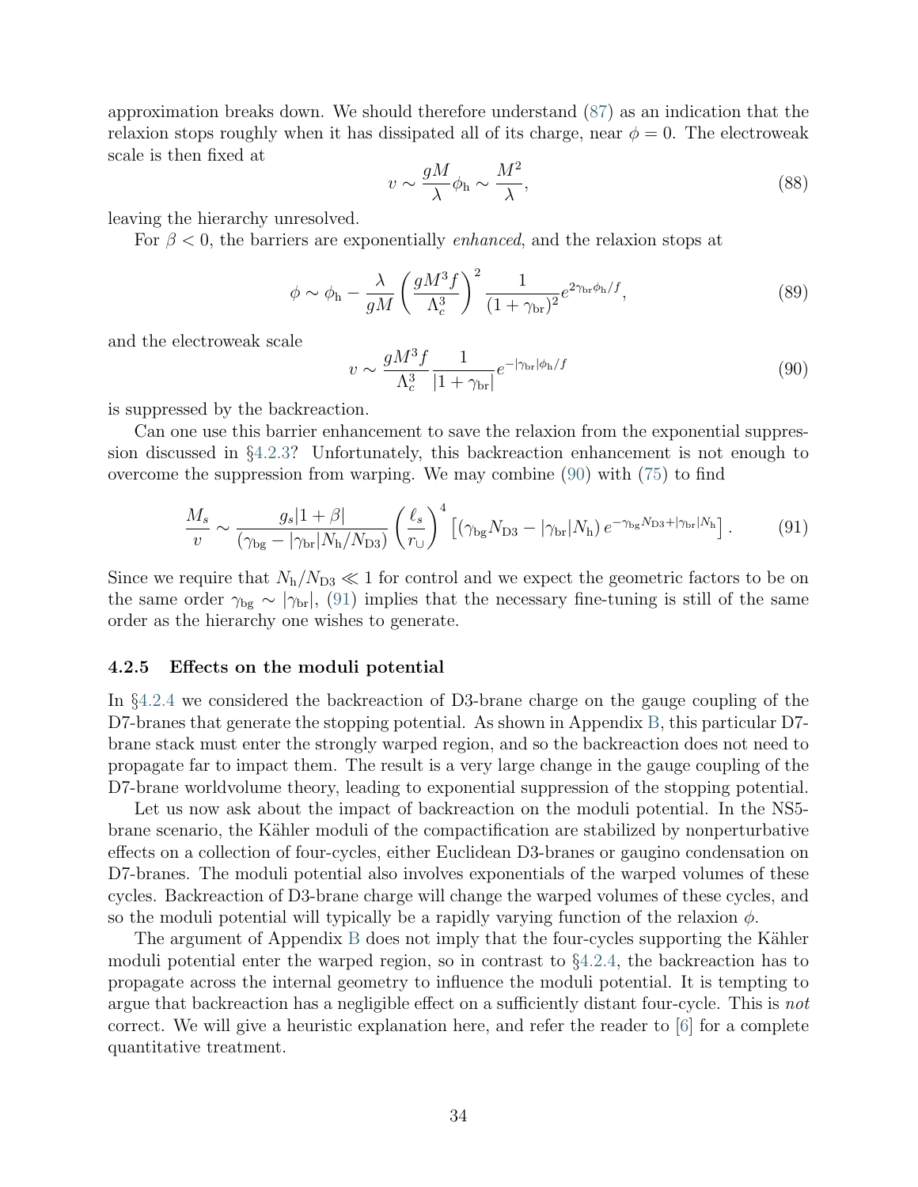approximation breaks down. We should therefore understand (87) as an indication that the relaxion stops roughly when it has dissipated all of its charge, near $\phi = 0$. The electroweak scale is then fixed at

$$v \sim \frac{gM}{\lambda}\phi_{\rm h} \sim \frac{M^2}{\lambda}, \tag{88}$$

leaving the hierarchy unresolved.

For $\beta < 0$, the barriers are exponentially *enhanced*, and the relaxion stops at

$$\phi \sim \phi_{\rm h} - \frac{\lambda}{gM}\left(\frac{gM^3 f}{\Lambda_c^3}\right)^2 \frac{1}{(1+\gamma_{\rm br})^2} e^{2\gamma_{\rm br}\phi_{\rm h}/f}, \tag{89}$$

and the electroweak scale

$$v \sim \frac{gM^3 f}{\Lambda_c^3}\frac{1}{|1+\gamma_{\rm br}|}e^{-|\gamma_{\rm br}|\phi_{\rm h}/f} \tag{90}$$

is suppressed by the backreaction.

Can one use this barrier enhancement to save the relaxion from the exponential suppression discussed in §4.2.3? Unfortunately, this backreaction enhancement is not enough to overcome the suppression from warping. We may combine (90) with (75) to find

$$\frac{M_s}{v} \sim \frac{g_s|1+\beta|}{(\gamma_{\rm bg} - |\gamma_{\rm br}|N_{\rm h}/N_{\rm D3})}\left(\frac{\ell_s}{r_\cup}\right)^4 \left[(\gamma_{\rm bg}N_{\rm D3} - |\gamma_{\rm br}|N_{\rm h})\, e^{-\gamma_{\rm bg}N_{\rm D3} + |\gamma_{\rm br}|N_{\rm h}}\right]. \tag{91}$$

Since we require that $N_{\rm h}/N_{\rm D3} \ll 1$ for control and we expect the geometric factors to be on the same order $\gamma_{\rm bg} \sim |\gamma_{\rm br}|$, (91) implies that the necessary fine-tuning is still of the same order as the hierarchy one wishes to generate.

### 4.2.5 Effects on the moduli potential

In §4.2.4 we considered the backreaction of D3-brane charge on the gauge coupling of the D7-branes that generate the stopping potential. As shown in Appendix B, this particular D7-brane stack must enter the strongly warped region, and so the backreaction does not need to propagate far to impact them. The result is a very large change in the gauge coupling of the D7-brane worldvolume theory, leading to exponential suppression of the stopping potential.

Let us now ask about the impact of backreaction on the moduli potential. In the NS5-brane scenario, the Kähler moduli of the compactification are stabilized by nonperturbative effects on a collection of four-cycles, either Euclidean D3-branes or gaugino condensation on D7-branes. The moduli potential also involves exponentials of the warped volumes of these cycles. Backreaction of D3-brane charge will change the warped volumes of these cycles, and so the moduli potential will typically be a rapidly varying function of the relaxion $\phi$.

The argument of Appendix B does not imply that the four-cycles supporting the Kähler moduli potential enter the warped region, so in contrast to §4.2.4, the backreaction has to propagate across the internal geometry to influence the moduli potential. It is tempting to argue that backreaction has a negligible effect on a sufficiently distant four-cycle. This is *not* correct. We will give a heuristic explanation here, and refer the reader to [6] for a complete quantitative treatment.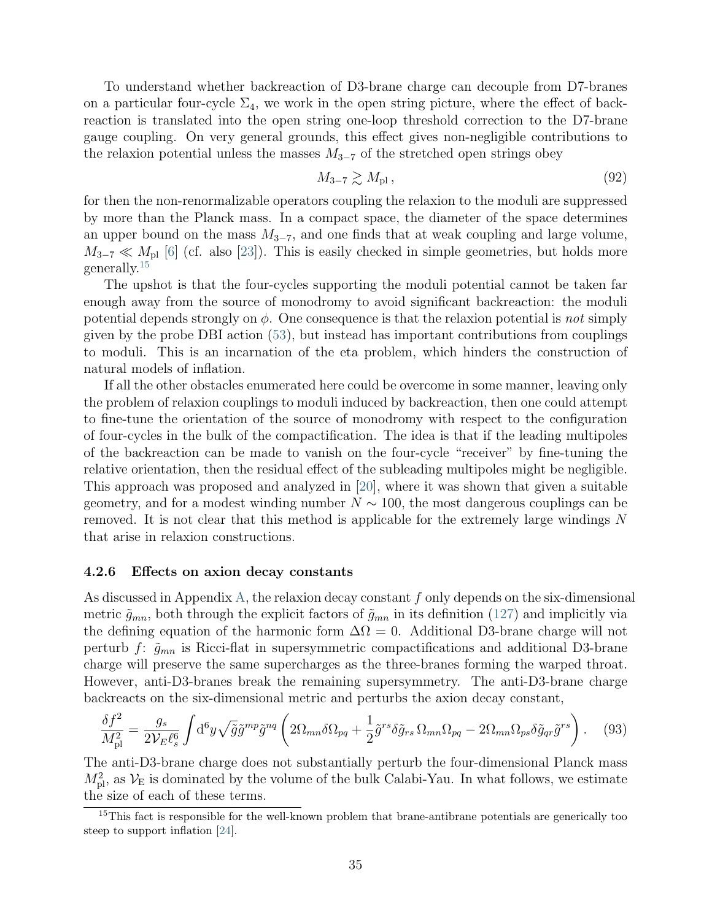To understand whether backreaction of D3-brane charge can decouple from D7-branes on a particular four-cycle $\Sigma_4$, we work in the open string picture, where the effect of backreaction is translated into the open string one-loop threshold correction to the D7-brane gauge coupling. On very general grounds, this effect gives non-negligible contributions to the relaxion potential unless the masses $M_{3-7}$ of the stretched open strings obey

$$M_{3-7} \gtrsim M_{\rm pl}\,, \tag{92}$$

for then the non-renormalizable operators coupling the relaxion to the moduli are suppressed by more than the Planck mass. In a compact space, the diameter of the space determines an upper bound on the mass $M_{3-7}$, and one finds that at weak coupling and large volume, $M_{3-7} \ll M_{\rm pl}$ [6] (cf. also [23]). This is easily checked in simple geometries, but holds more generally.[15]

The upshot is that the four-cycles supporting the moduli potential cannot be taken far enough away from the source of monodromy to avoid significant backreaction: the moduli potential depends strongly on $\phi$. One consequence is that the relaxion potential is *not* simply given by the probe DBI action (53), but instead has important contributions from couplings to moduli. This is an incarnation of the eta problem, which hinders the construction of natural models of inflation.

If all the other obstacles enumerated here could be overcome in some manner, leaving only the problem of relaxion couplings to moduli induced by backreaction, then one could attempt to fine-tune the orientation of the source of monodromy with respect to the configuration of four-cycles in the bulk of the compactification. The idea is that if the leading multipoles of the backreaction can be made to vanish on the four-cycle "receiver" by fine-tuning the relative orientation, then the residual effect of the subleading multipoles might be negligible. This approach was proposed and analyzed in [20], where it was shown that given a suitable geometry, and for a modest winding number $N \sim 100$, the most dangerous couplings can be removed. It is not clear that this method is applicable for the extremely large windings $N$ that arise in relaxion constructions.

#### 4.2.6 Effects on axion decay constants

As discussed in Appendix A, the relaxion decay constant $f$ only depends on the six-dimensional metric $\tilde{g}_{mn}$, both through the explicit factors of $\tilde{g}_{mn}$ in its definition (127) and implicitly via the defining equation of the harmonic form $\Delta\Omega = 0$. Additional D3-brane charge will not perturb $f$: $\tilde{g}_{mn}$ is Ricci-flat in supersymmetric compactifications and additional D3-brane charge will preserve the same supercharges as the three-branes forming the warped throat. However, anti-D3-branes break the remaining supersymmetry. The anti-D3-brane charge backreacts on the six-dimensional metric and perturbs the axion decay constant,

$$\frac{\delta f^2}{M_{\rm pl}^2} = \frac{g_s}{2\mathcal{V}_E \ell_s^6}\int {\rm d}^6 y\sqrt{\tilde{g}}\,\tilde{g}^{mp}\tilde{g}^{nq}\left(2\Omega_{mn}\delta\Omega_{pq} + \frac{1}{2}\tilde{g}^{rs}\delta\tilde{g}_{rs}\,\Omega_{mn}\Omega_{pq} - 2\Omega_{mn}\Omega_{ps}\delta\tilde{g}_{qr}\tilde{g}^{rs}\right). \tag{93}$$

The anti-D3-brane charge does not substantially perturb the four-dimensional Planck mass $M_{\rm pl}^2$, as $\mathcal{V}_{\rm E}$ is dominated by the volume of the bulk Calabi-Yau. In what follows, we estimate the size of each of these terms.

[15] This fact is responsible for the well-known problem that brane-antibrane potentials are generically too steep to support inflation [24].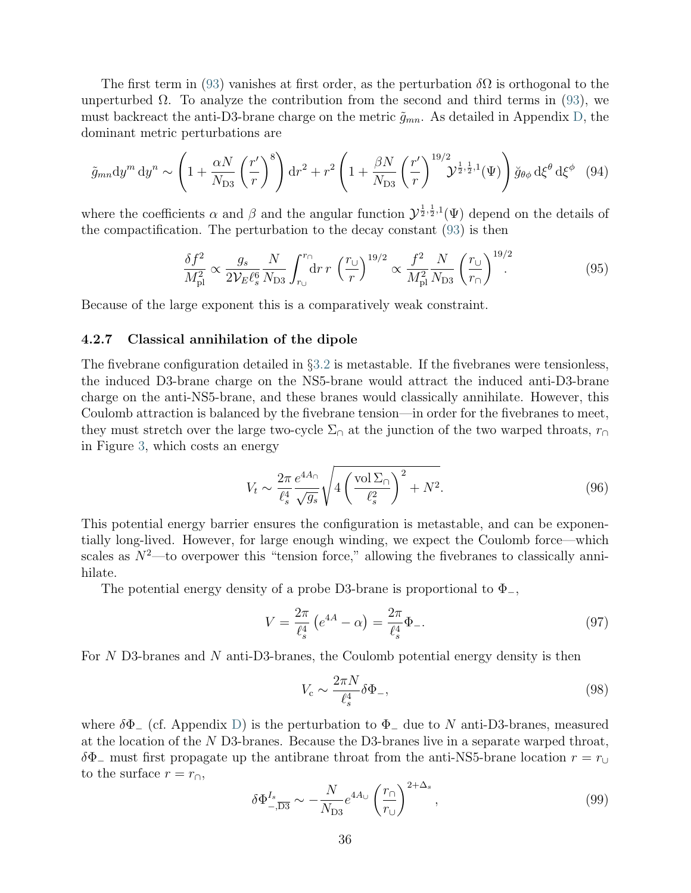The first term in (93) vanishes at first order, as the perturbation $\delta\Omega$ is orthogonal to the unperturbed $\Omega$. To analyze the contribution from the second and third terms in (93), we must backreact the anti-D3-brane charge on the metric $\tilde{g}_{mn}$. As detailed in Appendix D, the dominant metric perturbations are

$$\tilde{g}_{mn}\mathrm{d}y^m\,\mathrm{d}y^n \sim \left(1+\frac{\alpha N}{N_{\mathrm{D3}}}\left(\frac{r'}{r}\right)^8\right)\mathrm{d}r^2 + r^2\left(1+\frac{\beta N}{N_{\mathrm{D3}}}\left(\frac{r'}{r}\right)^{19/2}\mathcal{Y}^{\frac{1}{2},\frac{1}{2},1}(\Psi)\right)\breve{g}_{\theta\phi}\,\mathrm{d}\xi^\theta\,\mathrm{d}\xi^\phi \quad (94)$$

where the coefficients $\alpha$ and $\beta$ and the angular function $\mathcal{Y}^{\frac{1}{2},\frac{1}{2},1}(\Psi)$ depend on the details of the compactification. The perturbation to the decay constant (93) is then

$$\frac{\delta f^2}{M_{\mathrm{pl}}^2} \propto \frac{g_s}{2\mathcal{V}_E\ell_s^6}\frac{N}{N_{\mathrm{D3}}}\int_{r_\cup}^{r_\cap}\mathrm{d}r\,r\left(\frac{r_\cup}{r}\right)^{19/2} \propto \frac{f^2}{M_{\mathrm{pl}}^2}\frac{N}{N_{\mathrm{D3}}}\left(\frac{r_\cup}{r_\cap}\right)^{19/2}. \quad (95)$$

Because of the large exponent this is a comparatively weak constraint.

### 4.2.7 Classical annihilation of the dipole

The fivebrane configuration detailed in §3.2 is metastable. If the fivebranes were tensionless, the induced D3-brane charge on the NS5-brane would attract the induced anti-D3-brane charge on the anti-NS5-brane, and these branes would classically annihilate. However, this Coulomb attraction is balanced by the fivebrane tension—in order for the fivebranes to meet, they must stretch over the large two-cycle $\Sigma_\cap$ at the junction of the two warped throats, $r_\cap$ in Figure 3, which costs an energy

$$V_t \sim \frac{2\pi}{\ell_s^4}\frac{e^{4A_\cap}}{\sqrt{g_s}}\sqrt{4\left(\frac{\mathrm{vol}\,\Sigma_\cap}{\ell_s^2}\right)^2 + N^2}. \quad (96)$$

This potential energy barrier ensures the configuration is metastable, and can be exponentially long-lived. However, for large enough winding, we expect the Coulomb force—which scales as $N^2$—to overpower this "tension force," allowing the fivebranes to classically annihilate.

The potential energy density of a probe D3-brane is proportional to $\Phi_-$,

$$V = \frac{2\pi}{\ell_s^4}\left(e^{4A}-\alpha\right) = \frac{2\pi}{\ell_s^4}\Phi_-. \quad (97)$$

For $N$ D3-branes and $N$ anti-D3-branes, the Coulomb potential energy density is then

$$V_{\mathrm{c}} \sim \frac{2\pi N}{\ell_s^4}\delta\Phi_-, \quad (98)$$

where $\delta\Phi_-$ (cf. Appendix D) is the perturbation to $\Phi_-$ due to $N$ anti-D3-branes, measured at the location of the $N$ D3-branes. Because the D3-branes live in a separate warped throat, $\delta\Phi_-$ must first propagate up the antibrane throat from the anti-NS5-brane location $r = r_\cup$ to the surface $r = r_\cap$,

$$\delta\Phi_{-,\overline{\mathrm{D3}}}^{I_s} \sim -\frac{N}{N_{\mathrm{D3}}}e^{4A_\cup}\left(\frac{r_\cap}{r_\cup}\right)^{2+\Delta_s}, \quad (99)$$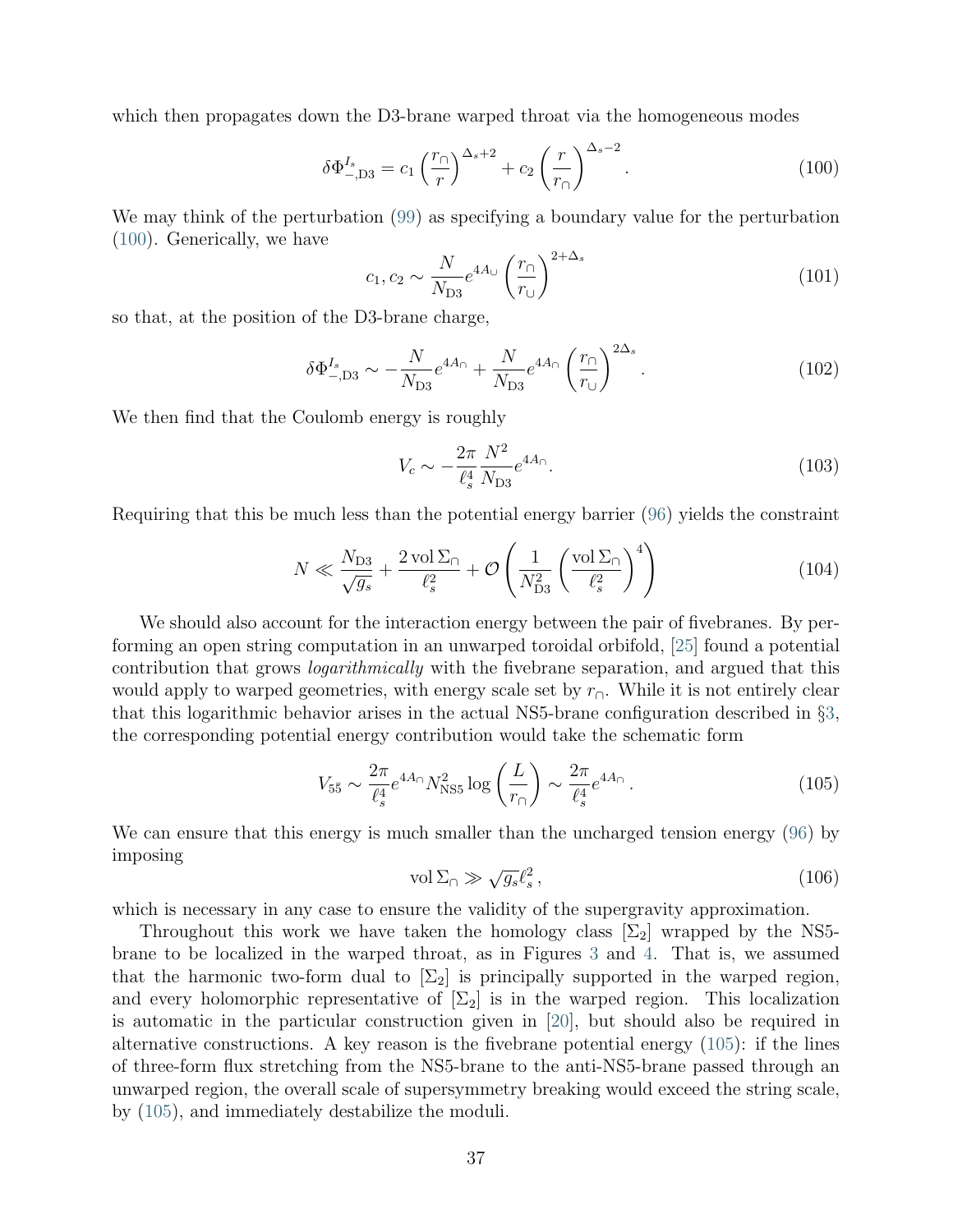which then propagates down the D3-brane warped throat via the homogeneous modes

$$\delta\Phi_{-,\mathrm{D3}}^{I_s} = c_1 \left(\frac{r_\cap}{r}\right)^{\Delta_s+2} + c_2 \left(\frac{r}{r_\cap}\right)^{\Delta_s-2} . \tag{100}$$

We may think of the perturbation (99) as specifying a boundary value for the perturbation (100). Generically, we have

$$c_1, c_2 \sim \frac{N}{N_{\mathrm{D3}}} e^{4A_\cup} \left(\frac{r_\cap}{r_\cup}\right)^{2+\Delta_s} \tag{101}$$

so that, at the position of the D3-brane charge,

$$\delta\Phi_{-,\mathrm{D3}}^{I_s} \sim -\frac{N}{N_{\mathrm{D3}}} e^{4A_\cap} + \frac{N}{N_{\mathrm{D3}}} e^{4A_\cap} \left(\frac{r_\cap}{r_\cup}\right)^{2\Delta_s} . \tag{102}$$

We then find that the Coulomb energy is roughly

$$V_c \sim -\frac{2\pi}{\ell_s^4} \frac{N^2}{N_{\mathrm{D3}}} e^{4A_\cap} . \tag{103}$$

Requiring that this be much less than the potential energy barrier (96) yields the constraint

$$N \ll \frac{N_{\mathrm{D3}}}{\sqrt{g_s}} + \frac{2\,\mathrm{vol}\,\Sigma_\cap}{\ell_s^2} + \mathcal{O}\left(\frac{1}{N_{\mathrm{D3}}^2}\left(\frac{\mathrm{vol}\,\Sigma_\cap}{\ell_s^2}\right)^4\right) \tag{104}$$

We should also account for the interaction energy between the pair of fivebranes. By performing an open string computation in an unwarped toroidal orbifold, [25] found a potential contribution that grows *logarithmically* with the fivebrane separation, and argued that this would apply to warped geometries, with energy scale set by $r_\cap$. While it is not entirely clear that this logarithmic behavior arises in the actual NS5-brane configuration described in §3, the corresponding potential energy contribution would take the schematic form

$$V_{55} \sim \frac{2\pi}{\ell_s^4} e^{4A_\cap} N_{\mathrm{NS5}}^2 \log\left(\frac{L}{r_\cap}\right) \sim \frac{2\pi}{\ell_s^4} e^{4A_\cap} . \tag{105}$$

We can ensure that this energy is much smaller than the uncharged tension energy (96) by imposing

$$\mathrm{vol}\,\Sigma_\cap \gg \sqrt{g_s}\ell_s^2 , \tag{106}$$

which is necessary in any case to ensure the validity of the supergravity approximation.

Throughout this work we have taken the homology class $[\Sigma_2]$ wrapped by the NS5-brane to be localized in the warped throat, as in Figures 3 and 4. That is, we assumed that the harmonic two-form dual to $[\Sigma_2]$ is principally supported in the warped region, and every holomorphic representative of $[\Sigma_2]$ is in the warped region. This localization is automatic in the particular construction given in [20], but should also be required in alternative constructions. A key reason is the fivebrane potential energy (105): if the lines of three-form flux stretching from the NS5-brane to the anti-NS5-brane passed through an unwarped region, the overall scale of supersymmetry breaking would exceed the string scale, by (105), and immediately destabilize the moduli.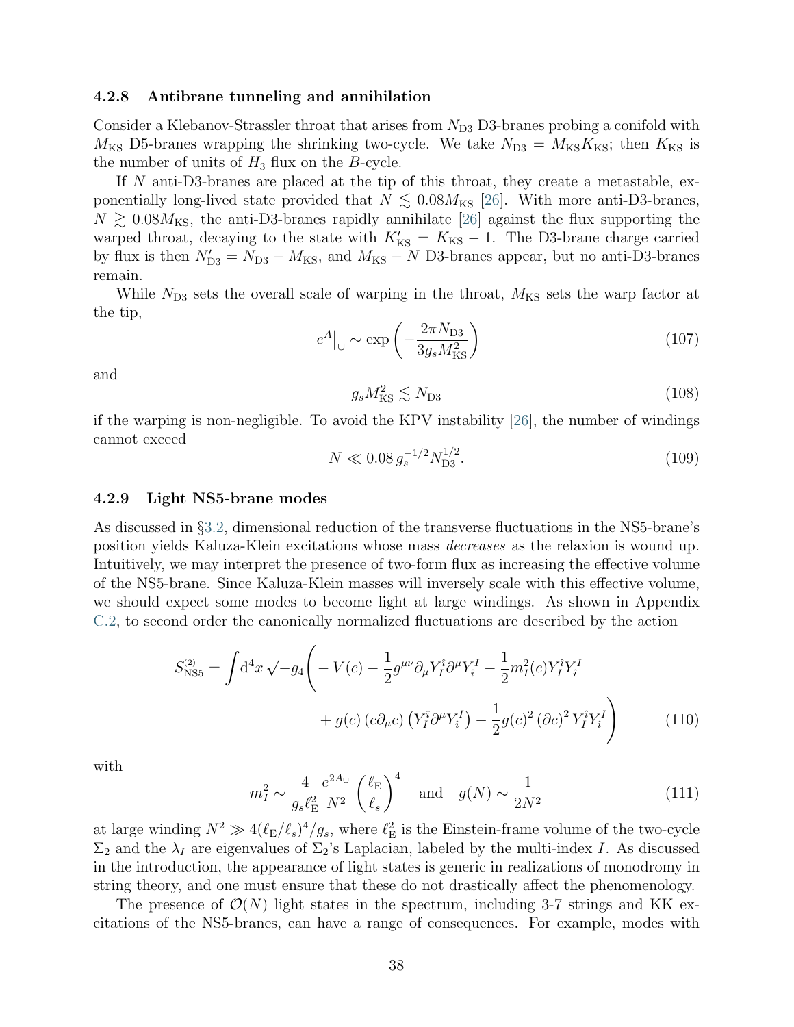#### 4.2.8 Antibrane tunneling and annihilation

Consider a Klebanov-Strassler throat that arises from $N_{\rm D3}$ D3-branes probing a conifold with $M_{\rm KS}$ D5-branes wrapping the shrinking two-cycle. We take $N_{\rm D3} = M_{\rm KS}K_{\rm KS}$; then $K_{\rm KS}$ is the number of units of $H_3$ flux on the $B$-cycle.

If $N$ anti-D3-branes are placed at the tip of this throat, they create a metastable, exponentially long-lived state provided that $N \lesssim 0.08 M_{\rm KS}$ [26]. With more anti-D3-branes, $N \gtrsim 0.08 M_{\rm KS}$, the anti-D3-branes rapidly annihilate [26] against the flux supporting the warped throat, decaying to the state with $K'_{\rm KS} = K_{\rm KS} - 1$. The D3-brane charge carried by flux is then $N'_{\rm D3} = N_{\rm D3} - M_{\rm KS}$, and $M_{\rm KS} - N$ D3-branes appear, but no anti-D3-branes remain.

While $N_{\rm D3}$ sets the overall scale of warping in the throat, $M_{\rm KS}$ sets the warp factor at the tip,

$$e^{A}\big|_{\cup} \sim \exp\left(-\frac{2\pi N_{\rm D3}}{3 g_s M_{\rm KS}^2}\right) \tag{107}$$

and

$$g_s M_{\rm KS}^2 \lesssim N_{\rm D3} \tag{108}$$

if the warping is non-negligible. To avoid the KPV instability [26], the number of windings cannot exceed

$$N \ll 0.08\, g_s^{-1/2} N_{\rm D3}^{1/2}. \tag{109}$$

#### 4.2.9 Light NS5-brane modes

As discussed in §3.2, dimensional reduction of the transverse fluctuations in the NS5-brane's position yields Kaluza-Klein excitations whose mass *decreases* as the relaxion is wound up. Intuitively, we may interpret the presence of two-form flux as increasing the effective volume of the NS5-brane. Since Kaluza-Klein masses will inversely scale with this effective volume, we should expect some modes to become light at large windings. As shown in Appendix C.2, to second order the canonically normalized fluctuations are described by the action

$$\begin{aligned} S_{\rm NS5}^{(2)} = \int {\rm d}^4 x\, \sqrt{-g_4}\bigg( &- V(c) - \frac{1}{2} g^{\mu\nu}\partial_\mu Y_I^{\hat{\imath}} \partial^\mu Y_{\hat{\imath}}^I - \frac{1}{2} m_I^2(c) Y_I^{\hat{\imath}} Y_{\hat{\imath}}^I \\ &+ g(c)\,(c\partial_\mu c)\left(Y_I^{\hat{\imath}}\partial^\mu Y_{\hat{\imath}}^I\right) - \frac{1}{2} g(c)^2\,(\partial c)^2\, Y_I^{\hat{\imath}} Y_{\hat{\imath}}^I \bigg) \end{aligned} \tag{110}$$

with

$$m_I^2 \sim \frac{4}{g_s \ell_{\rm E}^2}\frac{e^{2A_\cup}}{N^2}\left(\frac{\ell_{\rm E}}{\ell_s}\right)^4 \quad \text{and} \quad g(N) \sim \frac{1}{2N^2} \tag{111}$$

at large winding $N^2 \gg 4(\ell_{\rm E}/\ell_s)^4/g_s$, where $\ell_{\rm E}^2$ is the Einstein-frame volume of the two-cycle $\Sigma_2$ and the $\lambda_I$ are eigenvalues of $\Sigma_2$'s Laplacian, labeled by the multi-index $I$. As discussed in the introduction, the appearance of light states is generic in realizations of monodromy in string theory, and one must ensure that these do not drastically affect the phenomenology.

The presence of $\mathcal{O}(N)$ light states in the spectrum, including 3-7 strings and KK excitations of the NS5-branes, can have a range of consequences. For example, modes with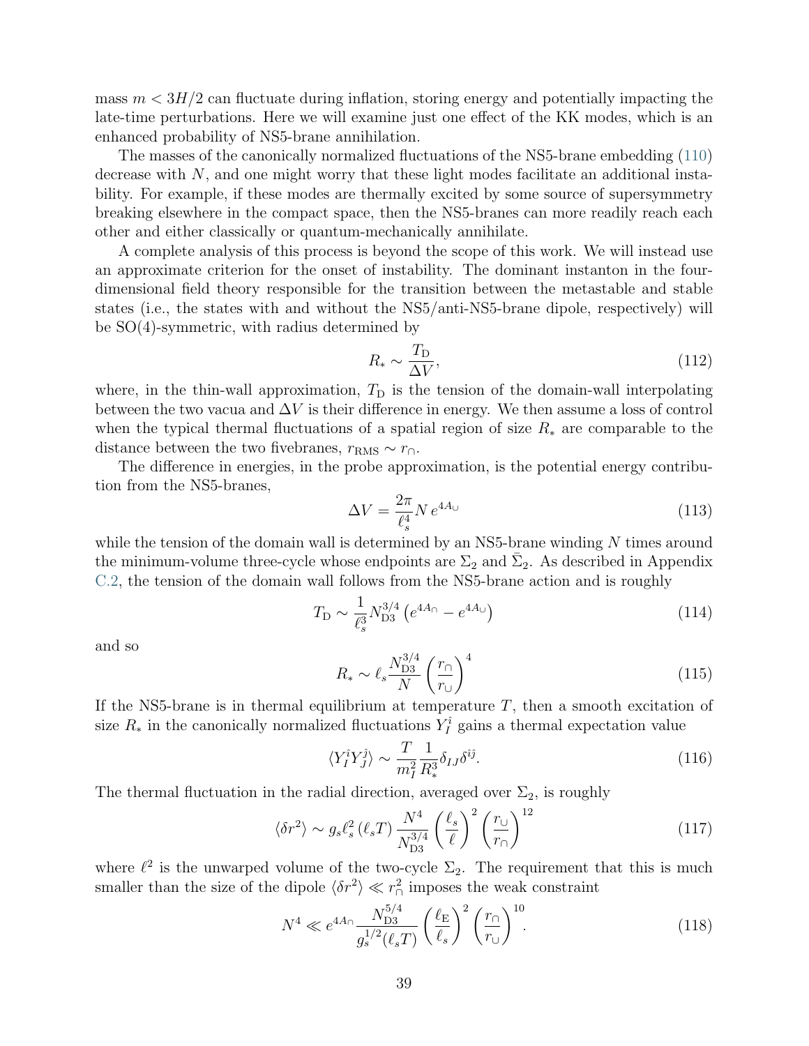mass $m < 3H/2$ can fluctuate during inflation, storing energy and potentially impacting the late-time perturbations. Here we will examine just one effect of the KK modes, which is an enhanced probability of NS5-brane annihilation.

The masses of the canonically normalized fluctuations of the NS5-brane embedding (110) decrease with $N$, and one might worry that these light modes facilitate an additional instability. For example, if these modes are thermally excited by some source of supersymmetry breaking elsewhere in the compact space, then the NS5-branes can more readily reach each other and either classically or quantum-mechanically annihilate.

A complete analysis of this process is beyond the scope of this work. We will instead use an approximate criterion for the onset of instability. The dominant instanton in the four-dimensional field theory responsible for the transition between the metastable and stable states (i.e., the states with and without the NS5/anti-NS5-brane dipole, respectively) will be SO(4)-symmetric, with radius determined by

$$R_* \sim \frac{T_{\rm D}}{\Delta V}, \tag{112}$$

where, in the thin-wall approximation, $T_{\rm D}$ is the tension of the domain-wall interpolating between the two vacua and $\Delta V$ is their difference in energy. We then assume a loss of control when the typical thermal fluctuations of a spatial region of size $R_*$ are comparable to the distance between the two fivebranes, $r_{\rm RMS} \sim r_\cap$.

The difference in energies, in the probe approximation, is the potential energy contribution from the NS5-branes,

$$\Delta V = \frac{2\pi}{\ell_s^4} N\, e^{4A_\cup} \tag{113}$$

while the tension of the domain wall is determined by an NS5-brane winding $N$ times around the minimum-volume three-cycle whose endpoints are $\Sigma_2$ and $\bar{\Sigma}_2$. As described in Appendix C.2, the tension of the domain wall follows from the NS5-brane action and is roughly

$$T_{\rm D} \sim \frac{1}{\ell_s^3} N_{\rm D3}^{3/4} \left(e^{4A_\cap} - e^{4A_\cup}\right) \tag{114}$$

and so

$$R_* \sim \ell_s \frac{N_{\rm D3}^{3/4}}{N} \left(\frac{r_\cap}{r_\cup}\right)^4 \tag{115}$$

If the NS5-brane is in thermal equilibrium at temperature $T$, then a smooth excitation of size $R_*$ in the canonically normalized fluctuations $Y_I^{\hat{i}}$ gains a thermal expectation value

$$\langle Y_I^{\hat{i}} Y_J^{\hat{j}} \rangle \sim \frac{T}{m_I^2} \frac{1}{R_*^3} \delta_{IJ} \delta^{\hat{i}\hat{j}}. \tag{116}$$

The thermal fluctuation in the radial direction, averaged over $\Sigma_2$, is roughly

$$\langle \delta r^2 \rangle \sim g_s \ell_s^2 \left(\ell_s T\right) \frac{N^4}{N_{\rm D3}^{3/4}} \left(\frac{\ell_s}{\ell}\right)^2 \left(\frac{r_\cup}{r_\cap}\right)^{12} \tag{117}$$

where $\ell^2$ is the unwarped volume of the two-cycle $\Sigma_2$. The requirement that this is much smaller than the size of the dipole $\langle \delta r^2 \rangle \ll r_\cap^2$ imposes the weak constraint

$$N^4 \ll e^{4A_\cap} \frac{N_{\rm D3}^{5/4}}{g_s^{1/2} (\ell_s T)} \left(\frac{\ell_{\rm E}}{\ell_s}\right)^2 \left(\frac{r_\cap}{r_\cup}\right)^{10}. \tag{118}$$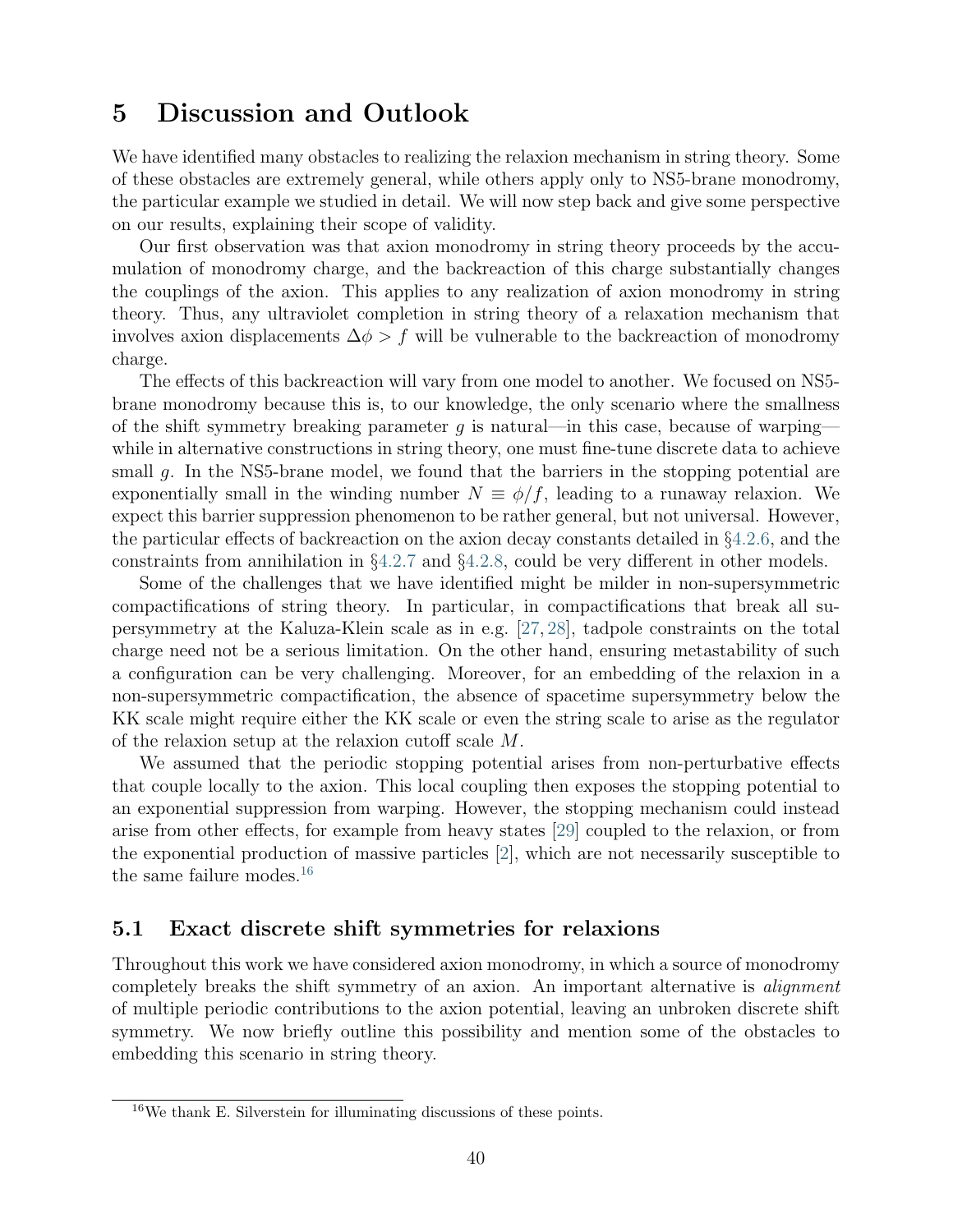# 5 Discussion and Outlook

We have identified many obstacles to realizing the relaxion mechanism in string theory. Some of these obstacles are extremely general, while others apply only to NS5-brane monodromy, the particular example we studied in detail. We will now step back and give some perspective on our results, explaining their scope of validity.

Our first observation was that axion monodromy in string theory proceeds by the accumulation of monodromy charge, and the backreaction of this charge substantially changes the couplings of the axion. This applies to any realization of axion monodromy in string theory. Thus, any ultraviolet completion in string theory of a relaxation mechanism that involves axion displacements $\Delta\phi > f$ will be vulnerable to the backreaction of monodromy charge.

The effects of this backreaction will vary from one model to another. We focused on NS5-brane monodromy because this is, to our knowledge, the only scenario where the smallness of the shift symmetry breaking parameter $g$ is natural—in this case, because of warping—while in alternative constructions in string theory, one must fine-tune discrete data to achieve small $g$. In the NS5-brane model, we found that the barriers in the stopping potential are exponentially small in the winding number $N \equiv \phi/f$, leading to a runaway relaxion. We expect this barrier suppression phenomenon to be rather general, but not universal. However, the particular effects of backreaction on the axion decay constants detailed in §4.2.6, and the constraints from annihilation in §4.2.7 and §4.2.8, could be very different in other models.

Some of the challenges that we have identified might be milder in non-supersymmetric compactifications of string theory. In particular, in compactifications that break all supersymmetry at the Kaluza-Klein scale as in e.g. [27, 28], tadpole constraints on the total charge need not be a serious limitation. On the other hand, ensuring metastability of such a configuration can be very challenging. Moreover, for an embedding of the relaxion in a non-supersymmetric compactification, the absence of spacetime supersymmetry below the KK scale might require either the KK scale or even the string scale to arise as the regulator of the relaxion setup at the relaxion cutoff scale $M$.

We assumed that the periodic stopping potential arises from non-perturbative effects that couple locally to the axion. This local coupling then exposes the stopping potential to an exponential suppression from warping. However, the stopping mechanism could instead arise from other effects, for example from heavy states [29] coupled to the relaxion, or from the exponential production of massive particles [2], which are not necessarily susceptible to the same failure modes.[16]

## 5.1 Exact discrete shift symmetries for relaxions

Throughout this work we have considered axion monodromy, in which a source of monodromy completely breaks the shift symmetry of an axion. An important alternative is *alignment* of multiple periodic contributions to the axion potential, leaving an unbroken discrete shift symmetry. We now briefly outline this possibility and mention some of the obstacles to embedding this scenario in string theory.

[16] We thank E. Silverstein for illuminating discussions of these points.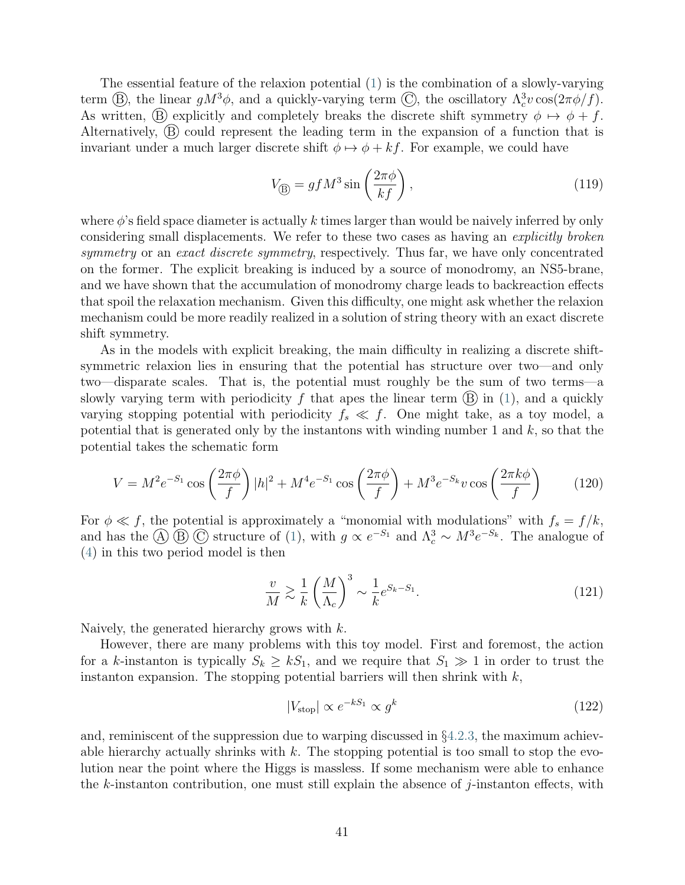The essential feature of the relaxion potential (1) is the combination of a slowly-varying term Ⓑ, the linear $gM^3\phi$, and a quickly-varying term Ⓒ, the oscillatory $\Lambda_c^3 v \cos(2\pi\phi/f)$. As written, Ⓑ explicitly and completely breaks the discrete shift symmetry $\phi \mapsto \phi + f$. Alternatively, Ⓑ could represent the leading term in the expansion of a function that is invariant under a much larger discrete shift $\phi \mapsto \phi + kf$. For example, we could have

$$V_{\text{Ⓑ}} = gfM^3 \sin\left(\frac{2\pi\phi}{kf}\right), \tag{119}$$

where $\phi$'s field space diameter is actually $k$ times larger than would be naively inferred by only considering small displacements. We refer to these two cases as having an *explicitly broken symmetry* or an *exact discrete symmetry*, respectively. Thus far, we have only concentrated on the former. The explicit breaking is induced by a source of monodromy, an NS5-brane, and we have shown that the accumulation of monodromy charge leads to backreaction effects that spoil the relaxation mechanism. Given this difficulty, one might ask whether the relaxion mechanism could be more readily realized in a solution of string theory with an exact discrete shift symmetry.

As in the models with explicit breaking, the main difficulty in realizing a discrete shift-symmetric relaxion lies in ensuring that the potential has structure over two—and only two—disparate scales. That is, the potential must roughly be the sum of two terms—a slowly varying term with periodicity $f$ that apes the linear term Ⓑ in (1), and a quickly varying stopping potential with periodicity $f_s \ll f$. One might take, as a toy model, a potential that is generated only by the instantons with winding number 1 and $k$, so that the potential takes the schematic form

$$V = M^2 e^{-S_1} \cos\left(\frac{2\pi\phi}{f}\right)|h|^2 + M^4 e^{-S_1}\cos\left(\frac{2\pi\phi}{f}\right) + M^3 e^{-S_k} v \cos\left(\frac{2\pi k\phi}{f}\right) \tag{120}$$

For $\phi \ll f$, the potential is approximately a "monomial with modulations" with $f_s = f/k$, and has the Ⓐ Ⓑ Ⓒ structure of (1), with $g \propto e^{-S_1}$ and $\Lambda_c^3 \sim M^3 e^{-S_k}$. The analogue of (4) in this two period model is then

$$\frac{v}{M} \gtrsim \frac{1}{k}\left(\frac{M}{\Lambda_c}\right)^3 \sim \frac{1}{k} e^{S_k - S_1}. \tag{121}$$

Naively, the generated hierarchy grows with $k$.

However, there are many problems with this toy model. First and foremost, the action for a $k$-instanton is typically $S_k \geq kS_1$, and we require that $S_1 \gg 1$ in order to trust the instanton expansion. The stopping potential barriers will then shrink with $k$,

$$|V_{\text{stop}}| \propto e^{-kS_1} \propto g^k \tag{122}$$

and, reminiscent of the suppression due to warping discussed in §4.2.3, the maximum achievable hierarchy actually shrinks with $k$. The stopping potential is too small to stop the evolution near the point where the Higgs is massless. If some mechanism were able to enhance the $k$-instanton contribution, one must still explain the absence of $j$-instanton effects, with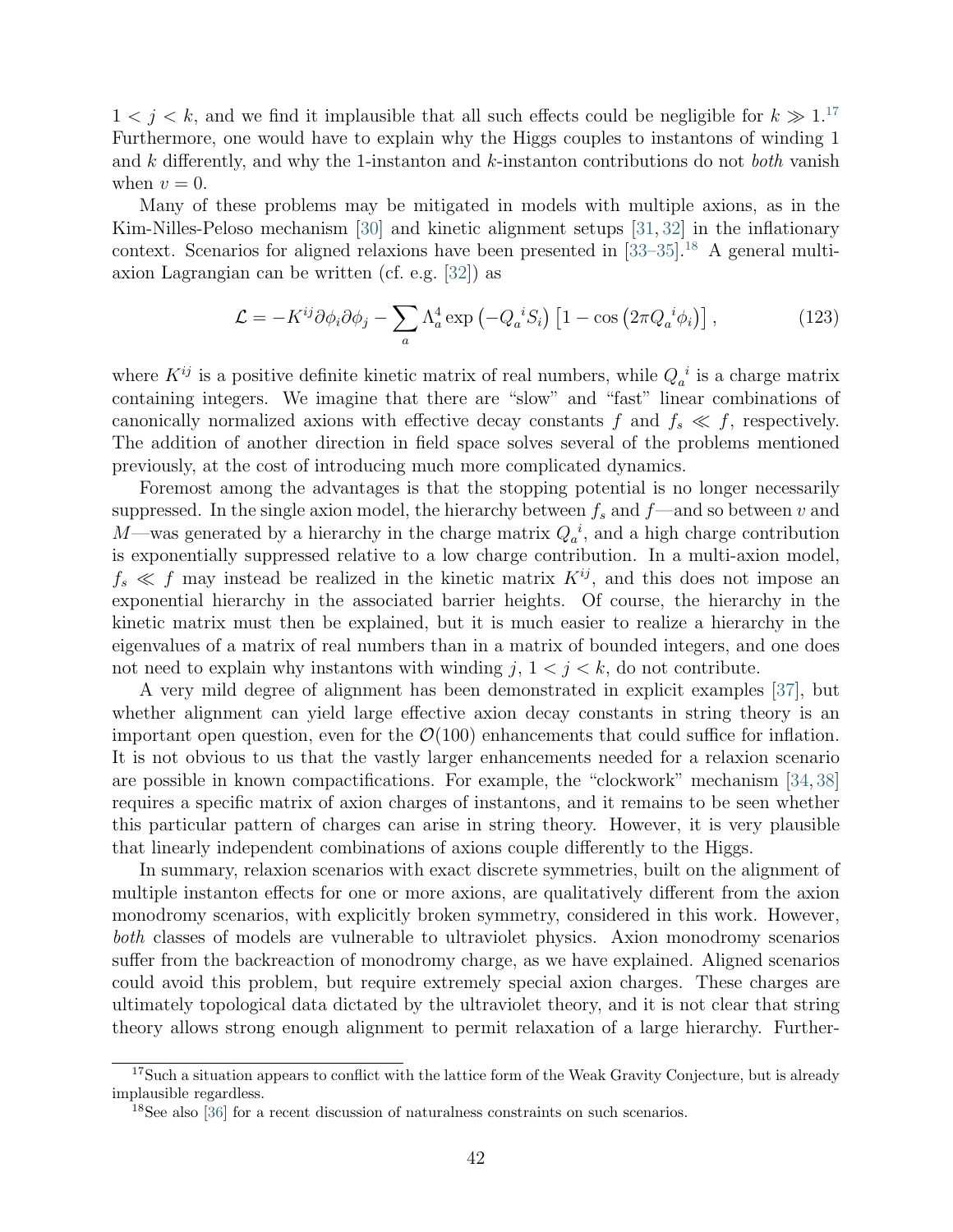$1 < j < k$, and we find it implausible that all such effects could be negligible for $k \gg 1$.[17] Furthermore, one would have to explain why the Higgs couples to instantons of winding 1 and $k$ differently, and why the 1-instanton and $k$-instanton contributions do not *both* vanish when $v = 0$.

Many of these problems may be mitigated in models with multiple axions, as in the Kim-Nilles-Peloso mechanism [30] and kinetic alignment setups [31, 32] in the inflationary context. Scenarios for aligned relaxions have been presented in [33–35].[18] A general multi-axion Lagrangian can be written (cf. e.g. [32]) as

$$\mathcal{L} = -K^{ij}\partial\phi_i\partial\phi_j - \sum_a \Lambda_a^4 \exp\left(-Q_a{}^i S_i\right)\left[1 - \cos\left(2\pi Q_a{}^i\phi_i\right)\right], \tag{123}$$

where $K^{ij}$ is a positive definite kinetic matrix of real numbers, while $Q_a{}^i$ is a charge matrix containing integers. We imagine that there are "slow" and "fast" linear combinations of canonically normalized axions with effective decay constants $f$ and $f_s \ll f$, respectively. The addition of another direction in field space solves several of the problems mentioned previously, at the cost of introducing much more complicated dynamics.

Foremost among the advantages is that the stopping potential is no longer necessarily suppressed. In the single axion model, the hierarchy between $f_s$ and $f$—and so between $v$ and $M$—was generated by a hierarchy in the charge matrix $Q_a{}^i$, and a high charge contribution is exponentially suppressed relative to a low charge contribution. In a multi-axion model, $f_s \ll f$ may instead be realized in the kinetic matrix $K^{ij}$, and this does not impose an exponential hierarchy in the associated barrier heights. Of course, the hierarchy in the kinetic matrix must then be explained, but it is much easier to realize a hierarchy in the eigenvalues of a matrix of real numbers than in a matrix of bounded integers, and one does not need to explain why instantons with winding $j$, $1 < j < k$, do not contribute.

A very mild degree of alignment has been demonstrated in explicit examples [37], but whether alignment can yield large effective axion decay constants in string theory is an important open question, even for the $\mathcal{O}(100)$ enhancements that could suffice for inflation. It is not obvious to us that the vastly larger enhancements needed for a relaxion scenario are possible in known compactifications. For example, the "clockwork" mechanism [34, 38] requires a specific matrix of axion charges of instantons, and it remains to be seen whether this particular pattern of charges can arise in string theory. However, it is very plausible that linearly independent combinations of axions couple differently to the Higgs.

In summary, relaxion scenarios with exact discrete symmetries, built on the alignment of multiple instanton effects for one or more axions, are qualitatively different from the axion monodromy scenarios, with explicitly broken symmetry, considered in this work. However, *both* classes of models are vulnerable to ultraviolet physics. Axion monodromy scenarios suffer from the backreaction of monodromy charge, as we have explained. Aligned scenarios could avoid this problem, but require extremely special axion charges. These charges are ultimately topological data dictated by the ultraviolet theory, and it is not clear that string theory allows strong enough alignment to permit relaxation of a large hierarchy. Further-

[17] Such a situation appears to conflict with the lattice form of the Weak Gravity Conjecture, but is already implausible regardless.

[18] See also [36] for a recent discussion of naturalness constraints on such scenarios.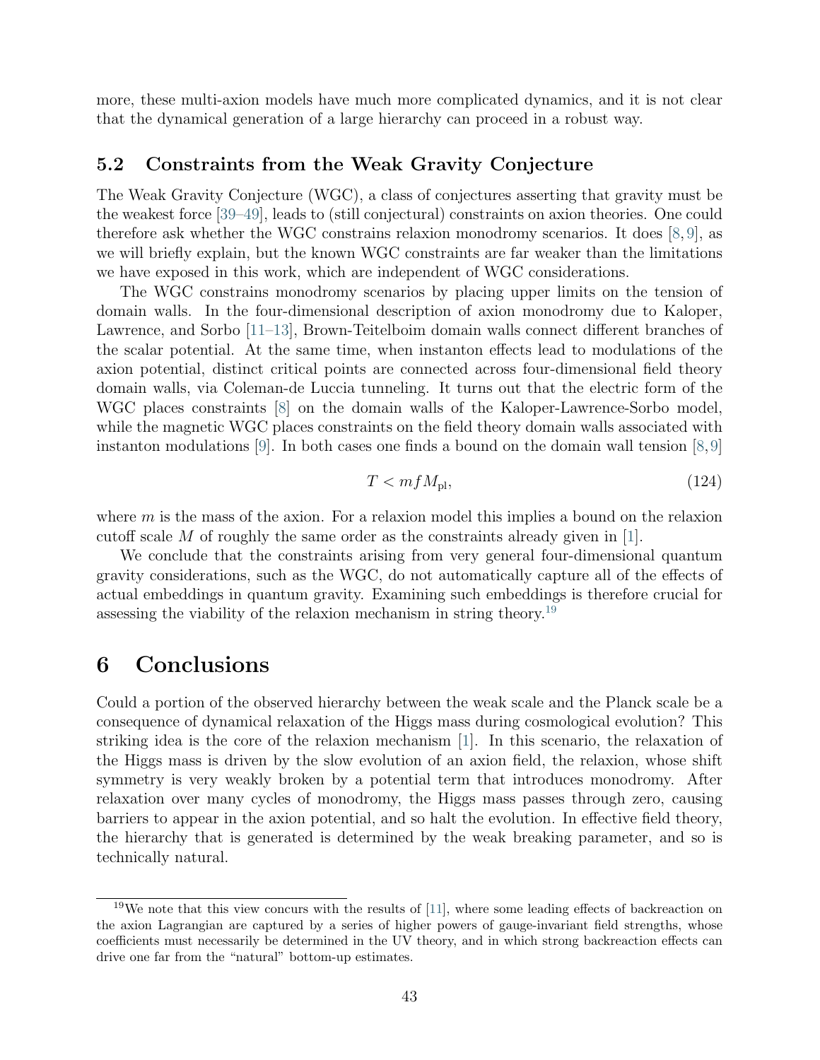more, these multi-axion models have much more complicated dynamics, and it is not clear that the dynamical generation of a large hierarchy can proceed in a robust way.

### 5.2 Constraints from the Weak Gravity Conjecture

The Weak Gravity Conjecture (WGC), a class of conjectures asserting that gravity must be the weakest force [39–49], leads to (still conjectural) constraints on axion theories. One could therefore ask whether the WGC constrains relaxion monodromy scenarios. It does [8, 9], as we will briefly explain, but the known WGC constraints are far weaker than the limitations we have exposed in this work, which are independent of WGC considerations.

The WGC constrains monodromy scenarios by placing upper limits on the tension of domain walls. In the four-dimensional description of axion monodromy due to Kaloper, Lawrence, and Sorbo [11–13], Brown-Teitelboim domain walls connect different branches of the scalar potential. At the same time, when instanton effects lead to modulations of the axion potential, distinct critical points are connected across four-dimensional field theory domain walls, via Coleman-de Luccia tunneling. It turns out that the electric form of the WGC places constraints [8] on the domain walls of the Kaloper-Lawrence-Sorbo model, while the magnetic WGC places constraints on the field theory domain walls associated with instanton modulations [9]. In both cases one finds a bound on the domain wall tension [8, 9]

$$T < mfM_{\rm pl}, \tag{124}$$

where $m$ is the mass of the axion. For a relaxion model this implies a bound on the relaxion cutoff scale $M$ of roughly the same order as the constraints already given in [1].

We conclude that the constraints arising from very general four-dimensional quantum gravity considerations, such as the WGC, do not automatically capture all of the effects of actual embeddings in quantum gravity. Examining such embeddings is therefore crucial for assessing the viability of the relaxion mechanism in string theory.[19]

# 6 Conclusions

Could a portion of the observed hierarchy between the weak scale and the Planck scale be a consequence of dynamical relaxation of the Higgs mass during cosmological evolution? This striking idea is the core of the relaxion mechanism [1]. In this scenario, the relaxation of the Higgs mass is driven by the slow evolution of an axion field, the relaxion, whose shift symmetry is very weakly broken by a potential term that introduces monodromy. After relaxation over many cycles of monodromy, the Higgs mass passes through zero, causing barriers to appear in the axion potential, and so halt the evolution. In effective field theory, the hierarchy that is generated is determined by the weak breaking parameter, and so is technically natural.

[19] We note that this view concurs with the results of [11], where some leading effects of backreaction on the axion Lagrangian are captured by a series of higher powers of gauge-invariant field strengths, whose coefficients must necessarily be determined in the UV theory, and in which strong backreaction effects can drive one far from the "natural" bottom-up estimates.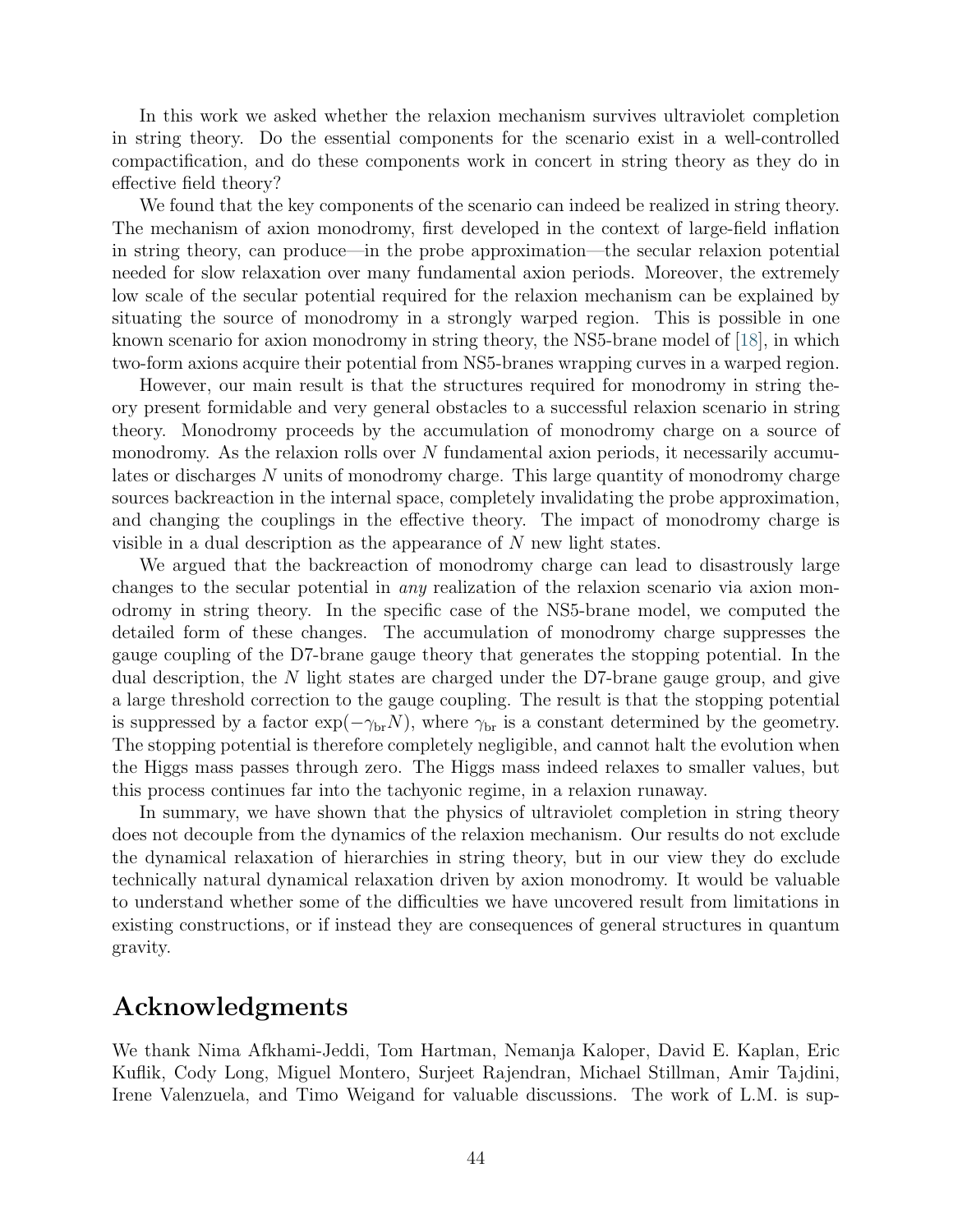In this work we asked whether the relaxion mechanism survives ultraviolet completion in string theory. Do the essential components for the scenario exist in a well-controlled compactification, and do these components work in concert in string theory as they do in effective field theory?

We found that the key components of the scenario can indeed be realized in string theory. The mechanism of axion monodromy, first developed in the context of large-field inflation in string theory, can produce—in the probe approximation—the secular relaxion potential needed for slow relaxation over many fundamental axion periods. Moreover, the extremely low scale of the secular potential required for the relaxion mechanism can be explained by situating the source of monodromy in a strongly warped region. This is possible in one known scenario for axion monodromy in string theory, the NS5-brane model of [18], in which two-form axions acquire their potential from NS5-branes wrapping curves in a warped region.

However, our main result is that the structures required for monodromy in string theory present formidable and very general obstacles to a successful relaxion scenario in string theory. Monodromy proceeds by the accumulation of monodromy charge on a source of monodromy. As the relaxion rolls over $N$ fundamental axion periods, it necessarily accumulates or discharges $N$ units of monodromy charge. This large quantity of monodromy charge sources backreaction in the internal space, completely invalidating the probe approximation, and changing the couplings in the effective theory. The impact of monodromy charge is visible in a dual description as the appearance of $N$ new light states.

We argued that the backreaction of monodromy charge can lead to disastrously large changes to the secular potential in *any* realization of the relaxion scenario via axion monodromy in string theory. In the specific case of the NS5-brane model, we computed the detailed form of these changes. The accumulation of monodromy charge suppresses the gauge coupling of the D7-brane gauge theory that generates the stopping potential. In the dual description, the $N$ light states are charged under the D7-brane gauge group, and give a large threshold correction to the gauge coupling. The result is that the stopping potential is suppressed by a factor $\exp(-\gamma_{\rm br}N)$, where $\gamma_{\rm br}$ is a constant determined by the geometry. The stopping potential is therefore completely negligible, and cannot halt the evolution when the Higgs mass passes through zero. The Higgs mass indeed relaxes to smaller values, but this process continues far into the tachyonic regime, in a relaxion runaway.

In summary, we have shown that the physics of ultraviolet completion in string theory does not decouple from the dynamics of the relaxion mechanism. Our results do not exclude the dynamical relaxation of hierarchies in string theory, but in our view they do exclude technically natural dynamical relaxation driven by axion monodromy. It would be valuable to understand whether some of the difficulties we have uncovered result from limitations in existing constructions, or if instead they are consequences of general structures in quantum gravity.

## Acknowledgments

We thank Nima Afkhami-Jeddi, Tom Hartman, Nemanja Kaloper, David E. Kaplan, Eric Kuflik, Cody Long, Miguel Montero, Surjeet Rajendran, Michael Stillman, Amir Tajdini, Irene Valenzuela, and Timo Weigand for valuable discussions. The work of L.M. is sup-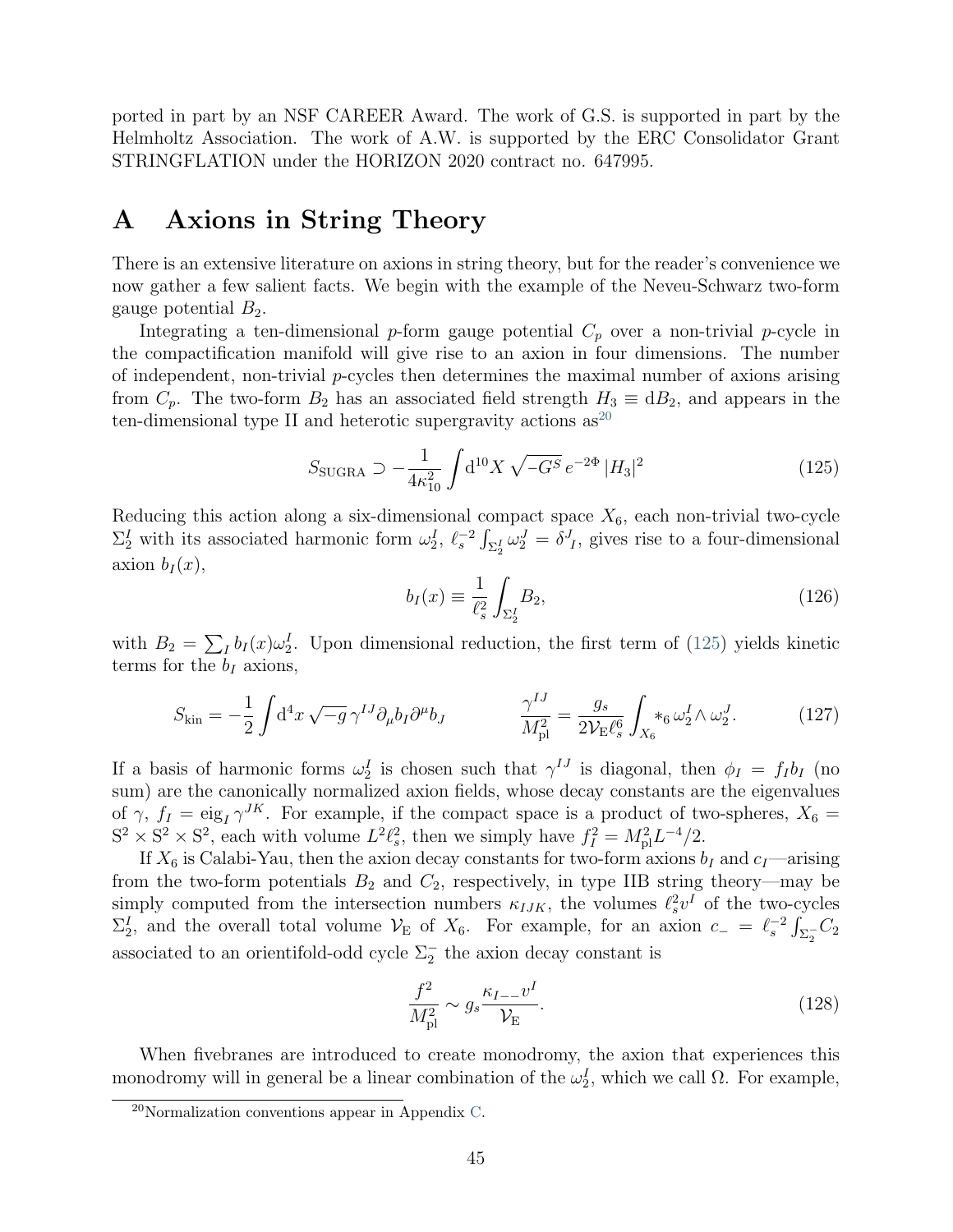ported in part by an NSF CAREER Award. The work of G.S. is supported in part by the Helmholtz Association. The work of A.W. is supported by the ERC Consolidator Grant STRINGFLATION under the HORIZON 2020 contract no. 647995.

# A Axions in String Theory

There is an extensive literature on axions in string theory, but for the reader's convenience we now gather a few salient facts. We begin with the example of the Neveu-Schwarz two-form gauge potential $B_2$.

Integrating a ten-dimensional $p$-form gauge potential $C_p$ over a non-trivial $p$-cycle in the compactification manifold will give rise to an axion in four dimensions. The number of independent, non-trivial $p$-cycles then determines the maximal number of axions arising from $C_p$. The two-form $B_2$ has an associated field strength $H_3 \equiv \mathrm{d}B_2$, and appears in the ten-dimensional type II and heterotic supergravity actions as[20]

$$S_{\text{SUGRA}} \supset -\frac{1}{4\kappa_{10}^2} \int \mathrm{d}^{10}X \, \sqrt{-G^S}\, e^{-2\Phi}\, |H_3|^2 \tag{125}$$

Reducing this action along a six-dimensional compact space $X_6$, each non-trivial two-cycle $\Sigma_2^I$ with its associated harmonic form $\omega_2^I$, $\ell_s^{-2}\int_{\Sigma_2^I}\omega_2^J = \delta^J{}_I$, gives rise to a four-dimensional axion $b_I(x)$,

$$b_I(x) \equiv \frac{1}{\ell_s^2}\int_{\Sigma_2^I} B_2, \tag{126}$$

with $B_2 = \sum_I b_I(x)\omega_2^I$. Upon dimensional reduction, the first term of (125) yields kinetic terms for the $b_I$ axions,

$$S_{\text{kin}} = -\frac{1}{2}\int \mathrm{d}^4x\, \sqrt{-g}\, \gamma^{IJ}\partial_\mu b_I \partial^\mu b_J \qquad\qquad \frac{\gamma^{IJ}}{M_{\text{pl}}^2} = \frac{g_s}{2\mathcal{V}_{\text{E}}\ell_s^6}\int_{X_6} *_6\, \omega_2^I \wedge \omega_2^J. \tag{127}$$

If a basis of harmonic forms $\omega_2^I$ is chosen such that $\gamma^{IJ}$ is diagonal, then $\phi_I = f_I b_I$ (no sum) are the canonically normalized axion fields, whose decay constants are the eigenvalues of $\gamma$, $f_I = \text{eig}_I\, \gamma^{JK}$. For example, if the compact space is a product of two-spheres, $X_6 = \mathrm{S}^2 \times \mathrm{S}^2 \times \mathrm{S}^2$, each with volume $L^2\ell_s^2$, then we simply have $f_I^2 = M_{\text{pl}}^2 L^{-4}/2$.

If $X_6$ is Calabi-Yau, then the axion decay constants for two-form axions $b_I$ and $c_I$—arising from the two-form potentials $B_2$ and $C_2$, respectively, in type IIB string theory—may be simply computed from the intersection numbers $\kappa_{IJK}$, the volumes $\ell_s^2 v^I$ of the two-cycles $\Sigma_2^I$, and the overall total volume $\mathcal{V}_{\text{E}}$ of $X_6$. For example, for an axion $c_- = \ell_s^{-2}\int_{\Sigma_2^-} C_2$ associated to an orientifold-odd cycle $\Sigma_2^-$ the axion decay constant is

$$\frac{f^2}{M_{\text{pl}}^2} \sim g_s \frac{\kappa_{I--}v^I}{\mathcal{V}_{\text{E}}}. \tag{128}$$

When fivebranes are introduced to create monodromy, the axion that experiences this monodromy will in general be a linear combination of the $\omega_2^I$, which we call $\Omega$. For example,

[20] Normalization conventions appear in Appendix C.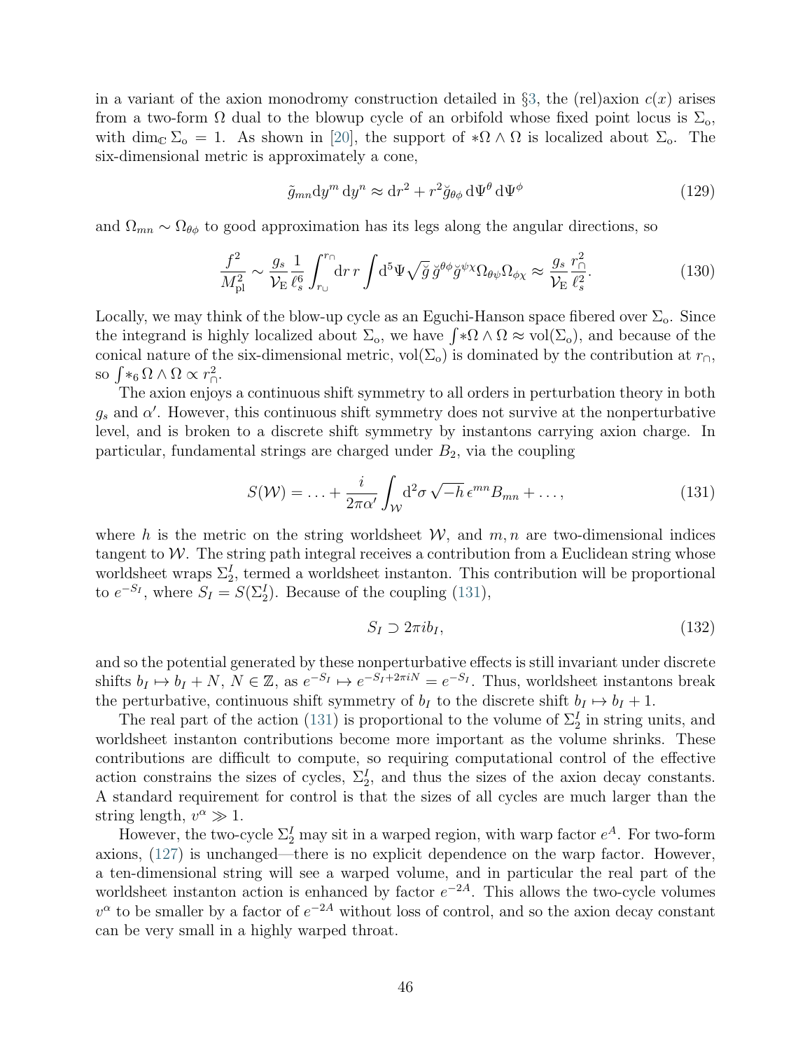in a variant of the axion monodromy construction detailed in §3, the (rel)axion $c(x)$ arises from a two-form $\Omega$ dual to the blowup cycle of an orbifold whose fixed point locus is $\Sigma_{\rm o}$, with $\dim_{\mathbb{C}} \Sigma_{\rm o} = 1$. As shown in [20], the support of $*\Omega \wedge \Omega$ is localized about $\Sigma_{\rm o}$. The six-dimensional metric is approximately a cone,

$$\tilde{g}_{mn} \mathrm{d}y^m \, \mathrm{d}y^n \approx \mathrm{d}r^2 + r^2 \breve{g}_{\theta\phi} \, \mathrm{d}\Psi^\theta \, \mathrm{d}\Psi^\phi \tag{129}$$

and $\Omega_{mn} \sim \Omega_{\theta\phi}$ to good approximation has its legs along the angular directions, so

$$\frac{f^2}{M_{\rm pl}^2} \sim \frac{g_s}{\mathcal{V}_{\rm E}} \frac{1}{\ell_s^6} \int_{r_\cup}^{r_\cap} \mathrm{d}r \, r \int \mathrm{d}^5\Psi \sqrt{\breve{g}} \, \breve{g}^{\theta\phi} \breve{g}^{\psi\chi} \Omega_{\theta\psi} \Omega_{\phi\chi} \approx \frac{g_s}{\mathcal{V}_{\rm E}} \frac{r_\cap^2}{\ell_s^2}. \tag{130}$$

Locally, we may think of the blow-up cycle as an Eguchi-Hanson space fibered over $\Sigma_{\rm o}$. Since the integrand is highly localized about $\Sigma_{\rm o}$, we have $\int *\Omega \wedge \Omega \approx \mathrm{vol}(\Sigma_{\rm o})$, and because of the conical nature of the six-dimensional metric, $\mathrm{vol}(\Sigma_{\rm o})$ is dominated by the contribution at $r_\cap$, so $\int *_6 \Omega \wedge \Omega \propto r_\cap^2$.

The axion enjoys a continuous shift symmetry to all orders in perturbation theory in both $g_s$ and $\alpha'$. However, this continuous shift symmetry does not survive at the nonperturbative level, and is broken to a discrete shift symmetry by instantons carrying axion charge. In particular, fundamental strings are charged under $B_2$, via the coupling

$$S(\mathcal{W}) = \ldots + \frac{i}{2\pi\alpha'} \int_{\mathcal{W}} \mathrm{d}^2\sigma \sqrt{-h} \, \epsilon^{mn} B_{mn} + \ldots, \tag{131}$$

where $h$ is the metric on the string worldsheet $\mathcal{W}$, and $m, n$ are two-dimensional indices tangent to $\mathcal{W}$. The string path integral receives a contribution from a Euclidean string whose worldsheet wraps $\Sigma_2^I$, termed a worldsheet instanton. This contribution will be proportional to $e^{-S_I}$, where $S_I = S(\Sigma_2^I)$. Because of the coupling (131),

$$S_I \supset 2\pi i b_I, \tag{132}$$

and so the potential generated by these nonperturbative effects is still invariant under discrete shifts $b_I \mapsto b_I + N$, $N \in \mathbb{Z}$, as $e^{-S_I} \mapsto e^{-S_I + 2\pi i N} = e^{-S_I}$. Thus, worldsheet instantons break the perturbative, continuous shift symmetry of $b_I$ to the discrete shift $b_I \mapsto b_I + 1$.

The real part of the action (131) is proportional to the volume of $\Sigma_2^I$ in string units, and worldsheet instanton contributions become more important as the volume shrinks. These contributions are difficult to compute, so requiring computational control of the effective action constrains the sizes of cycles, $\Sigma_2^I$, and thus the sizes of the axion decay constants. A standard requirement for control is that the sizes of all cycles are much larger than the string length, $v^\alpha \gg 1$.

However, the two-cycle $\Sigma_2^I$ may sit in a warped region, with warp factor $e^A$. For two-form axions, (127) is unchanged—there is no explicit dependence on the warp factor. However, a ten-dimensional string will see a warped volume, and in particular the real part of the worldsheet instanton action is enhanced by factor $e^{-2A}$. This allows the two-cycle volumes $v^\alpha$ to be smaller by a factor of $e^{-2A}$ without loss of control, and so the axion decay constant can be very small in a highly warped throat.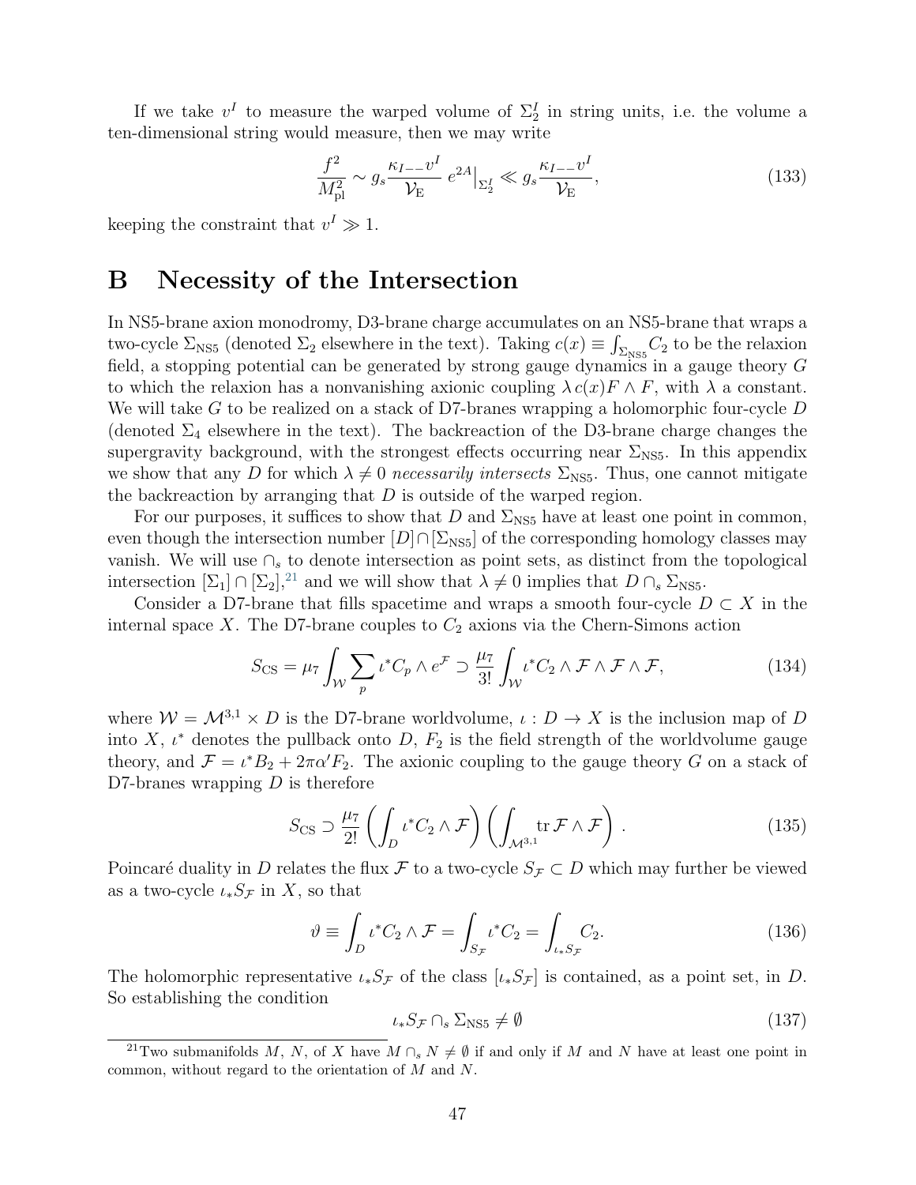If we take $v^I$ to measure the warped volume of $\Sigma_2^I$ in string units, i.e. the volume a ten-dimensional string would measure, then we may write

$$\frac{f^2}{M_{\rm pl}^2} \sim g_s \frac{\kappa_{I--}v^I}{\mathcal{V}_{\rm E}} \, e^{2A}\big|_{\Sigma_2^I} \ll g_s \frac{\kappa_{I--}v^I}{\mathcal{V}_{\rm E}}, \tag{133}$$

keeping the constraint that $v^I \gg 1$.

# B Necessity of the Intersection

In NS5-brane axion monodromy, D3-brane charge accumulates on an NS5-brane that wraps a two-cycle $\Sigma_{\rm NS5}$ (denoted $\Sigma_2$ elsewhere in the text). Taking $c(x) \equiv \int_{\Sigma_{\rm NS5}} C_2$ to be the relaxion field, a stopping potential can be generated by strong gauge dynamics in a gauge theory $G$ to which the relaxion has a nonvanishing axionic coupling $\lambda\, c(x) F \wedge F$, with $\lambda$ a constant. We will take $G$ to be realized on a stack of D7-branes wrapping a holomorphic four-cycle $D$ (denoted $\Sigma_4$ elsewhere in the text). The backreaction of the D3-brane charge changes the supergravity background, with the strongest effects occurring near $\Sigma_{\rm NS5}$. In this appendix we show that any $D$ for which $\lambda \neq 0$ *necessarily intersects* $\Sigma_{\rm NS5}$. Thus, one cannot mitigate the backreaction by arranging that $D$ is outside of the warped region.

For our purposes, it suffices to show that $D$ and $\Sigma_{\rm NS5}$ have at least one point in common, even though the intersection number $[D] \cap [\Sigma_{\rm NS5}]$ of the corresponding homology classes may vanish. We will use $\cap_s$ to denote intersection as point sets, as distinct from the topological intersection $[\Sigma_1] \cap [\Sigma_2]$,[21] and we will show that $\lambda \neq 0$ implies that $D \cap_s \Sigma_{\rm NS5}$.

Consider a D7-brane that fills spacetime and wraps a smooth four-cycle $D \subset X$ in the internal space $X$. The D7-brane couples to $C_2$ axions via the Chern-Simons action

$$S_{\rm CS} = \mu_7 \int_{\mathcal{W}} \sum_p \iota^* C_p \wedge e^{\mathcal{F}} \supset \frac{\mu_7}{3!} \int_{\mathcal{W}} \iota^* C_2 \wedge \mathcal{F} \wedge \mathcal{F} \wedge \mathcal{F}, \tag{134}$$

where $\mathcal{W} = \mathcal{M}^{3,1} \times D$ is the D7-brane worldvolume, $\iota : D \to X$ is the inclusion map of $D$ into $X$, $\iota^*$ denotes the pullback onto $D$, $F_2$ is the field strength of the worldvolume gauge theory, and $\mathcal{F} = \iota^* B_2 + 2\pi\alpha' F_2$. The axionic coupling to the gauge theory $G$ on a stack of D7-branes wrapping $D$ is therefore

$$S_{\rm CS} \supset \frac{\mu_7}{2!} \left( \int_D \iota^* C_2 \wedge \mathcal{F} \right) \left( \int_{\mathcal{M}^{3,1}} {\rm tr}\, \mathcal{F} \wedge \mathcal{F} \right). \tag{135}$$

Poincaré duality in $D$ relates the flux $\mathcal{F}$ to a two-cycle $S_{\mathcal{F}} \subset D$ which may further be viewed as a two-cycle $\iota_* S_{\mathcal{F}}$ in $X$, so that

$$\vartheta \equiv \int_D \iota^* C_2 \wedge \mathcal{F} = \int_{S_{\mathcal{F}}} \iota^* C_2 = \int_{\iota_* S_{\mathcal{F}}} C_2. \tag{136}$$

The holomorphic representative $\iota_* S_{\mathcal{F}}$ of the class $[\iota_* S_{\mathcal{F}}]$ is contained, as a point set, in $D$. So establishing the condition

$$\iota_* S_{\mathcal{F}} \cap_s \Sigma_{\rm NS5} \neq \emptyset \tag{137}$$

[21] Two submanifolds $M$, $N$, of $X$ have $M \cap_s N \neq \emptyset$ if and only if $M$ and $N$ have at least one point in common, without regard to the orientation of $M$ and $N$.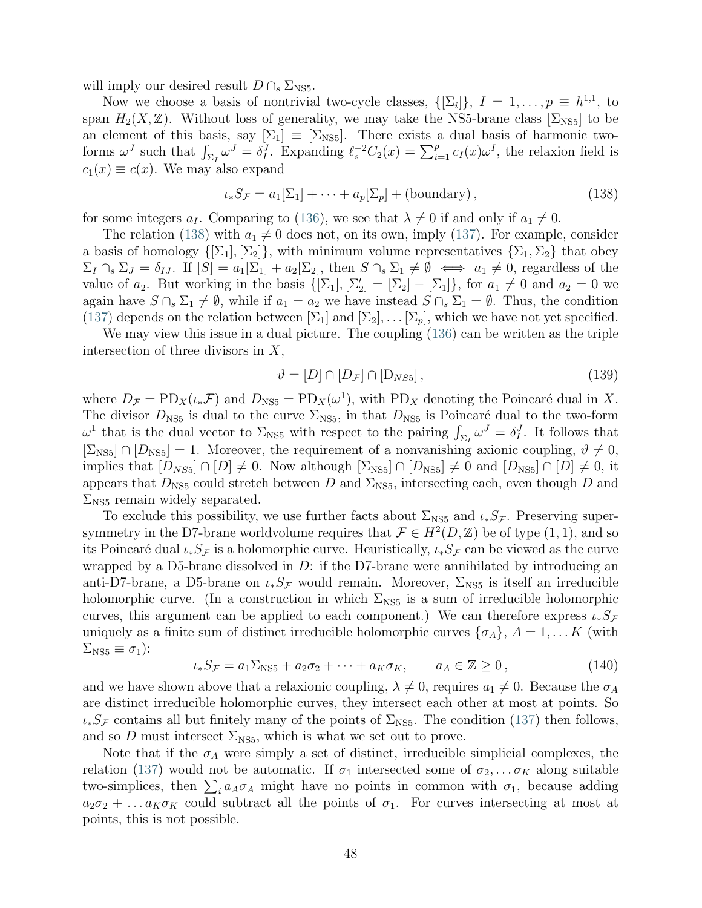will imply our desired result $D \cap_s \Sigma_{\rm NS5}$.

Now we choose a basis of nontrivial two-cycle classes, $\{[\Sigma_i]\}$, $I = 1, \ldots, p \equiv h^{1,1}$, to span $H_2(X, \mathbb{Z})$. Without loss of generality, we may take the NS5-brane class $[\Sigma_{\rm NS5}]$ to be an element of this basis, say $[\Sigma_1] \equiv [\Sigma_{\rm NS5}]$. There exists a dual basis of harmonic two-forms $\omega^J$ such that $\int_{\Sigma_I} \omega^J = \delta_I^J$. Expanding $\ell_s^{-2} C_2(x) = \sum_{i=1}^p c_I(x) \omega^I$, the relaxion field is $c_1(x) \equiv c(x)$. We may also expand

$$\iota_* S_{\mathcal{F}} = a_1[\Sigma_1] + \cdots + a_p[\Sigma_p] + (\text{boundary}) \,, \tag{138}$$

for some integers $a_I$. Comparing to (136), we see that $\lambda \neq 0$ if and only if $a_1 \neq 0$.

The relation (138) with $a_1 \neq 0$ does not, on its own, imply (137). For example, consider a basis of homology $\{[\Sigma_1], [\Sigma_2]\}$, with minimum volume representatives $\{\Sigma_1, \Sigma_2\}$ that obey $\Sigma_I \cap_s \Sigma_J = \delta_{IJ}$. If $[S] = a_1[\Sigma_1] + a_2[\Sigma_2]$, then $S \cap_s \Sigma_1 \neq \emptyset \iff a_1 \neq 0$, regardless of the value of $a_2$. But working in the basis $\{[\Sigma_1], [\Sigma_2'] = [\Sigma_2] - [\Sigma_1]\}$, for $a_1 \neq 0$ and $a_2 = 0$ we again have $S \cap_s \Sigma_1 \neq \emptyset$, while if $a_1 = a_2$ we have instead $S \cap_s \Sigma_1 = \emptyset$. Thus, the condition (137) depends on the relation between $[\Sigma_1]$ and $[\Sigma_2], \ldots [\Sigma_p]$, which we have not yet specified.

We may view this issue in a dual picture. The coupling (136) can be written as the triple intersection of three divisors in $X$,

$$\vartheta = [D] \cap [D_{\mathcal{F}}] \cap [\mathrm{D}_{NS5}] \,, \tag{139}$$

where $D_{\mathcal{F}} = \mathrm{PD}_X(\iota_* \mathcal{F})$ and $D_{\rm NS5} = \mathrm{PD}_X(\omega^1)$, with $\mathrm{PD}_X$ denoting the Poincaré dual in $X$. The divisor $D_{\rm NS5}$ is dual to the curve $\Sigma_{\rm NS5}$, in that $D_{\rm NS5}$ is Poincaré dual to the two-form $\omega^1$ that is the dual vector to $\Sigma_{\rm NS5}$ with respect to the pairing $\int_{\Sigma_I} \omega^J = \delta_I^J$. It follows that $[\Sigma_{\rm NS5}] \cap [D_{\rm NS5}] = 1$. Moreover, the requirement of a nonvanishing axionic coupling, $\vartheta \neq 0$, implies that $[D_{NS5}] \cap [D] \neq 0$. Now although $[\Sigma_{\rm NS5}] \cap [D_{\rm NS5}] \neq 0$ and $[D_{\rm NS5}] \cap [D] \neq 0$, it appears that $D_{\rm NS5}$ could stretch between $D$ and $\Sigma_{\rm NS5}$, intersecting each, even though $D$ and $\Sigma_{\rm NS5}$ remain widely separated.

To exclude this possibility, we use further facts about $\Sigma_{\rm NS5}$ and $\iota_* S_{\mathcal{F}}$. Preserving supersymmetry in the D7-brane worldvolume requires that $\mathcal{F} \in H^2(D, \mathbb{Z})$ be of type $(1,1)$, and so its Poincaré dual $\iota_* S_{\mathcal{F}}$ is a holomorphic curve. Heuristically, $\iota_* S_{\mathcal{F}}$ can be viewed as the curve wrapped by a D5-brane dissolved in $D$: if the D7-brane were annihilated by introducing an anti-D7-brane, a D5-brane on $\iota_* S_{\mathcal{F}}$ would remain. Moreover, $\Sigma_{\rm NS5}$ is itself an irreducible holomorphic curve. (In a construction in which $\Sigma_{\rm NS5}$ is a sum of irreducible holomorphic curves, this argument can be applied to each component.) We can therefore express $\iota_* S_{\mathcal{F}}$ uniquely as a finite sum of distinct irreducible holomorphic curves $\{\sigma_A\}$, $A = 1, \ldots K$ (with $\Sigma_{\rm NS5} \equiv \sigma_1$):

$$\iota_* S_{\mathcal{F}} = a_1 \Sigma_{\rm NS5} + a_2 \sigma_2 + \cdots + a_K \sigma_K \,, \qquad a_A \in \mathbb{Z} \geq 0 \,, \tag{140}$$

and we have shown above that a relaxionic coupling, $\lambda \neq 0$, requires $a_1 \neq 0$. Because the $\sigma_A$ are distinct irreducible holomorphic curves, they intersect each other at most at points. So $\iota_* S_{\mathcal{F}}$ contains all but finitely many of the points of $\Sigma_{\rm NS5}$. The condition (137) then follows, and so $D$ must intersect $\Sigma_{\rm NS5}$, which is what we set out to prove.

Note that if the $\sigma_A$ were simply a set of distinct, irreducible simplicial complexes, the relation (137) would not be automatic. If $\sigma_1$ intersected some of $\sigma_2, \ldots \sigma_K$ along suitable two-simplices, then $\sum_i a_A \sigma_A$ might have no points in common with $\sigma_1$, because adding $a_2 \sigma_2 + \ldots a_K \sigma_K$ could subtract all the points of $\sigma_1$. For curves intersecting at most at points, this is not possible.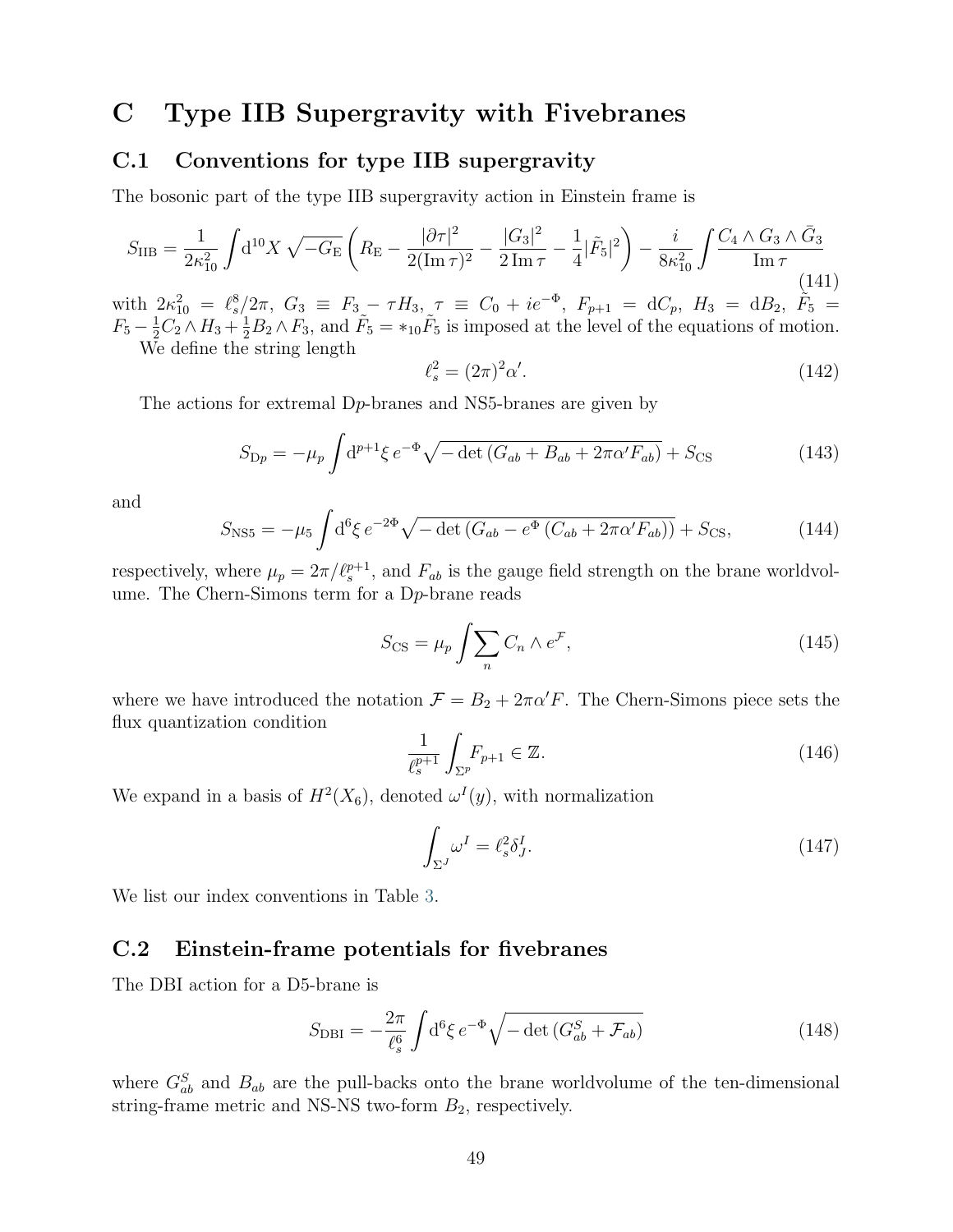# C Type IIB Supergravity with Fivebranes

## C.1 Conventions for type IIB supergravity

The bosonic part of the type IIB supergravity action in Einstein frame is

$$S_{\rm IIB} = \frac{1}{2\kappa_{10}^2}\int {\rm d}^{10}X\,\sqrt{-G_{\rm E}}\left(R_{\rm E} - \frac{|\partial\tau|^2}{2({\rm Im}\,\tau)^2} - \frac{|G_3|^2}{2\,{\rm Im}\,\tau} - \frac{1}{4}|\tilde{F}_5|^2\right) - \frac{i}{8\kappa_{10}^2}\int\frac{C_4\wedge G_3\wedge\bar{G}_3}{{\rm Im}\,\tau} \tag{141}$$

with $2\kappa_{10}^2 = \ell_s^8/2\pi$, $G_3 \equiv F_3 - \tau H_3$, $\tau \equiv C_0 + ie^{-\Phi}$, $F_{p+1} = {\rm d}C_p$, $H_3 = {\rm d}B_2$, $\tilde{F}_5 = F_5 - \frac{1}{2}C_2\wedge H_3 + \frac{1}{2}B_2\wedge F_3$, and $\tilde{F}_5 = *_{10}\tilde{F}_5$ is imposed at the level of the equations of motion.

We define the string length

$$\ell_s^2 = (2\pi)^2\alpha'. \tag{142}$$

The actions for extremal D$p$-branes and NS5-branes are given by

$$S_{{\rm D}p} = -\mu_p\int {\rm d}^{p+1}\xi\, e^{-\Phi}\sqrt{-\det\left(G_{ab} + B_{ab} + 2\pi\alpha' F_{ab}\right)} + S_{\rm CS} \tag{143}$$

and

$$S_{\rm NS5} = -\mu_5\int {\rm d}^6\xi\, e^{-2\Phi}\sqrt{-\det\left(G_{ab} - e^{\Phi}\left(C_{ab} + 2\pi\alpha' F_{ab}\right)\right)} + S_{\rm CS}, \tag{144}$$

respectively, where $\mu_p = 2\pi/\ell_s^{p+1}$, and $F_{ab}$ is the gauge field strength on the brane worldvolume. The Chern-Simons term for a D$p$-brane reads

$$S_{\rm CS} = \mu_p\int\sum_n C_n\wedge e^{\mathcal{F}}, \tag{145}$$

where we have introduced the notation $\mathcal{F} = B_2 + 2\pi\alpha' F$. The Chern-Simons piece sets the flux quantization condition

$$\frac{1}{\ell_s^{p+1}}\int_{\Sigma^p} F_{p+1} \in \mathbb{Z}. \tag{146}$$

We expand in a basis of $H^2(X_6)$, denoted $\omega^I(y)$, with normalization

$$\int_{\Sigma^J}\omega^I = \ell_s^2\delta^I_J. \tag{147}$$

We list our index conventions in Table 3.

## C.2 Einstein-frame potentials for fivebranes

The DBI action for a D5-brane is

$$S_{\rm DBI} = -\frac{2\pi}{\ell_s^6}\int {\rm d}^6\xi\, e^{-\Phi}\sqrt{-\det\left(G^S_{ab} + \mathcal{F}_{ab}\right)} \tag{148}$$

where $G^S_{ab}$ and $B_{ab}$ are the pull-backs onto the brane worldvolume of the ten-dimensional string-frame metric and NS-NS two-form $B_2$, respectively.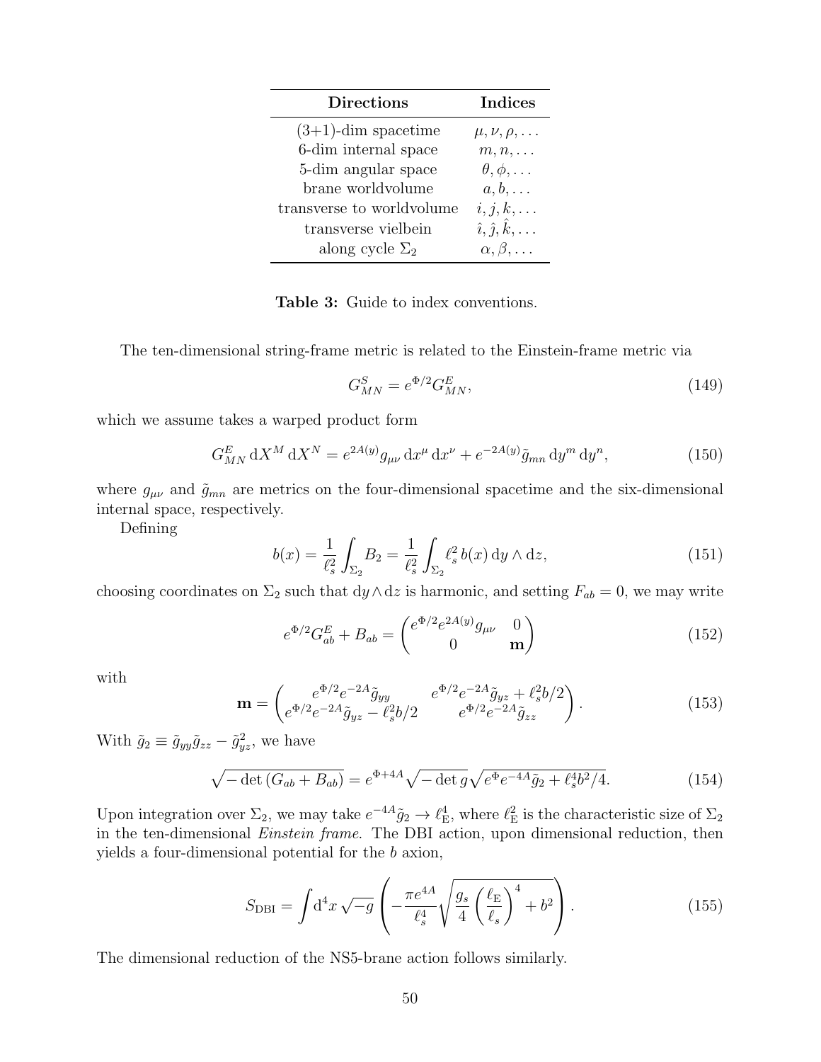| Directions | Indices |
|---|---|
| (3+1)-dim spacetime | $\mu, \nu, \rho, \ldots$ |
| 6-dim internal space | $m, n, \ldots$ |
| 5-dim angular space | $\theta, \phi, \ldots$ |
| brane worldvolume | $a, b, \ldots$ |
| transverse to worldvolume | $i, j, k, \ldots$ |
| transverse vielbein | $\hat{\imath}, \hat{\jmath}, \hat{k}, \ldots$ |
| along cycle $\Sigma_2$ | $\alpha, \beta, \ldots$ |

**Table 3:** Guide to index conventions.

The ten-dimensional string-frame metric is related to the Einstein-frame metric via

$$G^S_{MN} = e^{\Phi/2} G^E_{MN}, \tag{149}$$

which we assume takes a warped product form

$$G^E_{MN}\, \mathrm{d}X^M\, \mathrm{d}X^N = e^{2A(y)} g_{\mu\nu}\, \mathrm{d}x^\mu\, \mathrm{d}x^\nu + e^{-2A(y)} \tilde{g}_{mn}\, \mathrm{d}y^m\, \mathrm{d}y^n, \tag{150}$$

where $g_{\mu\nu}$ and $\tilde{g}_{mn}$ are metrics on the four-dimensional spacetime and the six-dimensional internal space, respectively.

Defining

$$b(x) = \frac{1}{\ell_s^2} \int_{\Sigma_2} B_2 = \frac{1}{\ell_s^2} \int_{\Sigma_2} \ell_s^2\, b(x)\, \mathrm{d}y \wedge \mathrm{d}z, \tag{151}$$

choosing coordinates on $\Sigma_2$ such that $\mathrm{d}y \wedge \mathrm{d}z$ is harmonic, and setting $F_{ab} = 0$, we may write

$$e^{\Phi/2} G^E_{ab} + B_{ab} = \begin{pmatrix} e^{\Phi/2} e^{2A(y)} g_{\mu\nu} & 0 \\ 0 & \mathbf{m} \end{pmatrix} \tag{152}$$

with

$$\mathbf{m} = \begin{pmatrix} e^{\Phi/2} e^{-2A} \tilde{g}_{yy} & e^{\Phi/2} e^{-2A} \tilde{g}_{yz} + \ell_s^2 b/2 \\ e^{\Phi/2} e^{-2A} \tilde{g}_{yz} - \ell_s^2 b/2 & e^{\Phi/2} e^{-2A} \tilde{g}_{zz} \end{pmatrix}. \tag{153}$$

With $\tilde{g}_2 \equiv \tilde{g}_{yy}\tilde{g}_{zz} - \tilde{g}_{yz}^2$, we have

$$\sqrt{-\det\left(G_{ab} + B_{ab}\right)} = e^{\Phi + 4A} \sqrt{-\det g} \sqrt{e^{\Phi} e^{-4A} \tilde{g}_2 + \ell_s^4 b^2/4}. \tag{154}$$

Upon integration over $\Sigma_2$, we may take $e^{-4A}\tilde{g}_2 \to \ell_{\mathrm{E}}^4$, where $\ell_{\mathrm{E}}^2$ is the characteristic size of $\Sigma_2$ in the ten-dimensional *Einstein frame*. The DBI action, upon dimensional reduction, then yields a four-dimensional potential for the $b$ axion,

$$S_{\mathrm{DBI}} = \int \mathrm{d}^4x \sqrt{-g} \left( -\frac{\pi e^{4A}}{\ell_s^4} \sqrt{\frac{g_s}{4} \left(\frac{\ell_{\mathrm{E}}}{\ell_s}\right)^4 + b^2} \right). \tag{155}$$

The dimensional reduction of the NS5-brane action follows similarly.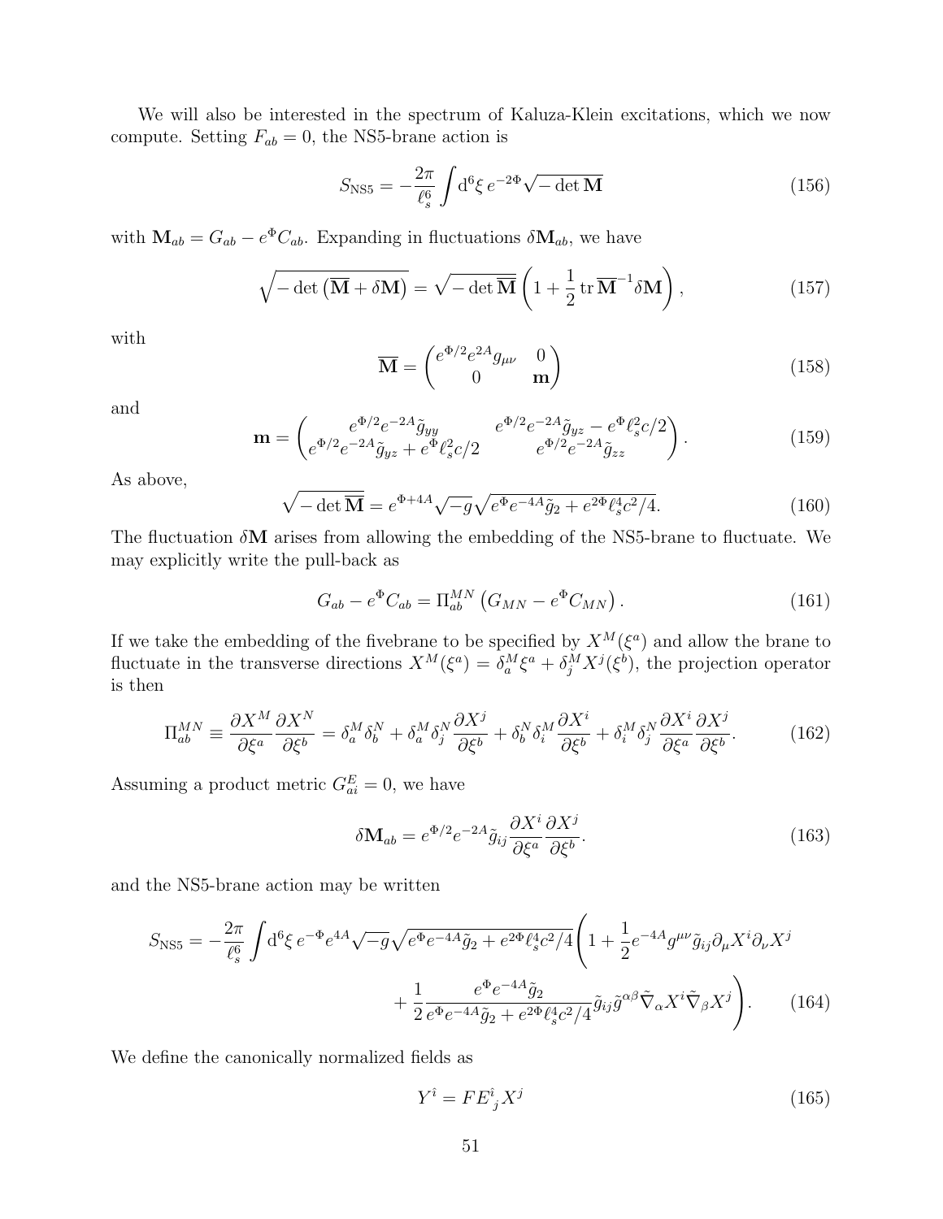We will also be interested in the spectrum of Kaluza-Klein excitations, which we now compute. Setting $F_{ab} = 0$, the NS5-brane action is

$$S_{\rm NS5} = -\frac{2\pi}{\ell_s^6}\int {\rm d}^6\xi\, e^{-2\Phi}\sqrt{-\det \mathbf{M}} \tag{156}$$

with $\mathbf{M}_{ab} = G_{ab} - e^{\Phi}C_{ab}$. Expanding in fluctuations $\delta\mathbf{M}_{ab}$, we have

$$\sqrt{-\det\left(\overline{\mathbf{M}} + \delta\mathbf{M}\right)} = \sqrt{-\det \overline{\mathbf{M}}}\left(1 + \frac{1}{2}\,{\rm tr}\,\overline{\mathbf{M}}^{-1}\delta\mathbf{M}\right), \tag{157}$$

with

$$\overline{\mathbf{M}} = \begin{pmatrix} e^{\Phi/2}e^{2A}g_{\mu\nu} & 0 \\ 0 & \mathbf{m}\end{pmatrix} \tag{158}$$

and

$$\mathbf{m} = \begin{pmatrix} e^{\Phi/2}e^{-2A}\tilde{g}_{yy} & e^{\Phi/2}e^{-2A}\tilde{g}_{yz} - e^{\Phi}\ell_s^2 c/2 \\ e^{\Phi/2}e^{-2A}\tilde{g}_{yz} + e^{\Phi}\ell_s^2 c/2 & e^{\Phi/2}e^{-2A}\tilde{g}_{zz}\end{pmatrix}. \tag{159}$$

As above,

$$\sqrt{-\det \overline{\mathbf{M}}} = e^{\Phi+4A}\sqrt{-g}\sqrt{e^{\Phi}e^{-4A}\tilde{g}_2 + e^{2\Phi}\ell_s^4c^2/4}. \tag{160}$$

The fluctuation $\delta\mathbf{M}$ arises from allowing the embedding of the NS5-brane to fluctuate. We may explicitly write the pull-back as

$$G_{ab} - e^{\Phi}C_{ab} = \Pi_{ab}^{MN}\left(G_{MN} - e^{\Phi}C_{MN}\right). \tag{161}$$

If we take the embedding of the fivebrane to be specified by $X^M(\xi^a)$ and allow the brane to fluctuate in the transverse directions $X^M(\xi^a) = \delta_a^M\xi^a + \delta_j^M X^j(\xi^b)$, the projection operator is then

$$\Pi_{ab}^{MN} \equiv \frac{\partial X^M}{\partial\xi^a}\frac{\partial X^N}{\partial\xi^b} = \delta_a^M\delta_b^N + \delta_a^M\delta_j^N\frac{\partial X^j}{\partial\xi^b} + \delta_b^N\delta_i^M\frac{\partial X^i}{\partial\xi^b} + \delta_i^M\delta_j^N\frac{\partial X^i}{\partial\xi^a}\frac{\partial X^j}{\partial\xi^b}. \tag{162}$$

Assuming a product metric $G_{ai}^E = 0$, we have

$$\delta\mathbf{M}_{ab} = e^{\Phi/2}e^{-2A}\tilde{g}_{ij}\frac{\partial X^i}{\partial\xi^a}\frac{\partial X^j}{\partial\xi^b}. \tag{163}$$

and the NS5-brane action may be written

$$\begin{aligned} S_{\rm NS5} = -\frac{2\pi}{\ell_s^6}\int {\rm d}^6\xi\, e^{-\Phi}e^{4A}\sqrt{-g}\sqrt{e^{\Phi}e^{-4A}\tilde{g}_2 + e^{2\Phi}\ell_s^4c^2/4}\Bigg(1 + \frac{1}{2}e^{-4A}g^{\mu\nu}\tilde{g}_{ij}\partial_\mu X^i\partial_\nu X^j \\ + \frac{1}{2}\frac{e^{\Phi}e^{-4A}\tilde{g}_2}{e^{\Phi}e^{-4A}\tilde{g}_2 + e^{2\Phi}\ell_s^4c^2/4}\tilde{g}_{ij}\tilde{g}^{\alpha\beta}\tilde{\nabla}_\alpha X^i\tilde{\nabla}_\beta X^j\Bigg). \end{aligned} \tag{164}$$

We define the canonically normalized fields as

$$Y^{\hat{\imath}} = F E^{\hat{\imath}}{}_j X^j \tag{165}$$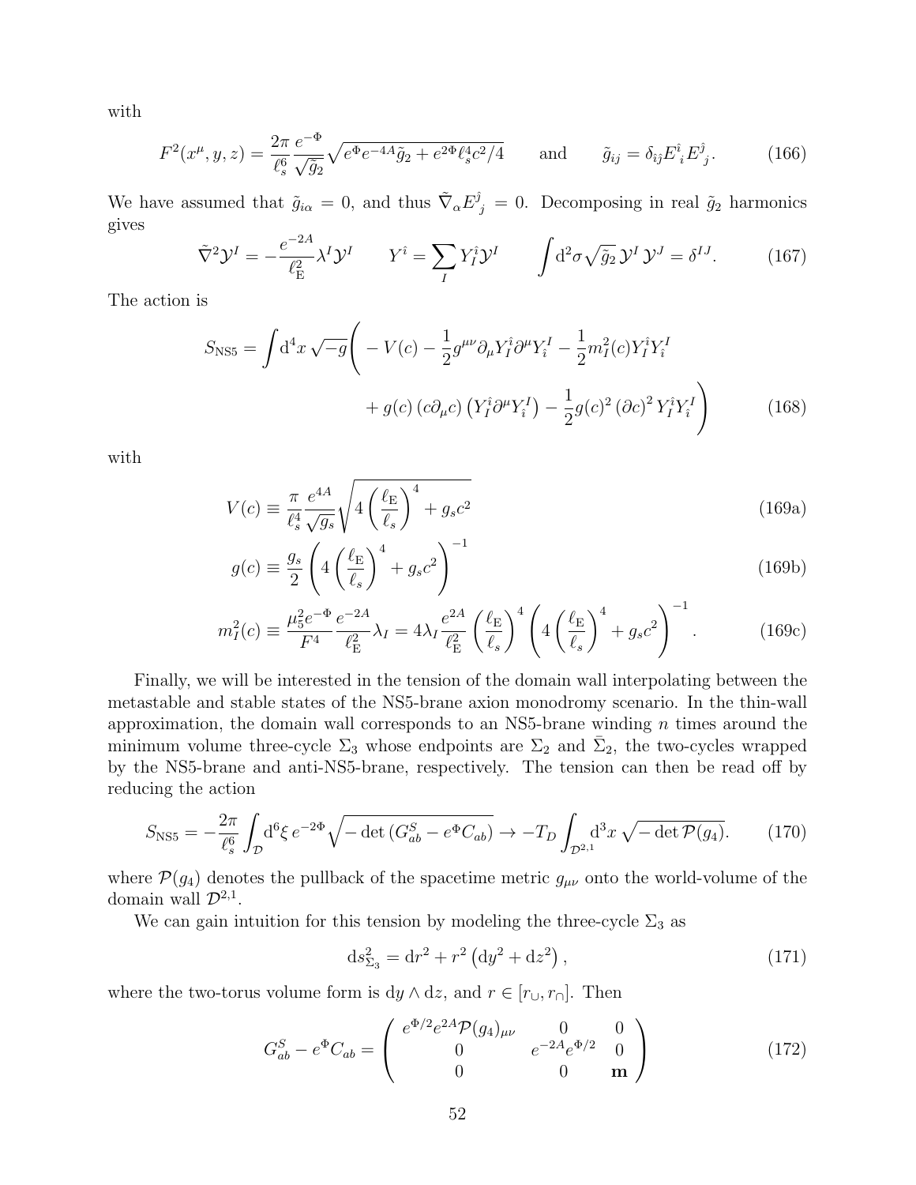with

$$F^2(x^\mu, y, z) = \frac{2\pi}{\ell_s^6} \frac{e^{-\Phi}}{\sqrt{\tilde{g}_2}} \sqrt{e^{\Phi} e^{-4A} \tilde{g}_2 + e^{2\Phi} \ell_s^4 c^2/4} \qquad \text{and} \qquad \tilde{g}_{ij} = \delta_{\hat{\imath}\hat{\jmath}} E^{\hat{\imath}}{}_i E^{\hat{\jmath}}{}_j. \tag{166}$$

We have assumed that $\tilde{g}_{i\alpha} = 0$, and thus $\tilde{\nabla}_\alpha E^{\hat{\jmath}}{}_j = 0$. Decomposing in real $\tilde{g}_2$ harmonics gives

$$\tilde{\nabla}^2 \mathcal{Y}^I = -\frac{e^{-2A}}{\ell_{\mathrm{E}}^2} \lambda^I \mathcal{Y}^I \qquad Y^{\hat{\imath}} = \sum_I Y_I^{\hat{\imath}} \mathcal{Y}^I \qquad \int \mathrm{d}^2\sigma \sqrt{\tilde{g}_2}\, \mathcal{Y}^I \mathcal{Y}^J = \delta^{IJ}. \tag{167}$$

The action is

$$S_{\mathrm{NS5}} = \int \mathrm{d}^4x \sqrt{-g} \Bigg( -V(c) - \frac{1}{2} g^{\mu\nu} \partial_\mu Y_I^{\hat{\imath}} \partial^\mu Y_{\hat{\imath}}^I - \frac{1}{2} m_I^2(c) Y_I^{\hat{\imath}} Y_{\hat{\imath}}^I$$
$$+ g(c)\,(c\partial_\mu c)\left(Y_I^{\hat{\imath}} \partial^\mu Y_{\hat{\imath}}^I\right) - \frac{1}{2} g(c)^2 \left(\partial c\right)^2 Y_I^{\hat{\imath}} Y_{\hat{\imath}}^I \Bigg) \tag{168}$$

with

$$V(c) \equiv \frac{\pi}{\ell_s^4} \frac{e^{4A}}{\sqrt{g_s}} \sqrt{4\left(\frac{\ell_{\mathrm{E}}}{\ell_s}\right)^4 + g_s c^2} \tag{169a}$$

$$g(c) \equiv \frac{g_s}{2} \left( 4\left(\frac{\ell_{\mathrm{E}}}{\ell_s}\right)^4 + g_s c^2 \right)^{-1} \tag{169b}$$

$$m_I^2(c) \equiv \frac{\mu_5^2 e^{-\Phi}}{F^4} \frac{e^{-2A}}{\ell_{\mathrm{E}}^2} \lambda_I = 4\lambda_I \frac{e^{2A}}{\ell_{\mathrm{E}}^2} \left(\frac{\ell_{\mathrm{E}}}{\ell_s}\right)^4 \left( 4\left(\frac{\ell_{\mathrm{E}}}{\ell_s}\right)^4 + g_s c^2 \right)^{-1}. \tag{169c}$$

Finally, we will be interested in the tension of the domain wall interpolating between the metastable and stable states of the NS5-brane axion monodromy scenario. In the thin-wall approximation, the domain wall corresponds to an NS5-brane winding $n$ times around the minimum volume three-cycle $\Sigma_3$ whose endpoints are $\Sigma_2$ and $\bar{\Sigma}_2$, the two-cycles wrapped by the NS5-brane and anti-NS5-brane, respectively. The tension can then be read off by reducing the action

$$S_{\mathrm{NS5}} = -\frac{2\pi}{\ell_s^6} \int_{\mathcal{D}} \mathrm{d}^6\xi\, e^{-2\Phi} \sqrt{-\det\left(G^S_{ab} - e^{\Phi} C_{ab}\right)} \to -T_D \int_{\mathcal{D}^{2,1}} \mathrm{d}^3x \sqrt{-\det \mathcal{P}(g_4)}. \tag{170}$$

where $\mathcal{P}(g_4)$ denotes the pullback of the spacetime metric $g_{\mu\nu}$ onto the world-volume of the domain wall $\mathcal{D}^{2,1}$.

We can gain intuition for this tension by modeling the three-cycle $\Sigma_3$ as

$$\mathrm{d}s^2_{\Sigma_3} = \mathrm{d}r^2 + r^2\left(\mathrm{d}y^2 + \mathrm{d}z^2\right), \tag{171}$$

where the two-torus volume form is $\mathrm{d}y \wedge \mathrm{d}z$, and $r \in [r_\cup, r_\cap]$. Then

$$G^S_{ab} - e^{\Phi} C_{ab} = \begin{pmatrix} e^{\Phi/2} e^{2A} \mathcal{P}(g_4)_{\mu\nu} & 0 & 0 \\ 0 & e^{-2A} e^{\Phi/2} & 0 \\ 0 & 0 & \mathbf{m} \end{pmatrix} \tag{172}$$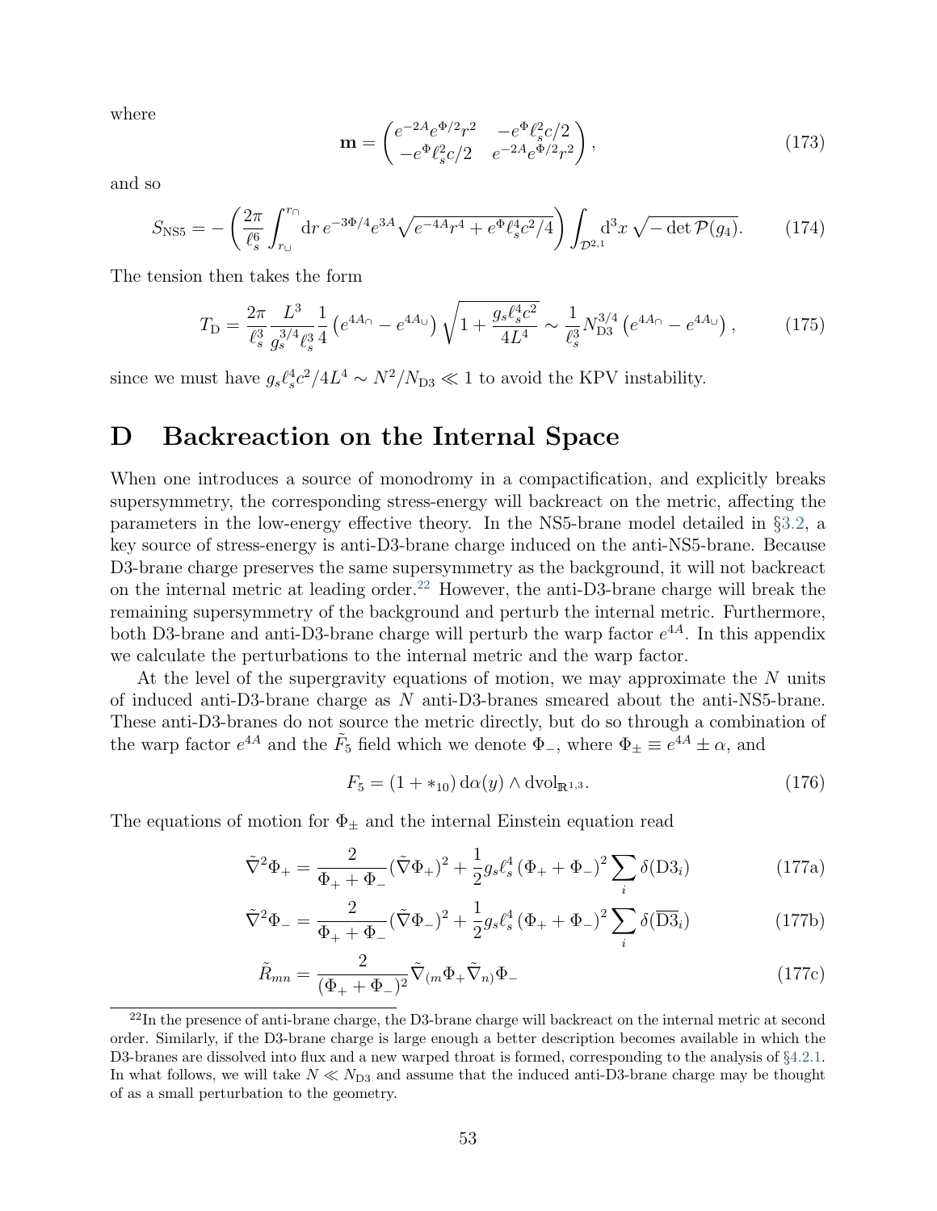where

$$
\mathbf{m} = \begin{pmatrix} e^{-2A}e^{\Phi/2}r^2 & -e^{\Phi}\ell_s^2 c/2 \\ -e^{\Phi}\ell_s^2 c/2 & e^{-2A}e^{\Phi/2}r^2 \end{pmatrix}, \tag{173}
$$

and so

$$
S_{\rm NS5} = -\left(\frac{2\pi}{\ell_s^6}\int_{r_\cup}^{r_\cap} \mathrm{d}r\, e^{-3\Phi/4}e^{3A}\sqrt{e^{-4A}r^4 + e^{\Phi}\ell_s^4 c^2/4}\right)\int_{\mathcal{D}^{2,1}} \mathrm{d}^3x\,\sqrt{-\det \mathcal{P}(g_4)}. \tag{174}
$$

The tension then takes the form

$$
T_{\rm D} = \frac{2\pi}{\ell_s^3}\frac{L^3}{g_s^{3/4}\ell_s^3}\frac{1}{4}\left(e^{4A_\cap} - e^{4A_\cup}\right)\sqrt{1 + \frac{g_s \ell_s^4 c^2}{4L^4}} \sim \frac{1}{\ell_s^3}N_{\rm D3}^{3/4}\left(e^{4A_\cap} - e^{4A_\cup}\right), \tag{175}
$$

since we must have $g_s\ell_s^4 c^2/4L^4 \sim N^2/N_{\rm D3} \ll 1$ to avoid the KPV instability.

# D Backreaction on the Internal Space

When one introduces a source of monodromy in a compactification, and explicitly breaks supersymmetry, the corresponding stress-energy will backreact on the metric, affecting the parameters in the low-energy effective theory. In the NS5-brane model detailed in §3.2, a key source of stress-energy is anti-D3-brane charge induced on the anti-NS5-brane. Because D3-brane charge preserves the same supersymmetry as the background, it will not backreact on the internal metric at leading order.[22] However, the anti-D3-brane charge will break the remaining supersymmetry of the background and perturb the internal metric. Furthermore, both D3-brane and anti-D3-brane charge will perturb the warp factor $e^{4A}$. In this appendix we calculate the perturbations to the internal metric and the warp factor.

At the level of the supergravity equations of motion, we may approximate the $N$ units of induced anti-D3-brane charge as $N$ anti-D3-branes smeared about the anti-NS5-brane. These anti-D3-branes do not source the metric directly, but do so through a combination of the warp factor $e^{4A}$ and the $\tilde{F}_5$ field which we denote $\Phi_-$, where $\Phi_\pm \equiv e^{4A} \pm \alpha$, and

$$
F_5 = (1 + *_{10})\,\mathrm{d}\alpha(y) \wedge \mathrm{dvol}_{\mathbb{R}^{1,3}}. \tag{176}
$$

The equations of motion for $\Phi_\pm$ and the internal Einstein equation read

$$
\tilde{\nabla}^2\Phi_+ = \frac{2}{\Phi_+ + \Phi_-}(\tilde{\nabla}\Phi_+)^2 + \frac{1}{2}g_s\ell_s^4\left(\Phi_+ + \Phi_-\right)^2\sum_i \delta(\mathrm{D3}_i) \tag{177a}
$$

$$
\tilde{\nabla}^2\Phi_- = \frac{2}{\Phi_+ + \Phi_-}(\tilde{\nabla}\Phi_-)^2 + \frac{1}{2}g_s\ell_s^4\left(\Phi_+ + \Phi_-\right)^2\sum_i \delta(\overline{\mathrm{D3}}_i) \tag{177b}
$$

$$
\tilde{R}_{mn} = \frac{2}{(\Phi_+ + \Phi_-)^2}\tilde{\nabla}_{(m}\Phi_+\tilde{\nabla}_{n)}\Phi_- \tag{177c}
$$

[22] In the presence of anti-brane charge, the D3-brane charge will backreact on the internal metric at second order. Similarly, if the D3-brane charge is large enough a better description becomes available in which the D3-branes are dissolved into flux and a new warped throat is formed, corresponding to the analysis of §4.2.1. In what follows, we will take $N \ll N_{\rm D3}$ and assume that the induced anti-D3-brane charge may be thought of as a small perturbation to the geometry.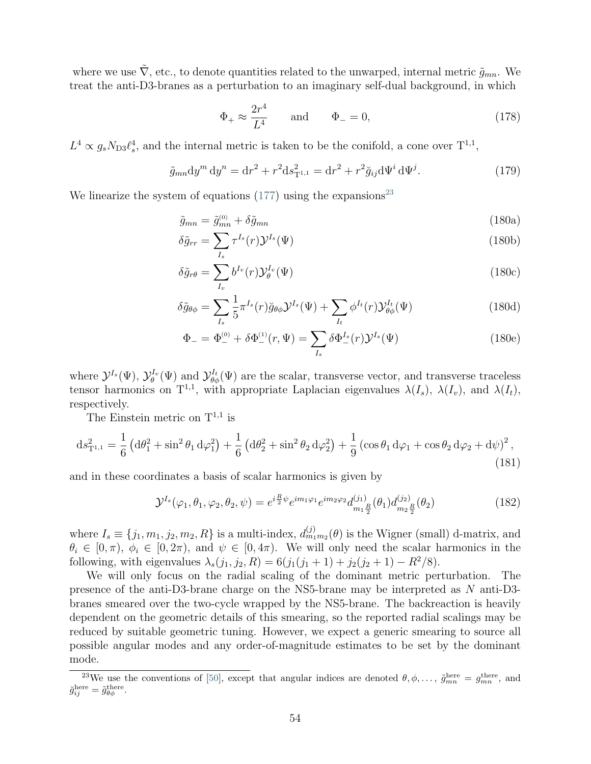where we use $\tilde{\nabla}$, etc., to denote quantities related to the unwarped, internal metric $\tilde{g}_{mn}$. We treat the anti-D3-branes as a perturbation to an imaginary self-dual background, in which

$$\Phi_+ \approx \frac{2r^4}{L^4} \qquad \text{and} \qquad \Phi_- = 0, \tag{178}$$

$L^4 \propto g_s N_{\rm D3} \ell_s^4$, and the internal metric is taken to be the conifold, a cone over $\mathrm{T}^{1,1}$,

$$\tilde{g}_{mn} \mathrm{d}y^m \, \mathrm{d}y^n = \mathrm{d}r^2 + r^2 \mathrm{d}s^2_{\mathrm{T}^{1,1}} = \mathrm{d}r^2 + r^2 \breve{g}_{ij} \mathrm{d}\Psi^i \, \mathrm{d}\Psi^j. \tag{179}$$

We linearize the system of equations (177) using the expansions[23]

$$\tilde{g}_{mn} = \tilde{g}^{(0)}_{mn} + \delta\tilde{g}_{mn} \tag{180a}$$

$$\delta\tilde{g}_{rr} = \sum_{I_s} \tau^{I_s}(r) \mathcal{Y}^{I_s}(\Psi) \tag{180b}$$

$$\delta\tilde{g}_{r\theta} = \sum_{I_v} b^{I_v}(r) \mathcal{Y}^{I_v}_{\theta}(\Psi) \tag{180c}$$

$$\delta\tilde{g}_{\theta\phi} = \sum_{I_s} \frac{1}{5} \pi^{I_s}(r) \breve{g}_{\theta\phi} \mathcal{Y}^{I_s}(\Psi) + \sum_{I_t} \phi^{I_t}(r) \mathcal{Y}^{I_t}_{\theta\phi}(\Psi) \tag{180d}$$

$$\Phi_- = \Phi^{(0)}_- + \delta\Phi^{(1)}_-(r, \Psi) = \sum_{I_s} \delta\Phi^{I_s}_-(r) \mathcal{Y}^{I_s}(\Psi) \tag{180e}$$

where $\mathcal{Y}^{I_s}(\Psi)$, $\mathcal{Y}^{I_v}_{\theta}(\Psi)$ and $\mathcal{Y}^{I_t}_{\theta\phi}(\Psi)$ are the scalar, transverse vector, and transverse traceless tensor harmonics on $\mathrm{T}^{1,1}$, with appropriate Laplacian eigenvalues $\lambda(I_s)$, $\lambda(I_v)$, and $\lambda(I_t)$, respectively.

The Einstein metric on $\mathrm{T}^{1,1}$ is

$$\mathrm{d}s^2_{\mathrm{T}^{1,1}} = \frac{1}{6}\left(\mathrm{d}\theta_1^2 + \sin^2\theta_1 \, \mathrm{d}\varphi_1^2\right) + \frac{1}{6}\left(\mathrm{d}\theta_2^2 + \sin^2\theta_2 \, \mathrm{d}\varphi_2^2\right) + \frac{1}{9}\left(\cos\theta_1 \, \mathrm{d}\varphi_1 + \cos\theta_2 \, \mathrm{d}\varphi_2 + \mathrm{d}\psi\right)^2, \tag{181}$$

and in these coordinates a basis of scalar harmonics is given by

$$\mathcal{Y}^{I_s}(\varphi_1, \theta_1, \varphi_2, \theta_2, \psi) = e^{i\frac{R}{2}\psi} e^{im_1\varphi_1} e^{im_2\varphi_2} d^{(j_1)}_{m_1 \frac{R}{2}}(\theta_1) d^{(j_2)}_{m_2 \frac{R}{2}}(\theta_2) \tag{182}$$

where $I_s \equiv \{j_1, m_1, j_2, m_2, R\}$ is a multi-index, $d^{(j)}_{m_1 m_2}(\theta)$ is the Wigner (small) d-matrix, and $\theta_i \in [0, \pi)$, $\phi_i \in [0, 2\pi)$, and $\psi \in [0, 4\pi)$. We will only need the scalar harmonics in the following, with eigenvalues $\lambda_s(j_1, j_2, R) = 6(j_1(j_1+1) + j_2(j_2+1) - R^2/8)$.

We will only focus on the radial scaling of the dominant metric perturbation. The presence of the anti-D3-brane charge on the NS5-brane may be interpreted as $N$ anti-D3-branes smeared over the two-cycle wrapped by the NS5-brane. The backreaction is heavily dependent on the geometric details of this smearing, so the reported radial scalings may be reduced by suitable geometric tuning. However, we expect a generic smearing to source all possible angular modes and any order-of-magnitude estimates to be set by the dominant mode.

[23] We use the conventions of [50], except that angular indices are denoted $\theta, \phi, \ldots$, $\tilde{g}^{\rm here}_{mn} = g^{\rm there}_{mn}$, and $\breve{g}^{\rm here}_{ij} = \tilde{g}^{\rm there}_{\theta\phi}$.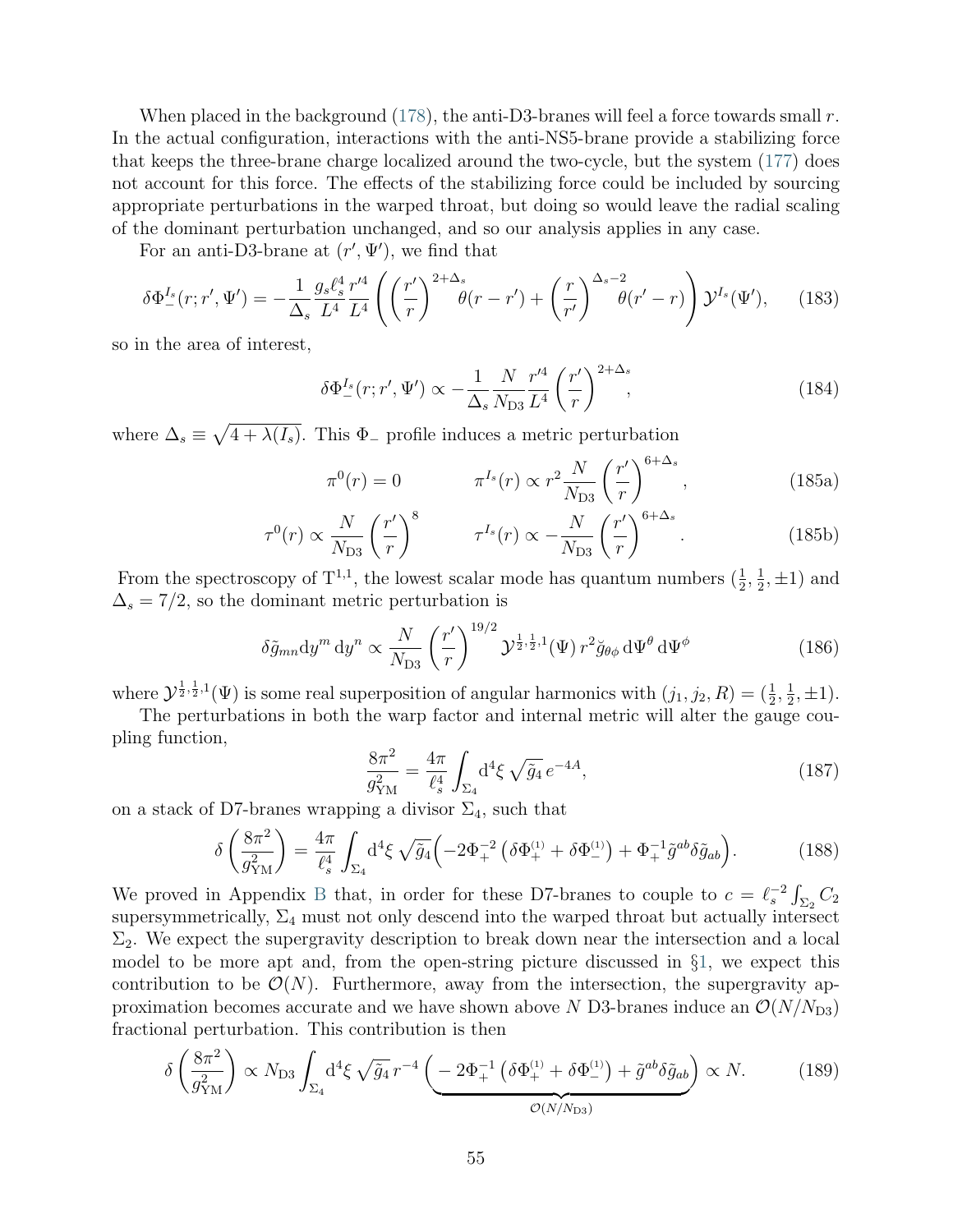When placed in the background (178), the anti-D3-branes will feel a force towards small $r$. In the actual configuration, interactions with the anti-NS5-brane provide a stabilizing force that keeps the three-brane charge localized around the two-cycle, but the system (177) does not account for this force. The effects of the stabilizing force could be included by sourcing appropriate perturbations in the warped throat, but doing so would leave the radial scaling of the dominant perturbation unchanged, and so our analysis applies in any case.

For an anti-D3-brane at $(r', \Psi')$, we find that

$$\delta\Phi_-^{I_s}(r; r', \Psi') = -\frac{1}{\Delta_s}\frac{g_s \ell_s^4}{L^4}\frac{r'^4}{L^4}\left(\left(\frac{r'}{r}\right)^{2+\Delta_s}\theta(r-r') + \left(\frac{r}{r'}\right)^{\Delta_s - 2}\theta(r'-r)\right)\mathcal{Y}^{I_s}(\Psi'), \tag{183}$$

so in the area of interest,

$$\delta\Phi_-^{I_s}(r; r', \Psi') \propto -\frac{1}{\Delta_s}\frac{N}{N_{\rm D3}}\frac{r'^4}{L^4}\left(\frac{r'}{r}\right)^{2+\Delta_s}, \tag{184}$$

where $\Delta_s \equiv \sqrt{4 + \lambda(I_s)}$. This $\Phi_-$ profile induces a metric perturbation

$$\pi^0(r) = 0 \qquad\qquad \pi^{I_s}(r) \propto r^2 \frac{N}{N_{\rm D3}}\left(\frac{r'}{r}\right)^{6+\Delta_s}, \tag{185a}$$

$$\tau^0(r) \propto \frac{N}{N_{\rm D3}}\left(\frac{r'}{r}\right)^{8} \qquad\qquad \tau^{I_s}(r) \propto -\frac{N}{N_{\rm D3}}\left(\frac{r'}{r}\right)^{6+\Delta_s}. \tag{185b}$$

From the spectroscopy of $\mathrm{T}^{1,1}$, the lowest scalar mode has quantum numbers $(\frac{1}{2}, \frac{1}{2}, \pm 1)$ and $\Delta_s = 7/2$, so the dominant metric perturbation is

$$\delta\tilde{g}_{mn}\mathrm{d}y^m\,\mathrm{d}y^n \propto \frac{N}{N_{\rm D3}}\left(\frac{r'}{r}\right)^{19/2}\mathcal{Y}^{\frac{1}{2},\frac{1}{2},1}(\Psi)\, r^2 \breve{g}_{\theta\phi}\,\mathrm{d}\Psi^\theta\,\mathrm{d}\Psi^\phi \tag{186}$$

where $\mathcal{Y}^{\frac{1}{2},\frac{1}{2},1}(\Psi)$ is some real superposition of angular harmonics with $(j_1, j_2, R) = (\frac{1}{2}, \frac{1}{2}, \pm 1)$.

The perturbations in both the warp factor and internal metric will alter the gauge coupling function,

$$\frac{8\pi^2}{g_{\rm YM}^2} = \frac{4\pi}{\ell_s^4}\int_{\Sigma_4}\mathrm{d}^4\xi\,\sqrt{\tilde{g}_4}\,e^{-4A}, \tag{187}$$

on a stack of D7-branes wrapping a divisor $\Sigma_4$, such that

$$\delta\left(\frac{8\pi^2}{g_{\rm YM}^2}\right) = \frac{4\pi}{\ell_s^4}\int_{\Sigma_4}\mathrm{d}^4\xi\,\sqrt{\tilde{g}_4}\Big(-2\Phi_+^{-2}\left(\delta\Phi_+^{(1)} + \delta\Phi_-^{(1)}\right) + \Phi_+^{-1}\tilde{g}^{ab}\delta\tilde{g}_{ab}\Big). \tag{188}$$

We proved in Appendix B that, in order for these D7-branes to couple to $c = \ell_s^{-2}\int_{\Sigma_2} C_2$ supersymmetrically, $\Sigma_4$ must not only descend into the warped throat but actually intersect $\Sigma_2$. We expect the supergravity description to break down near the intersection and a local model to be more apt and, from the open-string picture discussed in §1, we expect this contribution to be $\mathcal{O}(N)$. Furthermore, away from the intersection, the supergravity approximation becomes accurate and we have shown above $N$ D3-branes induce an $\mathcal{O}(N/N_{\rm D3})$ fractional perturbation. This contribution is then

$$\delta\left(\frac{8\pi^2}{g_{\rm YM}^2}\right) \propto N_{\rm D3}\int_{\Sigma_4}\mathrm{d}^4\xi\,\sqrt{\tilde{g}_4}\,r^{-4}\underbrace{\Big(-2\Phi_+^{-1}\left(\delta\Phi_+^{(1)} + \delta\Phi_-^{(1)}\right) + \tilde{g}^{ab}\delta\tilde{g}_{ab}\Big)}_{\mathcal{O}(N/N_{\rm D3})} \propto N. \tag{189}$$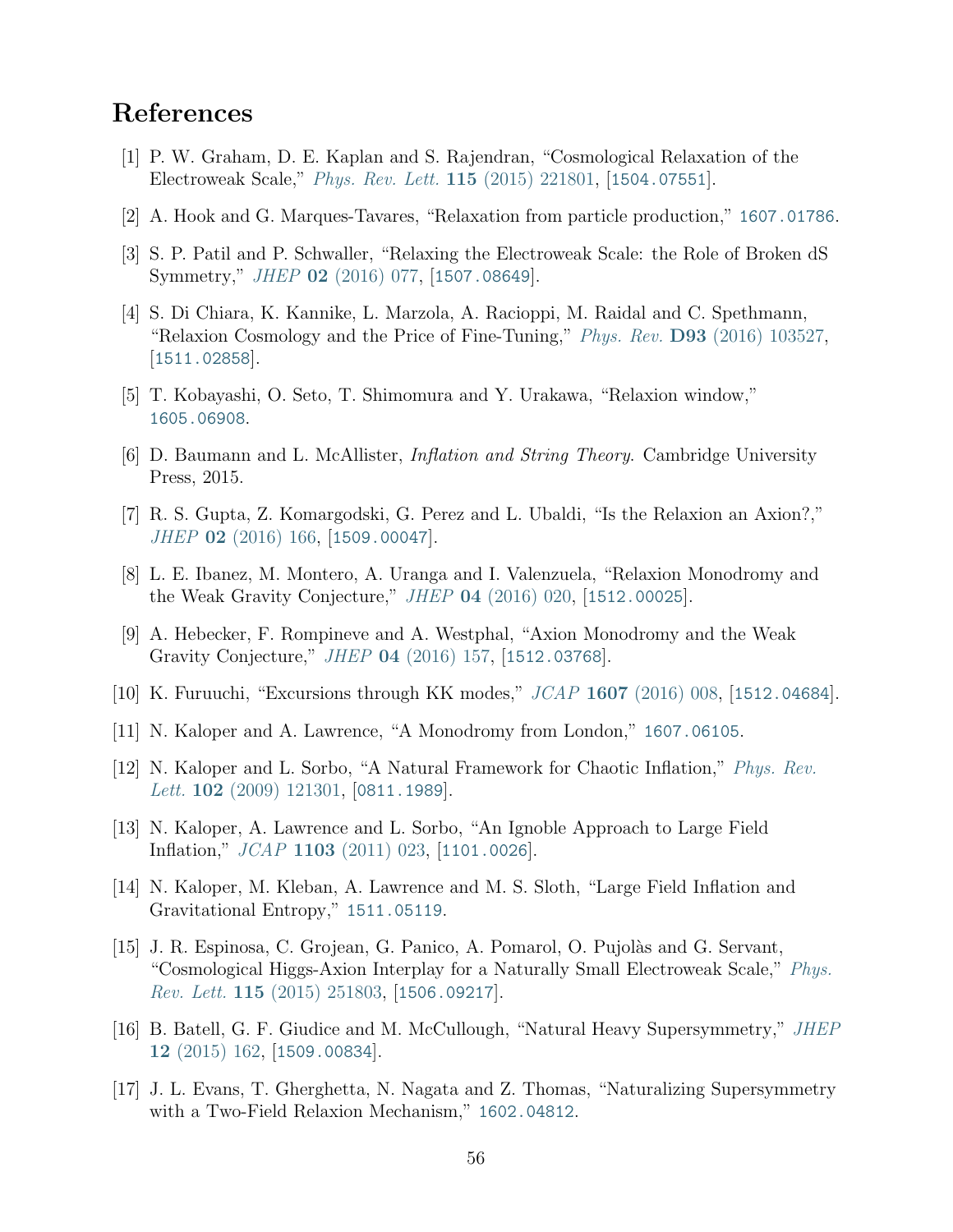## References

[1] P. W. Graham, D. E. Kaplan and S. Rajendran, "Cosmological Relaxation of the Electroweak Scale," *Phys. Rev. Lett.* **115** (2015) 221801, [1504.07551].

[2] A. Hook and G. Marques-Tavares, "Relaxation from particle production," 1607.01786.

[3] S. P. Patil and P. Schwaller, "Relaxing the Electroweak Scale: the Role of Broken dS Symmetry," *JHEP* **02** (2016) 077, [1507.08649].

[4] S. Di Chiara, K. Kannike, L. Marzola, A. Racioppi, M. Raidal and C. Spethmann, "Relaxion Cosmology and the Price of Fine-Tuning," *Phys. Rev.* **D93** (2016) 103527, [1511.02858].

[5] T. Kobayashi, O. Seto, T. Shimomura and Y. Urakawa, "Relaxion window," 1605.06908.

[6] D. Baumann and L. McAllister, *Inflation and String Theory*. Cambridge University Press, 2015.

[7] R. S. Gupta, Z. Komargodski, G. Perez and L. Ubaldi, "Is the Relaxion an Axion?," *JHEP* **02** (2016) 166, [1509.00047].

[8] L. E. Ibanez, M. Montero, A. Uranga and I. Valenzuela, "Relaxion Monodromy and the Weak Gravity Conjecture," *JHEP* **04** (2016) 020, [1512.00025].

[9] A. Hebecker, F. Rompineve and A. Westphal, "Axion Monodromy and the Weak Gravity Conjecture," *JHEP* **04** (2016) 157, [1512.03768].

[10] K. Furuuchi, "Excursions through KK modes," *JCAP* **1607** (2016) 008, [1512.04684].

[11] N. Kaloper and A. Lawrence, "A Monodromy from London," 1607.06105.

[12] N. Kaloper and L. Sorbo, "A Natural Framework for Chaotic Inflation," *Phys. Rev. Lett.* **102** (2009) 121301, [0811.1989].

[13] N. Kaloper, A. Lawrence and L. Sorbo, "An Ignoble Approach to Large Field Inflation," *JCAP* **1103** (2011) 023, [1101.0026].

[14] N. Kaloper, M. Kleban, A. Lawrence and M. S. Sloth, "Large Field Inflation and Gravitational Entropy," 1511.05119.

[15] J. R. Espinosa, C. Grojean, G. Panico, A. Pomarol, O. Pujolàs and G. Servant, "Cosmological Higgs-Axion Interplay for a Naturally Small Electroweak Scale," *Phys. Rev. Lett.* **115** (2015) 251803, [1506.09217].

[16] B. Batell, G. F. Giudice and M. McCullough, "Natural Heavy Supersymmetry," *JHEP* **12** (2015) 162, [1509.00834].

[17] J. L. Evans, T. Gherghetta, N. Nagata and Z. Thomas, "Naturalizing Supersymmetry with a Two-Field Relaxion Mechanism," 1602.04812.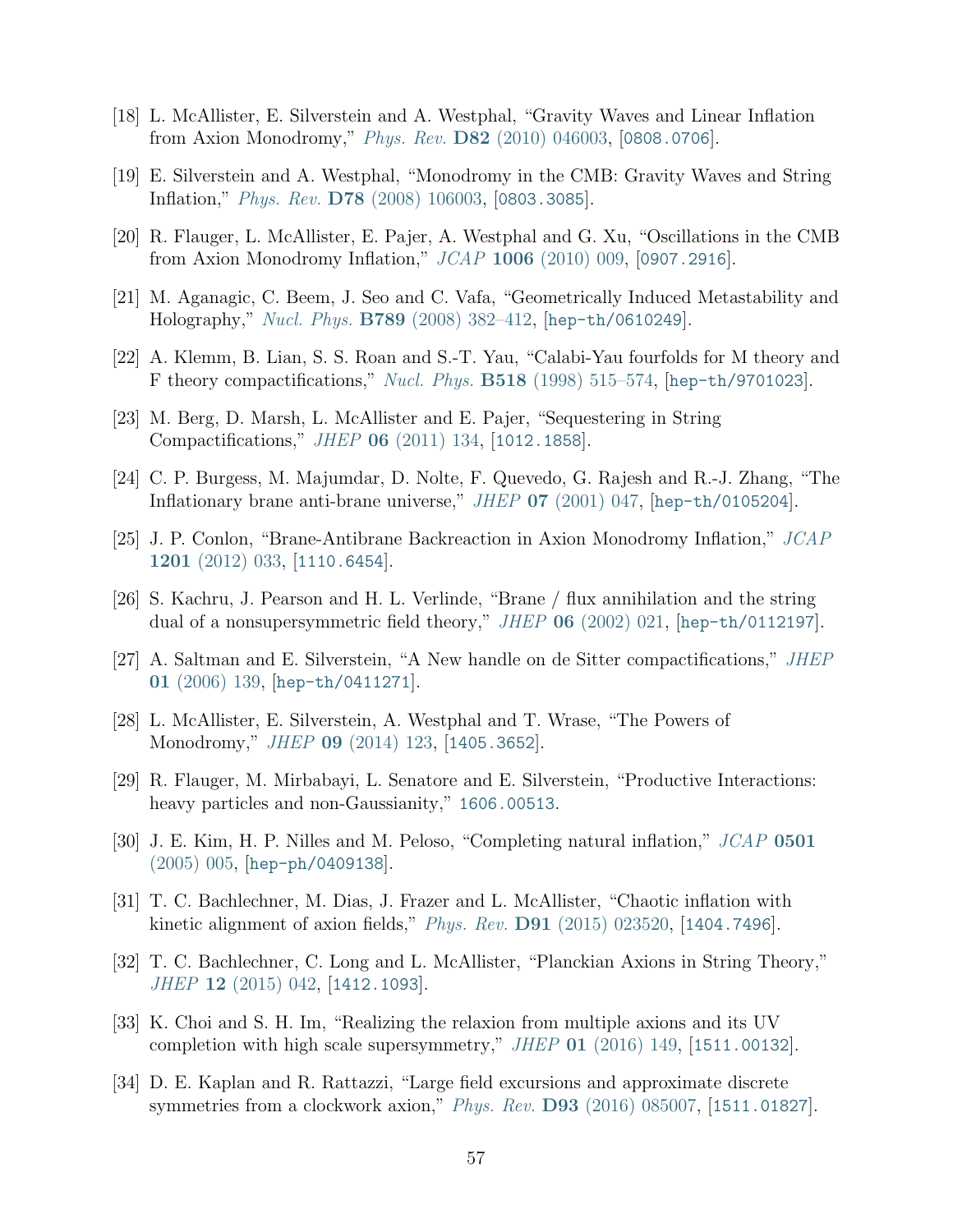[18] L. McAllister, E. Silverstein and A. Westphal, "Gravity Waves and Linear Inflation from Axion Monodromy," *Phys. Rev.* **D82** (2010) 046003, [0808.0706].

[19] E. Silverstein and A. Westphal, "Monodromy in the CMB: Gravity Waves and String Inflation," *Phys. Rev.* **D78** (2008) 106003, [0803.3085].

[20] R. Flauger, L. McAllister, E. Pajer, A. Westphal and G. Xu, "Oscillations in the CMB from Axion Monodromy Inflation," *JCAP* **1006** (2010) 009, [0907.2916].

[21] M. Aganagic, C. Beem, J. Seo and C. Vafa, "Geometrically Induced Metastability and Holography," *Nucl. Phys.* **B789** (2008) 382–412, [hep-th/0610249].

[22] A. Klemm, B. Lian, S. S. Roan and S.-T. Yau, "Calabi-Yau fourfolds for M theory and F theory compactifications," *Nucl. Phys.* **B518** (1998) 515–574, [hep-th/9701023].

[23] M. Berg, D. Marsh, L. McAllister and E. Pajer, "Sequestering in String Compactifications," *JHEP* **06** (2011) 134, [1012.1858].

[24] C. P. Burgess, M. Majumdar, D. Nolte, F. Quevedo, G. Rajesh and R.-J. Zhang, "The Inflationary brane anti-brane universe," *JHEP* **07** (2001) 047, [hep-th/0105204].

[25] J. P. Conlon, "Brane-Antibrane Backreaction in Axion Monodromy Inflation," *JCAP* **1201** (2012) 033, [1110.6454].

[26] S. Kachru, J. Pearson and H. L. Verlinde, "Brane / flux annihilation and the string dual of a nonsupersymmetric field theory," *JHEP* **06** (2002) 021, [hep-th/0112197].

[27] A. Saltman and E. Silverstein, "A New handle on de Sitter compactifications," *JHEP* **01** (2006) 139, [hep-th/0411271].

[28] L. McAllister, E. Silverstein, A. Westphal and T. Wrase, "The Powers of Monodromy," *JHEP* **09** (2014) 123, [1405.3652].

[29] R. Flauger, M. Mirbabayi, L. Senatore and E. Silverstein, "Productive Interactions: heavy particles and non-Gaussianity," 1606.00513.

[30] J. E. Kim, H. P. Nilles and M. Peloso, "Completing natural inflation," *JCAP* **0501** (2005) 005, [hep-ph/0409138].

[31] T. C. Bachlechner, M. Dias, J. Frazer and L. McAllister, "Chaotic inflation with kinetic alignment of axion fields," *Phys. Rev.* **D91** (2015) 023520, [1404.7496].

[32] T. C. Bachlechner, C. Long and L. McAllister, "Planckian Axions in String Theory," *JHEP* **12** (2015) 042, [1412.1093].

[33] K. Choi and S. H. Im, "Realizing the relaxion from multiple axions and its UV completion with high scale supersymmetry," *JHEP* **01** (2016) 149, [1511.00132].

[34] D. E. Kaplan and R. Rattazzi, "Large field excursions and approximate discrete symmetries from a clockwork axion," *Phys. Rev.* **D93** (2016) 085007, [1511.01827].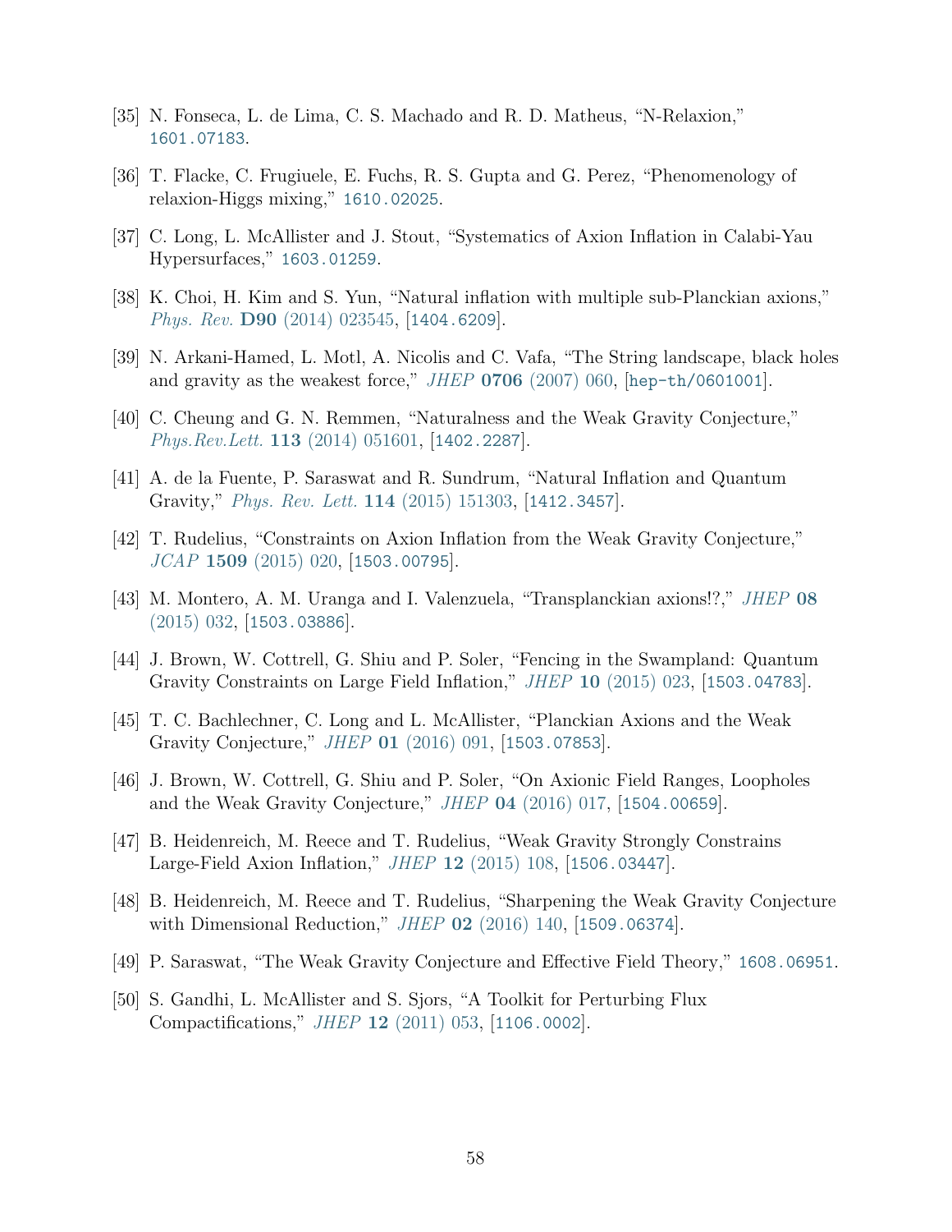[35] N. Fonseca, L. de Lima, C. S. Machado and R. D. Matheus, "N-Relaxion," 1601.07183.

[36] T. Flacke, C. Frugiuele, E. Fuchs, R. S. Gupta and G. Perez, "Phenomenology of relaxion-Higgs mixing," 1610.02025.

[37] C. Long, L. McAllister and J. Stout, "Systematics of Axion Inflation in Calabi-Yau Hypersurfaces," 1603.01259.

[38] K. Choi, H. Kim and S. Yun, "Natural inflation with multiple sub-Planckian axions," *Phys. Rev.* **D90** (2014) 023545, [1404.6209].

[39] N. Arkani-Hamed, L. Motl, A. Nicolis and C. Vafa, "The String landscape, black holes and gravity as the weakest force," *JHEP* **0706** (2007) 060, [hep-th/0601001].

[40] C. Cheung and G. N. Remmen, "Naturalness and the Weak Gravity Conjecture," *Phys.Rev.Lett.* **113** (2014) 051601, [1402.2287].

[41] A. de la Fuente, P. Saraswat and R. Sundrum, "Natural Inflation and Quantum Gravity," *Phys. Rev. Lett.* **114** (2015) 151303, [1412.3457].

[42] T. Rudelius, "Constraints on Axion Inflation from the Weak Gravity Conjecture," *JCAP* **1509** (2015) 020, [1503.00795].

[43] M. Montero, A. M. Uranga and I. Valenzuela, "Transplanckian axions!?," *JHEP* **08** (2015) 032, [1503.03886].

[44] J. Brown, W. Cottrell, G. Shiu and P. Soler, "Fencing in the Swampland: Quantum Gravity Constraints on Large Field Inflation," *JHEP* **10** (2015) 023, [1503.04783].

[45] T. C. Bachlechner, C. Long and L. McAllister, "Planckian Axions and the Weak Gravity Conjecture," *JHEP* **01** (2016) 091, [1503.07853].

[46] J. Brown, W. Cottrell, G. Shiu and P. Soler, "On Axionic Field Ranges, Loopholes and the Weak Gravity Conjecture," *JHEP* **04** (2016) 017, [1504.00659].

[47] B. Heidenreich, M. Reece and T. Rudelius, "Weak Gravity Strongly Constrains Large-Field Axion Inflation," *JHEP* **12** (2015) 108, [1506.03447].

[48] B. Heidenreich, M. Reece and T. Rudelius, "Sharpening the Weak Gravity Conjecture with Dimensional Reduction," *JHEP* **02** (2016) 140, [1509.06374].

[49] P. Saraswat, "The Weak Gravity Conjecture and Effective Field Theory," 1608.06951.

[50] S. Gandhi, L. McAllister and S. Sjors, "A Toolkit for Perturbing Flux Compactifications," *JHEP* **12** (2011) 053, [1106.0002].